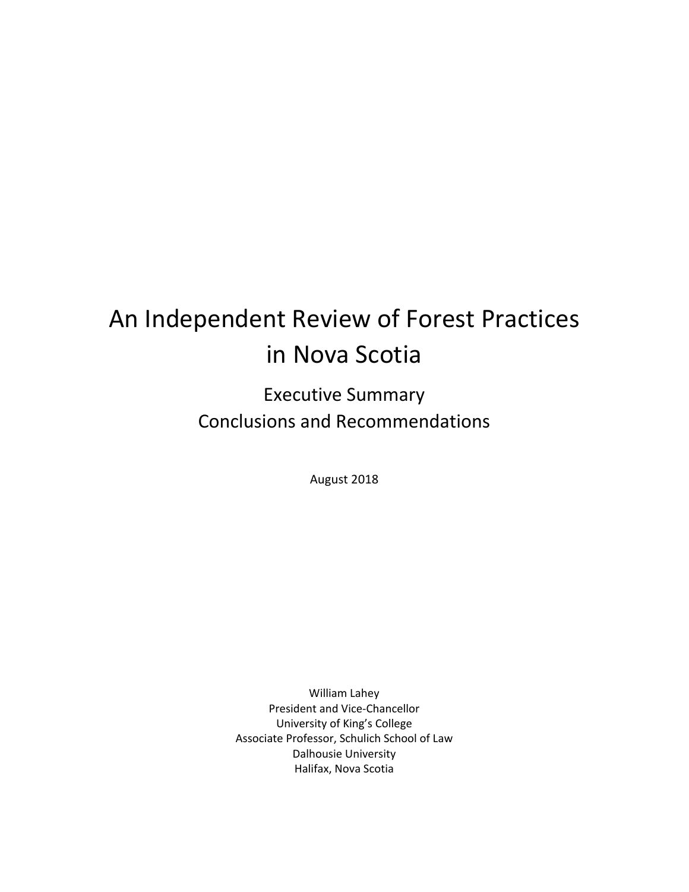# An Independent Review of Forest Practices in Nova Scotia

## Executive Summary
## Conclusions and Recommendations

August 2018

William Lahey
President and Vice-Chancellor
University of King's College
Associate Professor, Schulich School of Law
Dalhousie University
Halifax, Nova Scotia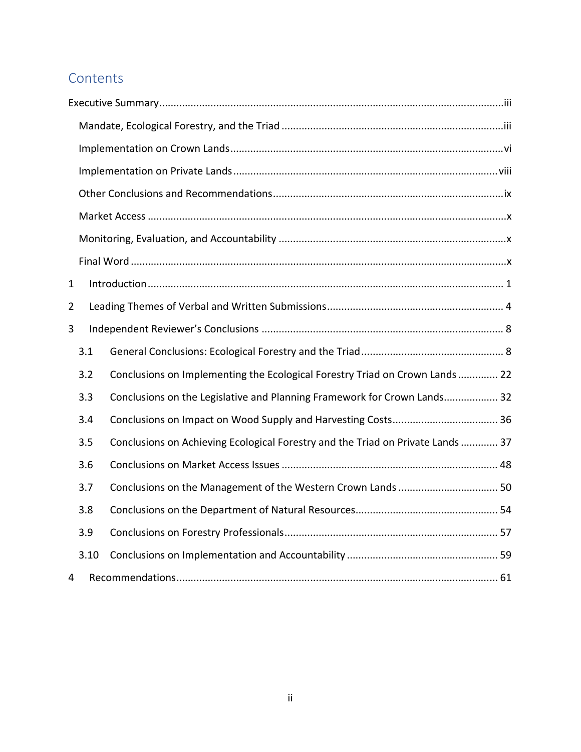# Contents

Executive Summary ..... iii

- Mandate, Ecological Forestry, and the Triad ..... iii
- Implementation on Crown Lands ..... vi
- Implementation on Private Lands ..... viii
- Other Conclusions and Recommendations ..... ix
- Market Access ..... x
- Monitoring, Evaluation, and Accountability ..... x
- Final Word ..... x

1 Introduction ..... 1

2 Leading Themes of Verbal and Written Submissions ..... 4

3 Independent Reviewer's Conclusions ..... 8

- 3.1 General Conclusions: Ecological Forestry and the Triad ..... 8
- 3.2 Conclusions on Implementing the Ecological Forestry Triad on Crown Lands ..... 22
- 3.3 Conclusions on the Legislative and Planning Framework for Crown Lands ..... 32
- 3.4 Conclusions on Impact on Wood Supply and Harvesting Costs ..... 36
- 3.5 Conclusions on Achieving Ecological Forestry and the Triad on Private Lands ..... 37
- 3.6 Conclusions on Market Access Issues ..... 48
- 3.7 Conclusions on the Management of the Western Crown Lands ..... 50
- 3.8 Conclusions on the Department of Natural Resources ..... 54
- 3.9 Conclusions on Forestry Professionals ..... 57
- 3.10 Conclusions on Implementation and Accountability ..... 59

4 Recommendations ..... 61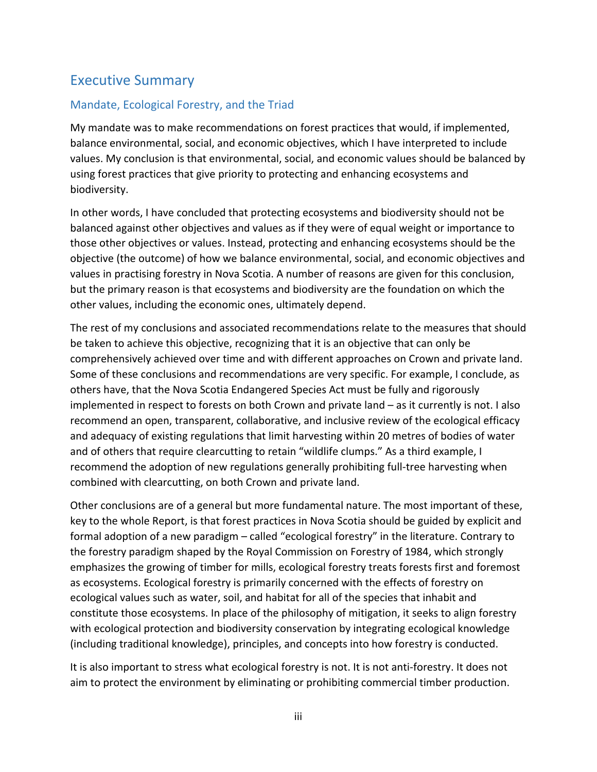## Executive Summary

### Mandate, Ecological Forestry, and the Triad

My mandate was to make recommendations on forest practices that would, if implemented, balance environmental, social, and economic objectives, which I have interpreted to include values. My conclusion is that environmental, social, and economic values should be balanced by using forest practices that give priority to protecting and enhancing ecosystems and biodiversity.

In other words, I have concluded that protecting ecosystems and biodiversity should not be balanced against other objectives and values as if they were of equal weight or importance to those other objectives or values. Instead, protecting and enhancing ecosystems should be the objective (the outcome) of how we balance environmental, social, and economic objectives and values in practising forestry in Nova Scotia. A number of reasons are given for this conclusion, but the primary reason is that ecosystems and biodiversity are the foundation on which the other values, including the economic ones, ultimately depend.

The rest of my conclusions and associated recommendations relate to the measures that should be taken to achieve this objective, recognizing that it is an objective that can only be comprehensively achieved over time and with different approaches on Crown and private land. Some of these conclusions and recommendations are very specific. For example, I conclude, as others have, that the Nova Scotia Endangered Species Act must be fully and rigorously implemented in respect to forests on both Crown and private land – as it currently is not. I also recommend an open, transparent, collaborative, and inclusive review of the ecological efficacy and adequacy of existing regulations that limit harvesting within 20 metres of bodies of water and of others that require clearcutting to retain "wildlife clumps." As a third example, I recommend the adoption of new regulations generally prohibiting full-tree harvesting when combined with clearcutting, on both Crown and private land.

Other conclusions are of a general but more fundamental nature. The most important of these, key to the whole Report, is that forest practices in Nova Scotia should be guided by explicit and formal adoption of a new paradigm – called "ecological forestry" in the literature. Contrary to the forestry paradigm shaped by the Royal Commission on Forestry of 1984, which strongly emphasizes the growing of timber for mills, ecological forestry treats forests first and foremost as ecosystems. Ecological forestry is primarily concerned with the effects of forestry on ecological values such as water, soil, and habitat for all of the species that inhabit and constitute those ecosystems. In place of the philosophy of mitigation, it seeks to align forestry with ecological protection and biodiversity conservation by integrating ecological knowledge (including traditional knowledge), principles, and concepts into how forestry is conducted.

It is also important to stress what ecological forestry is not. It is not anti-forestry. It does not aim to protect the environment by eliminating or prohibiting commercial timber production.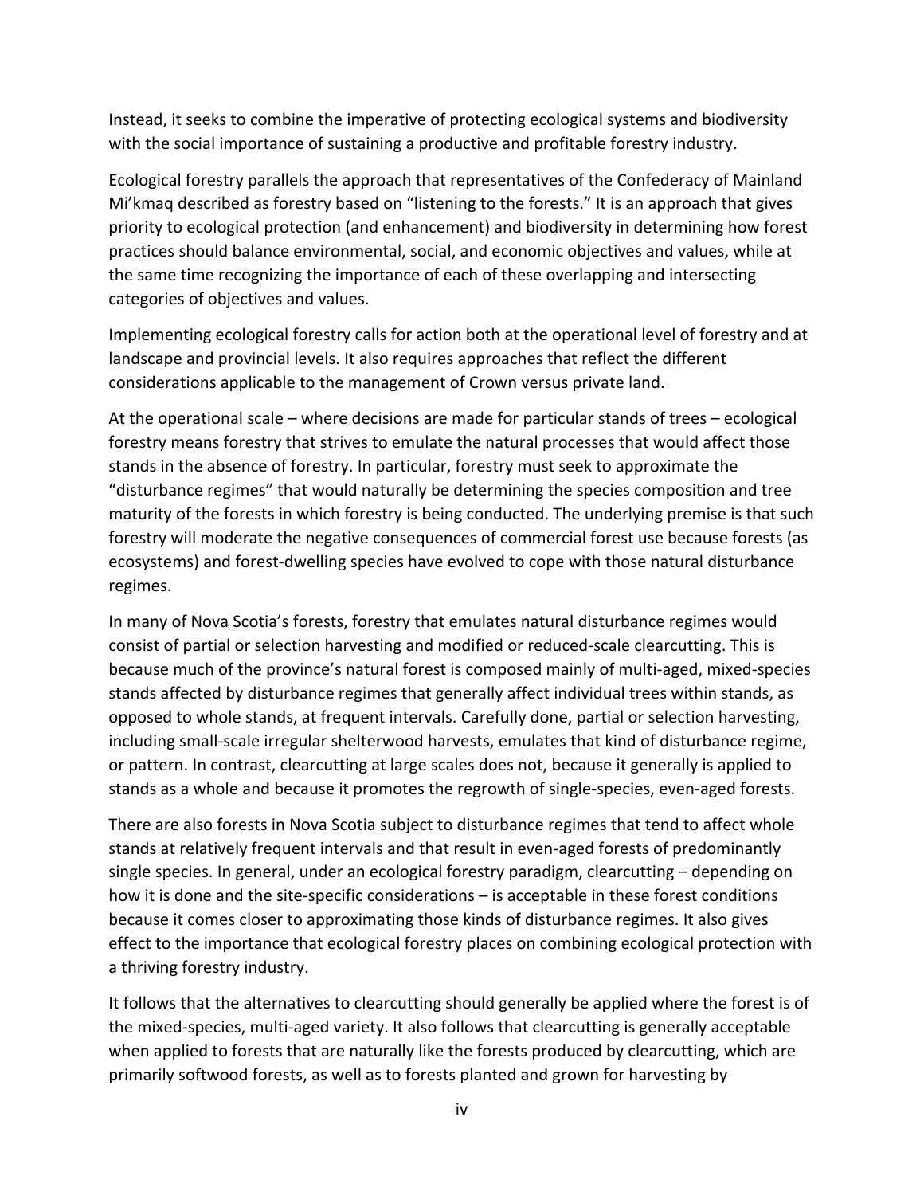Instead, it seeks to combine the imperative of protecting ecological systems and biodiversity with the social importance of sustaining a productive and profitable forestry industry.

Ecological forestry parallels the approach that representatives of the Confederacy of Mainland Mi'kmaq described as forestry based on "listening to the forests." It is an approach that gives priority to ecological protection (and enhancement) and biodiversity in determining how forest practices should balance environmental, social, and economic objectives and values, while at the same time recognizing the importance of each of these overlapping and intersecting categories of objectives and values.

Implementing ecological forestry calls for action both at the operational level of forestry and at landscape and provincial levels. It also requires approaches that reflect the different considerations applicable to the management of Crown versus private land.

At the operational scale – where decisions are made for particular stands of trees – ecological forestry means forestry that strives to emulate the natural processes that would affect those stands in the absence of forestry. In particular, forestry must seek to approximate the "disturbance regimes" that would naturally be determining the species composition and tree maturity of the forests in which forestry is being conducted. The underlying premise is that such forestry will moderate the negative consequences of commercial forest use because forests (as ecosystems) and forest-dwelling species have evolved to cope with those natural disturbance regimes.

In many of Nova Scotia's forests, forestry that emulates natural disturbance regimes would consist of partial or selection harvesting and modified or reduced-scale clearcutting. This is because much of the province's natural forest is composed mainly of multi-aged, mixed-species stands affected by disturbance regimes that generally affect individual trees within stands, as opposed to whole stands, at frequent intervals. Carefully done, partial or selection harvesting, including small-scale irregular shelterwood harvests, emulates that kind of disturbance regime, or pattern. In contrast, clearcutting at large scales does not, because it generally is applied to stands as a whole and because it promotes the regrowth of single-species, even-aged forests.

There are also forests in Nova Scotia subject to disturbance regimes that tend to affect whole stands at relatively frequent intervals and that result in even-aged forests of predominantly single species. In general, under an ecological forestry paradigm, clearcutting – depending on how it is done and the site-specific considerations – is acceptable in these forest conditions because it comes closer to approximating those kinds of disturbance regimes. It also gives effect to the importance that ecological forestry places on combining ecological protection with a thriving forestry industry.

It follows that the alternatives to clearcutting should generally be applied where the forest is of the mixed-species, multi-aged variety. It also follows that clearcutting is generally acceptable when applied to forests that are naturally like the forests produced by clearcutting, which are primarily softwood forests, as well as to forests planted and grown for harvesting by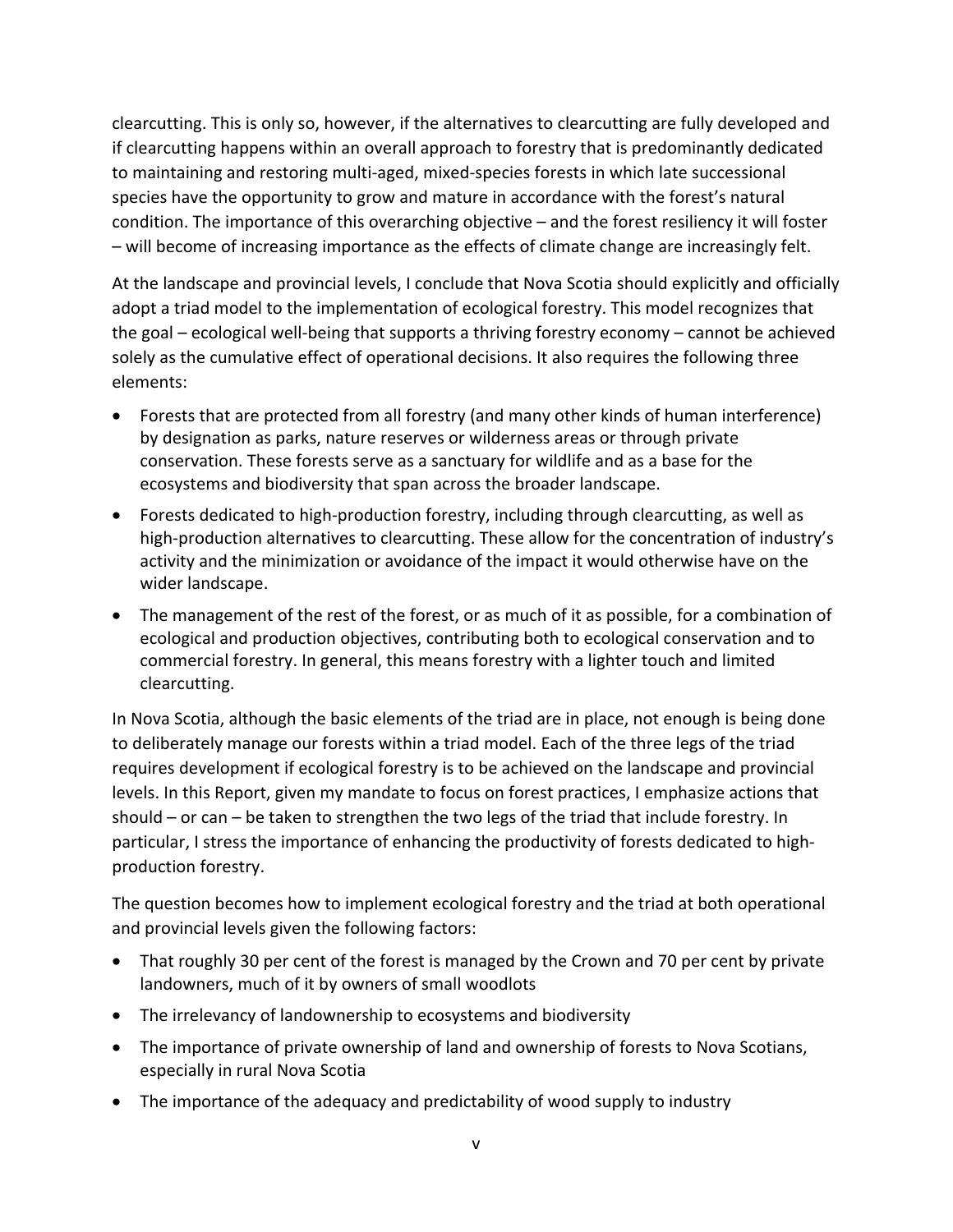clearcutting. This is only so, however, if the alternatives to clearcutting are fully developed and if clearcutting happens within an overall approach to forestry that is predominantly dedicated to maintaining and restoring multi-aged, mixed-species forests in which late successional species have the opportunity to grow and mature in accordance with the forest's natural condition. The importance of this overarching objective – and the forest resiliency it will foster – will become of increasing importance as the effects of climate change are increasingly felt.

At the landscape and provincial levels, I conclude that Nova Scotia should explicitly and officially adopt a triad model to the implementation of ecological forestry. This model recognizes that the goal – ecological well-being that supports a thriving forestry economy – cannot be achieved solely as the cumulative effect of operational decisions. It also requires the following three elements:

- Forests that are protected from all forestry (and many other kinds of human interference) by designation as parks, nature reserves or wilderness areas or through private conservation. These forests serve as a sanctuary for wildlife and as a base for the ecosystems and biodiversity that span across the broader landscape.
- Forests dedicated to high-production forestry, including through clearcutting, as well as high-production alternatives to clearcutting. These allow for the concentration of industry's activity and the minimization or avoidance of the impact it would otherwise have on the wider landscape.
- The management of the rest of the forest, or as much of it as possible, for a combination of ecological and production objectives, contributing both to ecological conservation and to commercial forestry. In general, this means forestry with a lighter touch and limited clearcutting.

In Nova Scotia, although the basic elements of the triad are in place, not enough is being done to deliberately manage our forests within a triad model. Each of the three legs of the triad requires development if ecological forestry is to be achieved on the landscape and provincial levels. In this Report, given my mandate to focus on forest practices, I emphasize actions that should – or can – be taken to strengthen the two legs of the triad that include forestry. In particular, I stress the importance of enhancing the productivity of forests dedicated to high-production forestry.

The question becomes how to implement ecological forestry and the triad at both operational and provincial levels given the following factors:

- That roughly 30 per cent of the forest is managed by the Crown and 70 per cent by private landowners, much of it by owners of small woodlots
- The irrelevancy of landownership to ecosystems and biodiversity
- The importance of private ownership of land and ownership of forests to Nova Scotians, especially in rural Nova Scotia
- The importance of the adequacy and predictability of wood supply to industry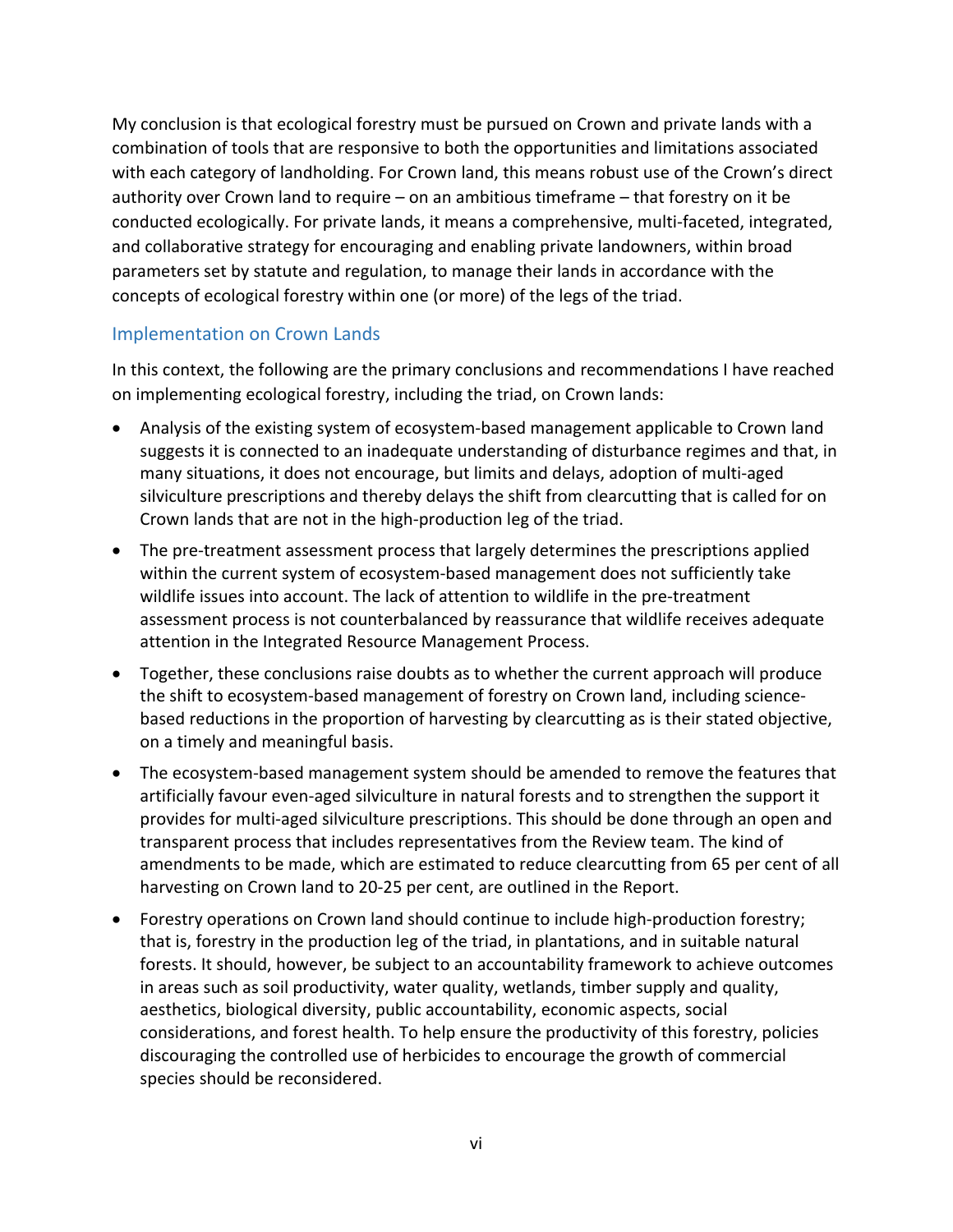My conclusion is that ecological forestry must be pursued on Crown and private lands with a combination of tools that are responsive to both the opportunities and limitations associated with each category of landholding. For Crown land, this means robust use of the Crown's direct authority over Crown land to require – on an ambitious timeframe – that forestry on it be conducted ecologically. For private lands, it means a comprehensive, multi-faceted, integrated, and collaborative strategy for encouraging and enabling private landowners, within broad parameters set by statute and regulation, to manage their lands in accordance with the concepts of ecological forestry within one (or more) of the legs of the triad.

## Implementation on Crown Lands

In this context, the following are the primary conclusions and recommendations I have reached on implementing ecological forestry, including the triad, on Crown lands:

- Analysis of the existing system of ecosystem-based management applicable to Crown land suggests it is connected to an inadequate understanding of disturbance regimes and that, in many situations, it does not encourage, but limits and delays, adoption of multi-aged silviculture prescriptions and thereby delays the shift from clearcutting that is called for on Crown lands that are not in the high-production leg of the triad.
- The pre-treatment assessment process that largely determines the prescriptions applied within the current system of ecosystem-based management does not sufficiently take wildlife issues into account. The lack of attention to wildlife in the pre-treatment assessment process is not counterbalanced by reassurance that wildlife receives adequate attention in the Integrated Resource Management Process.
- Together, these conclusions raise doubts as to whether the current approach will produce the shift to ecosystem-based management of forestry on Crown land, including science-based reductions in the proportion of harvesting by clearcutting as is their stated objective, on a timely and meaningful basis.
- The ecosystem-based management system should be amended to remove the features that artificially favour even-aged silviculture in natural forests and to strengthen the support it provides for multi-aged silviculture prescriptions. This should be done through an open and transparent process that includes representatives from the Review team. The kind of amendments to be made, which are estimated to reduce clearcutting from 65 per cent of all harvesting on Crown land to 20-25 per cent, are outlined in the Report.
- Forestry operations on Crown land should continue to include high-production forestry; that is, forestry in the production leg of the triad, in plantations, and in suitable natural forests. It should, however, be subject to an accountability framework to achieve outcomes in areas such as soil productivity, water quality, wetlands, timber supply and quality, aesthetics, biological diversity, public accountability, economic aspects, social considerations, and forest health. To help ensure the productivity of this forestry, policies discouraging the controlled use of herbicides to encourage the growth of commercial species should be reconsidered.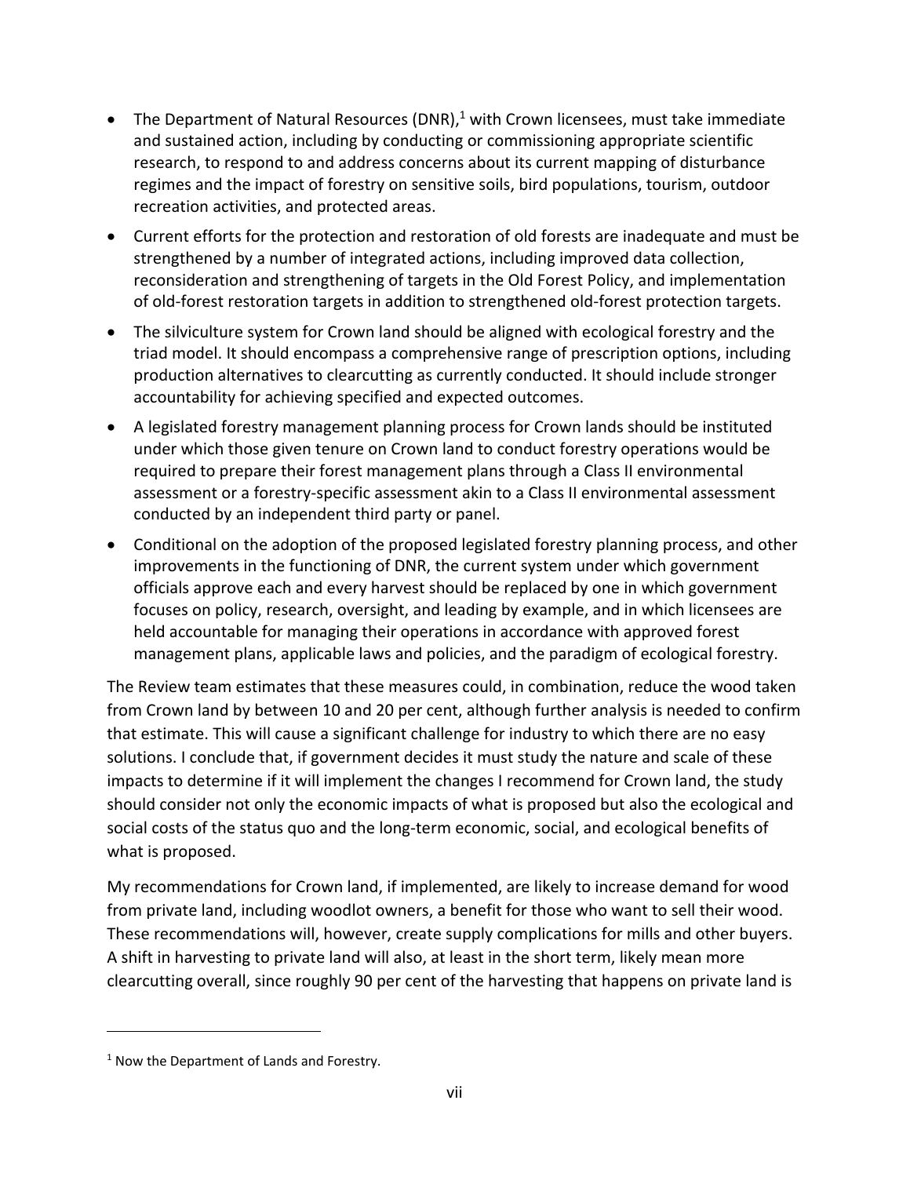- The Department of Natural Resources (DNR),[1] with Crown licensees, must take immediate and sustained action, including by conducting or commissioning appropriate scientific research, to respond to and address concerns about its current mapping of disturbance regimes and the impact of forestry on sensitive soils, bird populations, tourism, outdoor recreation activities, and protected areas.
- Current efforts for the protection and restoration of old forests are inadequate and must be strengthened by a number of integrated actions, including improved data collection, reconsideration and strengthening of targets in the Old Forest Policy, and implementation of old-forest restoration targets in addition to strengthened old-forest protection targets.
- The silviculture system for Crown land should be aligned with ecological forestry and the triad model. It should encompass a comprehensive range of prescription options, including production alternatives to clearcutting as currently conducted. It should include stronger accountability for achieving specified and expected outcomes.
- A legislated forestry management planning process for Crown lands should be instituted under which those given tenure on Crown land to conduct forestry operations would be required to prepare their forest management plans through a Class II environmental assessment or a forestry-specific assessment akin to a Class II environmental assessment conducted by an independent third party or panel.
- Conditional on the adoption of the proposed legislated forestry planning process, and other improvements in the functioning of DNR, the current system under which government officials approve each and every harvest should be replaced by one in which government focuses on policy, research, oversight, and leading by example, and in which licensees are held accountable for managing their operations in accordance with approved forest management plans, applicable laws and policies, and the paradigm of ecological forestry.

The Review team estimates that these measures could, in combination, reduce the wood taken from Crown land by between 10 and 20 per cent, although further analysis is needed to confirm that estimate. This will cause a significant challenge for industry to which there are no easy solutions. I conclude that, if government decides it must study the nature and scale of these impacts to determine if it will implement the changes I recommend for Crown land, the study should consider not only the economic impacts of what is proposed but also the ecological and social costs of the status quo and the long-term economic, social, and ecological benefits of what is proposed.

My recommendations for Crown land, if implemented, are likely to increase demand for wood from private land, including woodlot owners, a benefit for those who want to sell their wood. These recommendations will, however, create supply complications for mills and other buyers. A shift in harvesting to private land will also, at least in the short term, likely mean more clearcutting overall, since roughly 90 per cent of the harvesting that happens on private land is

[1] Now the Department of Lands and Forestry.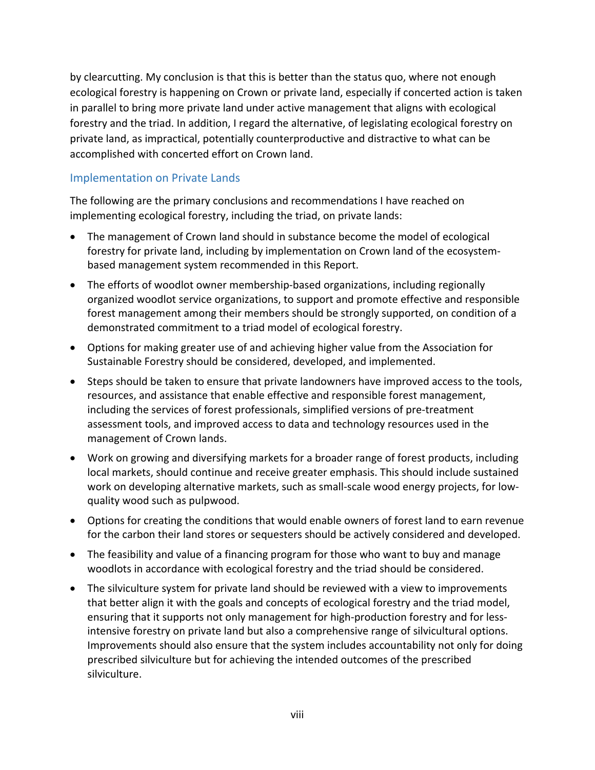by clearcutting. My conclusion is that this is better than the status quo, where not enough ecological forestry is happening on Crown or private land, especially if concerted action is taken in parallel to bring more private land under active management that aligns with ecological forestry and the triad. In addition, I regard the alternative, of legislating ecological forestry on private land, as impractical, potentially counterproductive and distractive to what can be accomplished with concerted effort on Crown land.

### Implementation on Private Lands

The following are the primary conclusions and recommendations I have reached on implementing ecological forestry, including the triad, on private lands:

- The management of Crown land should in substance become the model of ecological forestry for private land, including by implementation on Crown land of the ecosystem-based management system recommended in this Report.
- The efforts of woodlot owner membership-based organizations, including regionally organized woodlot service organizations, to support and promote effective and responsible forest management among their members should be strongly supported, on condition of a demonstrated commitment to a triad model of ecological forestry.
- Options for making greater use of and achieving higher value from the Association for Sustainable Forestry should be considered, developed, and implemented.
- Steps should be taken to ensure that private landowners have improved access to the tools, resources, and assistance that enable effective and responsible forest management, including the services of forest professionals, simplified versions of pre-treatment assessment tools, and improved access to data and technology resources used in the management of Crown lands.
- Work on growing and diversifying markets for a broader range of forest products, including local markets, should continue and receive greater emphasis. This should include sustained work on developing alternative markets, such as small-scale wood energy projects, for low-quality wood such as pulpwood.
- Options for creating the conditions that would enable owners of forest land to earn revenue for the carbon their land stores or sequesters should be actively considered and developed.
- The feasibility and value of a financing program for those who want to buy and manage woodlots in accordance with ecological forestry and the triad should be considered.
- The silviculture system for private land should be reviewed with a view to improvements that better align it with the goals and concepts of ecological forestry and the triad model, ensuring that it supports not only management for high-production forestry and for less-intensive forestry on private land but also a comprehensive range of silvicultural options. Improvements should also ensure that the system includes accountability not only for doing prescribed silviculture but for achieving the intended outcomes of the prescribed silviculture.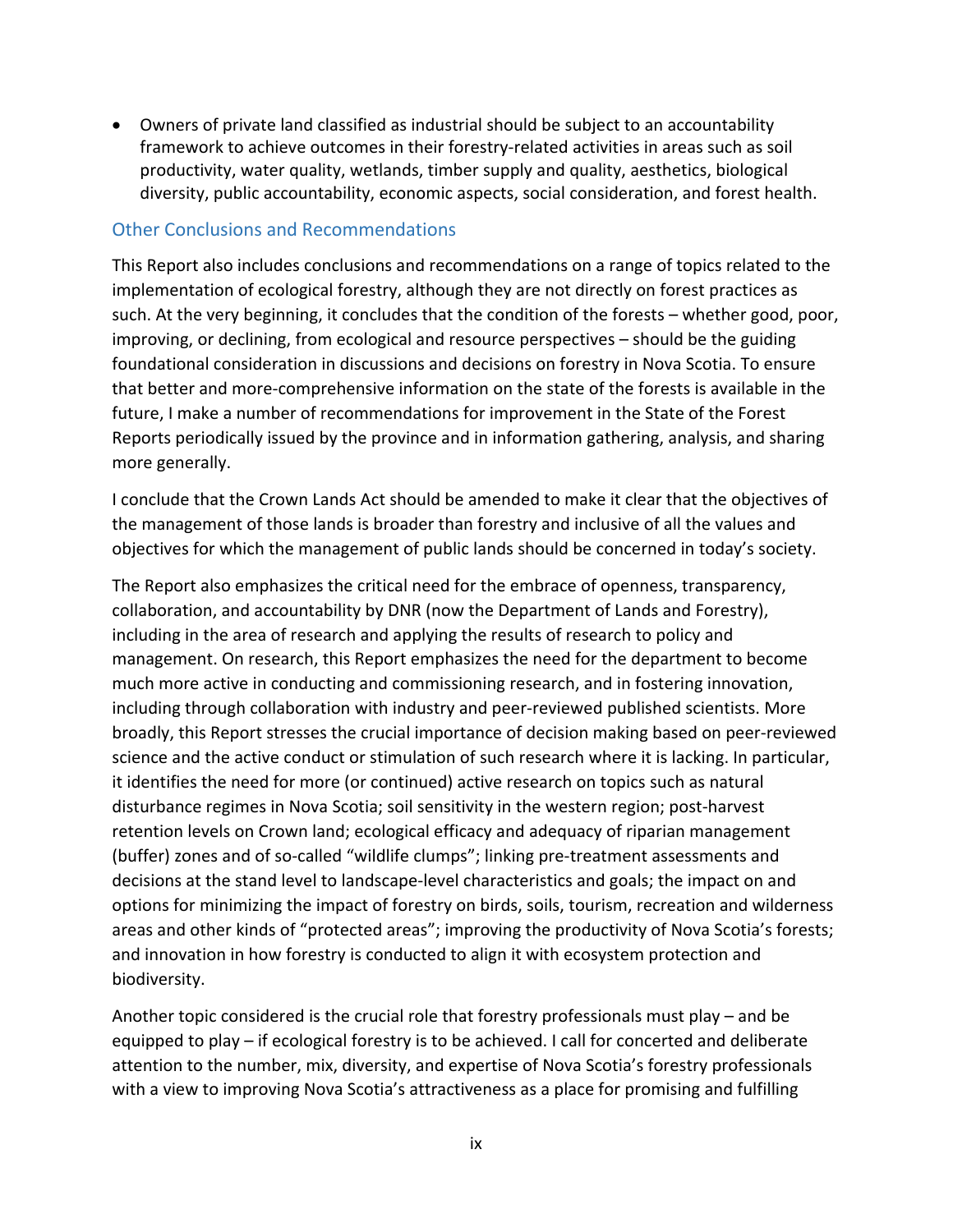- Owners of private land classified as industrial should be subject to an accountability framework to achieve outcomes in their forestry-related activities in areas such as soil productivity, water quality, wetlands, timber supply and quality, aesthetics, biological diversity, public accountability, economic aspects, social consideration, and forest health.

## Other Conclusions and Recommendations

This Report also includes conclusions and recommendations on a range of topics related to the implementation of ecological forestry, although they are not directly on forest practices as such. At the very beginning, it concludes that the condition of the forests – whether good, poor, improving, or declining, from ecological and resource perspectives – should be the guiding foundational consideration in discussions and decisions on forestry in Nova Scotia. To ensure that better and more-comprehensive information on the state of the forests is available in the future, I make a number of recommendations for improvement in the State of the Forest Reports periodically issued by the province and in information gathering, analysis, and sharing more generally.

I conclude that the Crown Lands Act should be amended to make it clear that the objectives of the management of those lands is broader than forestry and inclusive of all the values and objectives for which the management of public lands should be concerned in today's society.

The Report also emphasizes the critical need for the embrace of openness, transparency, collaboration, and accountability by DNR (now the Department of Lands and Forestry), including in the area of research and applying the results of research to policy and management. On research, this Report emphasizes the need for the department to become much more active in conducting and commissioning research, and in fostering innovation, including through collaboration with industry and peer-reviewed published scientists. More broadly, this Report stresses the crucial importance of decision making based on peer-reviewed science and the active conduct or stimulation of such research where it is lacking. In particular, it identifies the need for more (or continued) active research on topics such as natural disturbance regimes in Nova Scotia; soil sensitivity in the western region; post-harvest retention levels on Crown land; ecological efficacy and adequacy of riparian management (buffer) zones and of so-called "wildlife clumps"; linking pre-treatment assessments and decisions at the stand level to landscape-level characteristics and goals; the impact on and options for minimizing the impact of forestry on birds, soils, tourism, recreation and wilderness areas and other kinds of "protected areas"; improving the productivity of Nova Scotia's forests; and innovation in how forestry is conducted to align it with ecosystem protection and biodiversity.

Another topic considered is the crucial role that forestry professionals must play – and be equipped to play – if ecological forestry is to be achieved. I call for concerted and deliberate attention to the number, mix, diversity, and expertise of Nova Scotia's forestry professionals with a view to improving Nova Scotia's attractiveness as a place for promising and fulfilling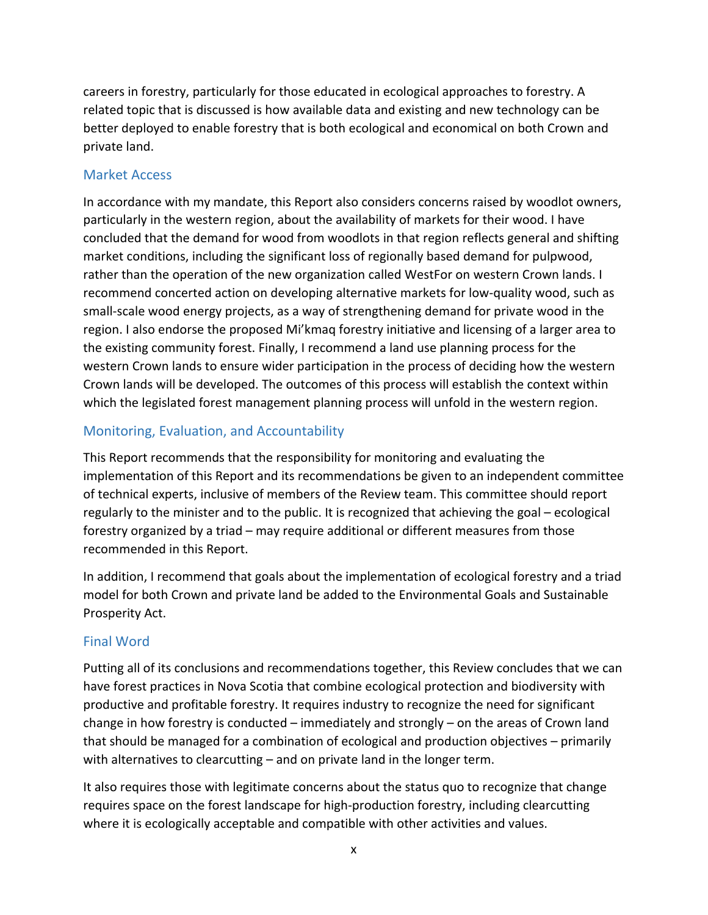careers in forestry, particularly for those educated in ecological approaches to forestry. A related topic that is discussed is how available data and existing and new technology can be better deployed to enable forestry that is both ecological and economical on both Crown and private land.

## Market Access

In accordance with my mandate, this Report also considers concerns raised by woodlot owners, particularly in the western region, about the availability of markets for their wood. I have concluded that the demand for wood from woodlots in that region reflects general and shifting market conditions, including the significant loss of regionally based demand for pulpwood, rather than the operation of the new organization called WestFor on western Crown lands. I recommend concerted action on developing alternative markets for low-quality wood, such as small-scale wood energy projects, as a way of strengthening demand for private wood in the region. I also endorse the proposed Mi'kmaq forestry initiative and licensing of a larger area to the existing community forest. Finally, I recommend a land use planning process for the western Crown lands to ensure wider participation in the process of deciding how the western Crown lands will be developed. The outcomes of this process will establish the context within which the legislated forest management planning process will unfold in the western region.

## Monitoring, Evaluation, and Accountability

This Report recommends that the responsibility for monitoring and evaluating the implementation of this Report and its recommendations be given to an independent committee of technical experts, inclusive of members of the Review team. This committee should report regularly to the minister and to the public. It is recognized that achieving the goal – ecological forestry organized by a triad – may require additional or different measures from those recommended in this Report.

In addition, I recommend that goals about the implementation of ecological forestry and a triad model for both Crown and private land be added to the Environmental Goals and Sustainable Prosperity Act.

## Final Word

Putting all of its conclusions and recommendations together, this Review concludes that we can have forest practices in Nova Scotia that combine ecological protection and biodiversity with productive and profitable forestry. It requires industry to recognize the need for significant change in how forestry is conducted – immediately and strongly – on the areas of Crown land that should be managed for a combination of ecological and production objectives – primarily with alternatives to clearcutting – and on private land in the longer term.

It also requires those with legitimate concerns about the status quo to recognize that change requires space on the forest landscape for high-production forestry, including clearcutting where it is ecologically acceptable and compatible with other activities and values.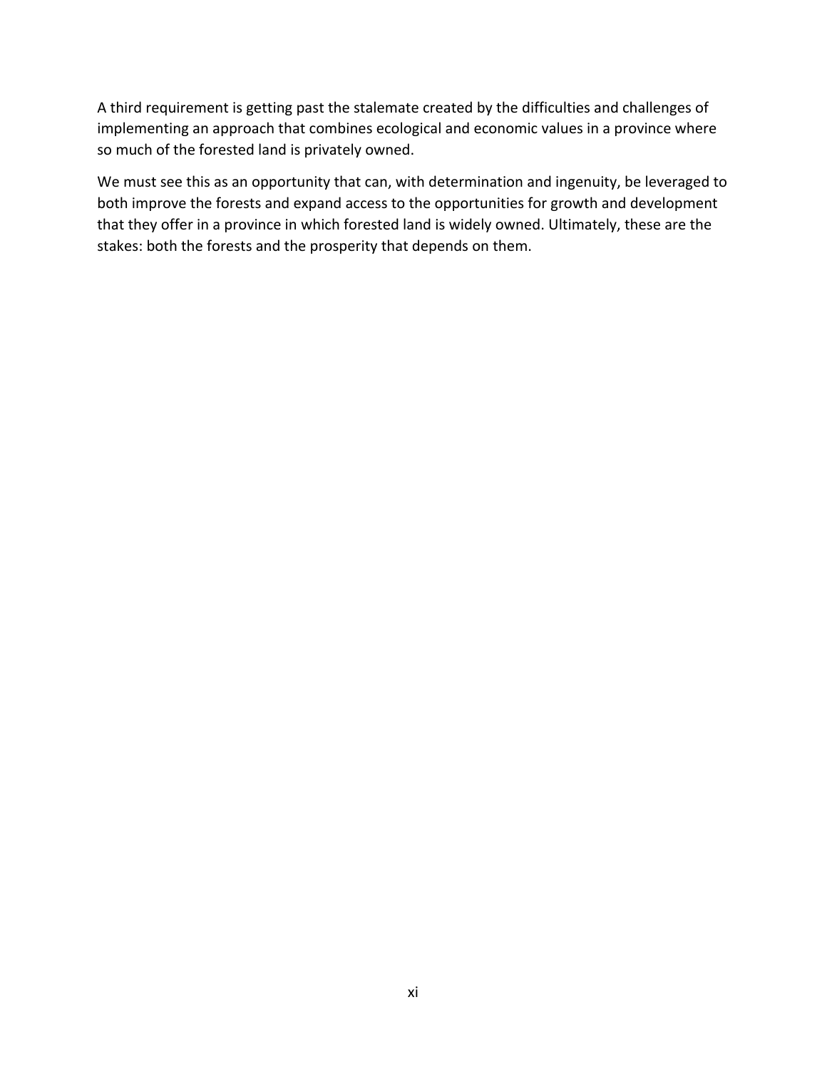A third requirement is getting past the stalemate created by the difficulties and challenges of implementing an approach that combines ecological and economic values in a province where so much of the forested land is privately owned.

We must see this as an opportunity that can, with determination and ingenuity, be leveraged to both improve the forests and expand access to the opportunities for growth and development that they offer in a province in which forested land is widely owned. Ultimately, these are the stakes: both the forests and the prosperity that depends on them.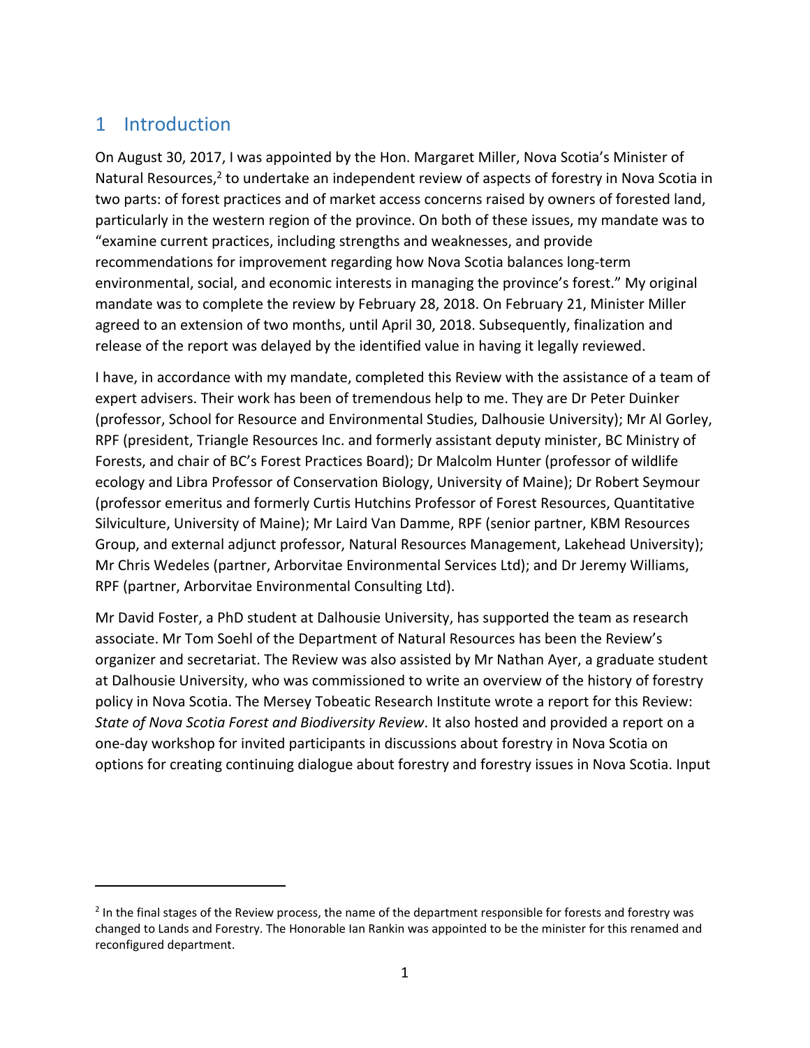# 1 Introduction

On August 30, 2017, I was appointed by the Hon. Margaret Miller, Nova Scotia's Minister of Natural Resources,[2] to undertake an independent review of aspects of forestry in Nova Scotia in two parts: of forest practices and of market access concerns raised by owners of forested land, particularly in the western region of the province. On both of these issues, my mandate was to "examine current practices, including strengths and weaknesses, and provide recommendations for improvement regarding how Nova Scotia balances long-term environmental, social, and economic interests in managing the province's forest." My original mandate was to complete the review by February 28, 2018. On February 21, Minister Miller agreed to an extension of two months, until April 30, 2018. Subsequently, finalization and release of the report was delayed by the identified value in having it legally reviewed.

I have, in accordance with my mandate, completed this Review with the assistance of a team of expert advisers. Their work has been of tremendous help to me. They are Dr Peter Duinker (professor, School for Resource and Environmental Studies, Dalhousie University); Mr Al Gorley, RPF (president, Triangle Resources Inc. and formerly assistant deputy minister, BC Ministry of Forests, and chair of BC's Forest Practices Board); Dr Malcolm Hunter (professor of wildlife ecology and Libra Professor of Conservation Biology, University of Maine); Dr Robert Seymour (professor emeritus and formerly Curtis Hutchins Professor of Forest Resources, Quantitative Silviculture, University of Maine); Mr Laird Van Damme, RPF (senior partner, KBM Resources Group, and external adjunct professor, Natural Resources Management, Lakehead University); Mr Chris Wedeles (partner, Arborvitae Environmental Services Ltd); and Dr Jeremy Williams, RPF (partner, Arborvitae Environmental Consulting Ltd).

Mr David Foster, a PhD student at Dalhousie University, has supported the team as research associate. Mr Tom Soehl of the Department of Natural Resources has been the Review's organizer and secretariat. The Review was also assisted by Mr Nathan Ayer, a graduate student at Dalhousie University, who was commissioned to write an overview of the history of forestry policy in Nova Scotia. The Mersey Tobeatic Research Institute wrote a report for this Review: *State of Nova Scotia Forest and Biodiversity Review*. It also hosted and provided a report on a one-day workshop for invited participants in discussions about forestry in Nova Scotia on options for creating continuing dialogue about forestry and forestry issues in Nova Scotia. Input

---

[2] In the final stages of the Review process, the name of the department responsible for forests and forestry was changed to Lands and Forestry. The Honorable Ian Rankin was appointed to be the minister for this renamed and reconfigured department.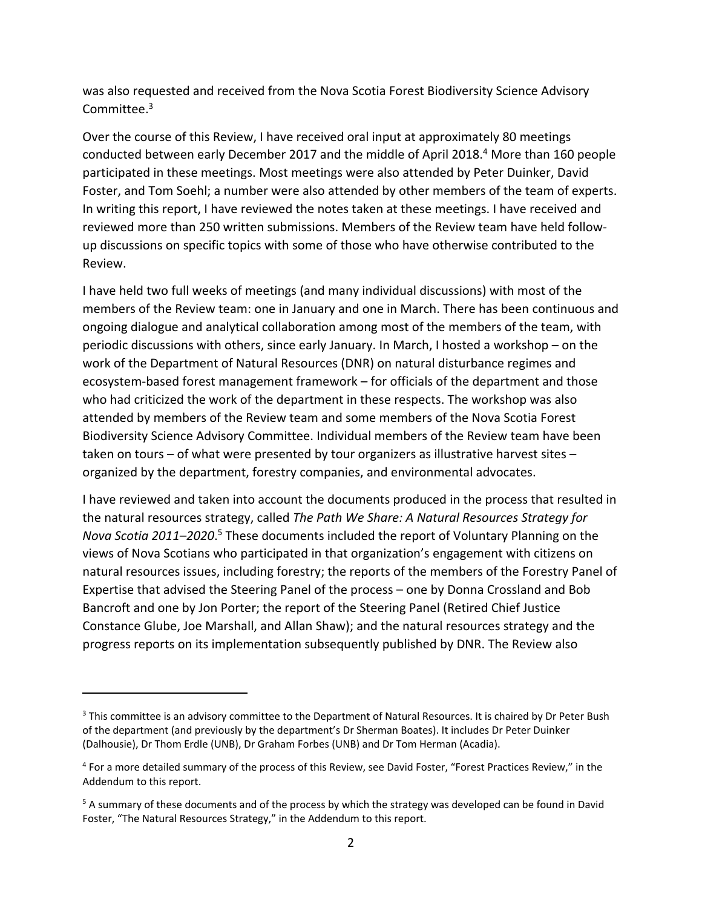was also requested and received from the Nova Scotia Forest Biodiversity Science Advisory Committee.[3]

Over the course of this Review, I have received oral input at approximately 80 meetings conducted between early December 2017 and the middle of April 2018.[4] More than 160 people participated in these meetings. Most meetings were also attended by Peter Duinker, David Foster, and Tom Soehl; a number were also attended by other members of the team of experts. In writing this report, I have reviewed the notes taken at these meetings. I have received and reviewed more than 250 written submissions. Members of the Review team have held follow-up discussions on specific topics with some of those who have otherwise contributed to the Review.

I have held two full weeks of meetings (and many individual discussions) with most of the members of the Review team: one in January and one in March. There has been continuous and ongoing dialogue and analytical collaboration among most of the members of the team, with periodic discussions with others, since early January. In March, I hosted a workshop – on the work of the Department of Natural Resources (DNR) on natural disturbance regimes and ecosystem-based forest management framework – for officials of the department and those who had criticized the work of the department in these respects. The workshop was also attended by members of the Review team and some members of the Nova Scotia Forest Biodiversity Science Advisory Committee. Individual members of the Review team have been taken on tours – of what were presented by tour organizers as illustrative harvest sites – organized by the department, forestry companies, and environmental advocates.

I have reviewed and taken into account the documents produced in the process that resulted in the natural resources strategy, called *The Path We Share: A Natural Resources Strategy for Nova Scotia 2011–2020*.[5] These documents included the report of Voluntary Planning on the views of Nova Scotians who participated in that organization's engagement with citizens on natural resources issues, including forestry; the reports of the members of the Forestry Panel of Expertise that advised the Steering Panel of the process – one by Donna Crossland and Bob Bancroft and one by Jon Porter; the report of the Steering Panel (Retired Chief Justice Constance Glube, Joe Marshall, and Allan Shaw); and the natural resources strategy and the progress reports on its implementation subsequently published by DNR. The Review also

---

[3] This committee is an advisory committee to the Department of Natural Resources. It is chaired by Dr Peter Bush of the department (and previously by the department's Dr Sherman Boates). It includes Dr Peter Duinker (Dalhousie), Dr Thom Erdle (UNB), Dr Graham Forbes (UNB) and Dr Tom Herman (Acadia).

[4] For a more detailed summary of the process of this Review, see David Foster, "Forest Practices Review," in the Addendum to this report.

[5] A summary of these documents and of the process by which the strategy was developed can be found in David Foster, "The Natural Resources Strategy," in the Addendum to this report.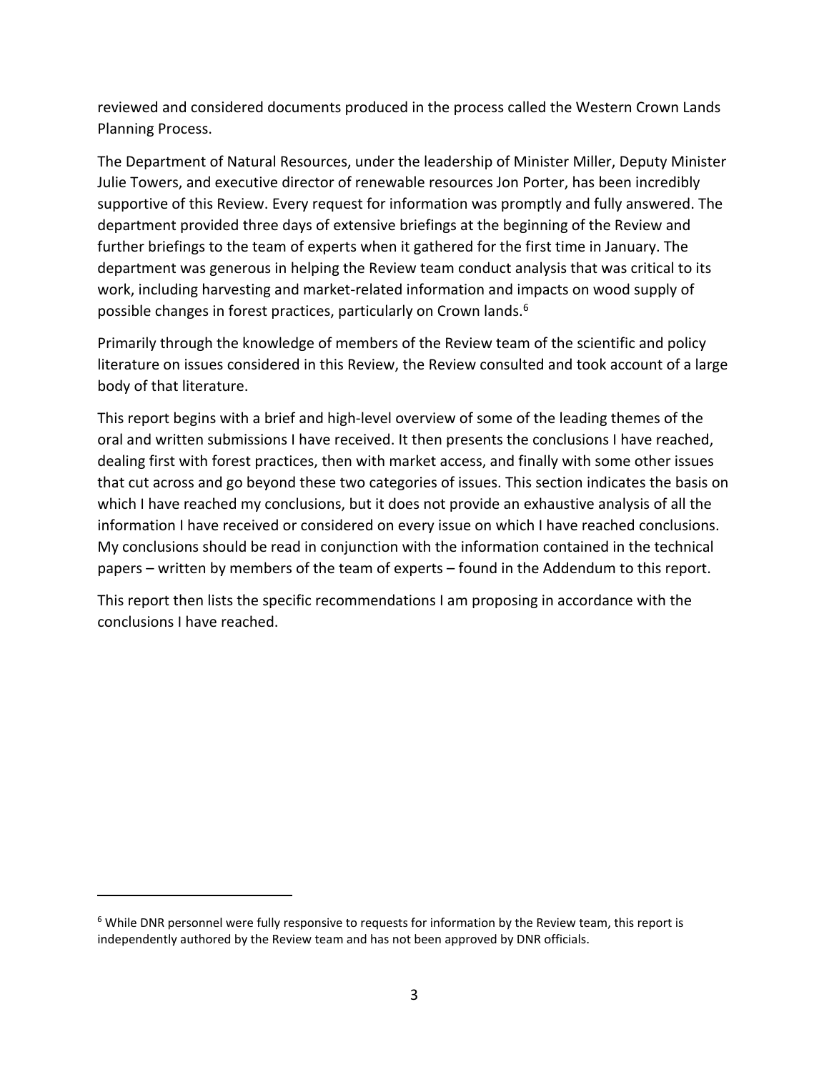reviewed and considered documents produced in the process called the Western Crown Lands Planning Process.

The Department of Natural Resources, under the leadership of Minister Miller, Deputy Minister Julie Towers, and executive director of renewable resources Jon Porter, has been incredibly supportive of this Review. Every request for information was promptly and fully answered. The department provided three days of extensive briefings at the beginning of the Review and further briefings to the team of experts when it gathered for the first time in January. The department was generous in helping the Review team conduct analysis that was critical to its work, including harvesting and market-related information and impacts on wood supply of possible changes in forest practices, particularly on Crown lands.[6]

Primarily through the knowledge of members of the Review team of the scientific and policy literature on issues considered in this Review, the Review consulted and took account of a large body of that literature.

This report begins with a brief and high-level overview of some of the leading themes of the oral and written submissions I have received. It then presents the conclusions I have reached, dealing first with forest practices, then with market access, and finally with some other issues that cut across and go beyond these two categories of issues. This section indicates the basis on which I have reached my conclusions, but it does not provide an exhaustive analysis of all the information I have received or considered on every issue on which I have reached conclusions. My conclusions should be read in conjunction with the information contained in the technical papers – written by members of the team of experts – found in the Addendum to this report.

This report then lists the specific recommendations I am proposing in accordance with the conclusions I have reached.

---

[6] While DNR personnel were fully responsive to requests for information by the Review team, this report is independently authored by the Review team and has not been approved by DNR officials.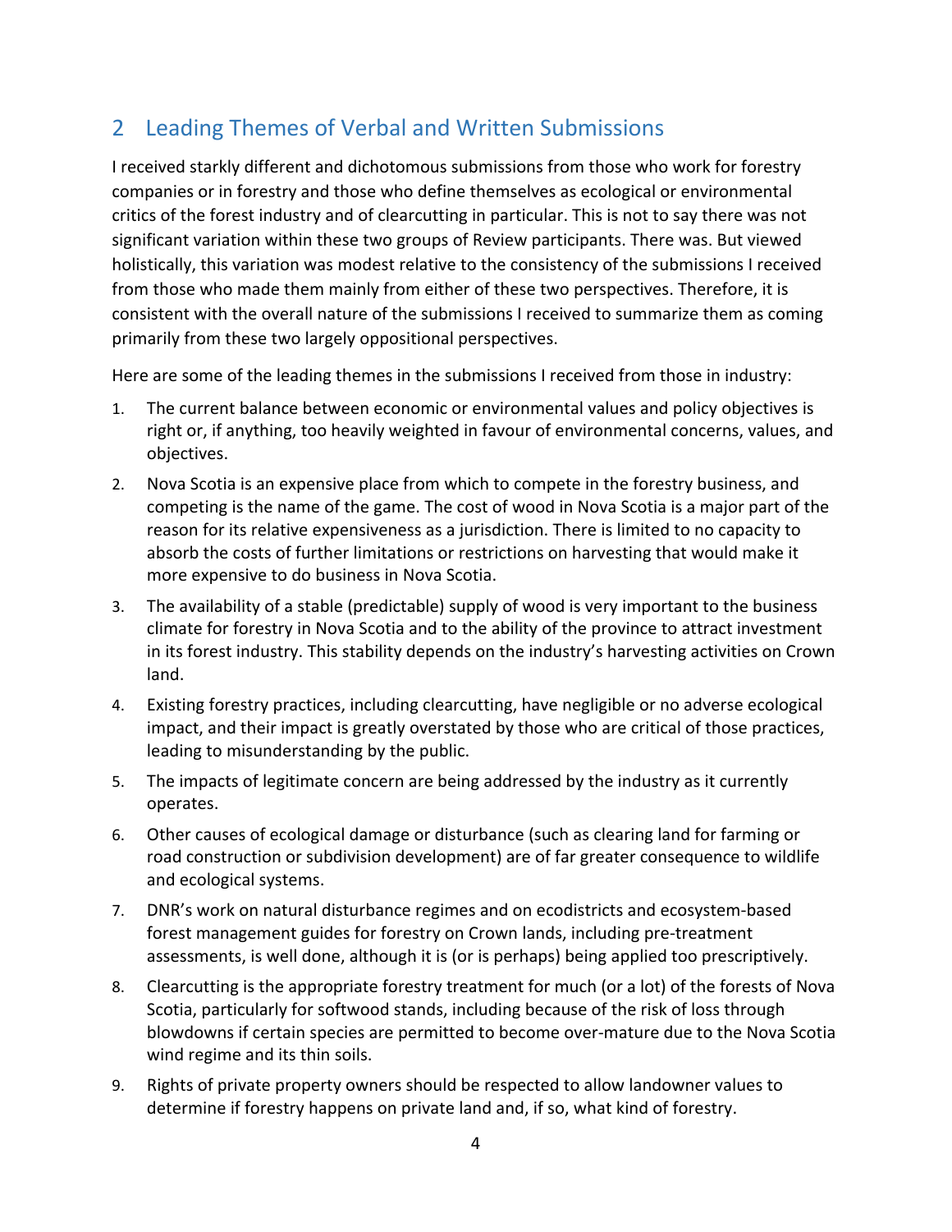## 2 Leading Themes of Verbal and Written Submissions

I received starkly different and dichotomous submissions from those who work for forestry companies or in forestry and those who define themselves as ecological or environmental critics of the forest industry and of clearcutting in particular. This is not to say there was not significant variation within these two groups of Review participants. There was. But viewed holistically, this variation was modest relative to the consistency of the submissions I received from those who made them mainly from either of these two perspectives. Therefore, it is consistent with the overall nature of the submissions I received to summarize them as coming primarily from these two largely oppositional perspectives.

Here are some of the leading themes in the submissions I received from those in industry:

1. The current balance between economic or environmental values and policy objectives is right or, if anything, too heavily weighted in favour of environmental concerns, values, and objectives.
2. Nova Scotia is an expensive place from which to compete in the forestry business, and competing is the name of the game. The cost of wood in Nova Scotia is a major part of the reason for its relative expensiveness as a jurisdiction. There is limited to no capacity to absorb the costs of further limitations or restrictions on harvesting that would make it more expensive to do business in Nova Scotia.
3. The availability of a stable (predictable) supply of wood is very important to the business climate for forestry in Nova Scotia and to the ability of the province to attract investment in its forest industry. This stability depends on the industry's harvesting activities on Crown land.
4. Existing forestry practices, including clearcutting, have negligible or no adverse ecological impact, and their impact is greatly overstated by those who are critical of those practices, leading to misunderstanding by the public.
5. The impacts of legitimate concern are being addressed by the industry as it currently operates.
6. Other causes of ecological damage or disturbance (such as clearing land for farming or road construction or subdivision development) are of far greater consequence to wildlife and ecological systems.
7. DNR's work on natural disturbance regimes and on ecodistricts and ecosystem-based forest management guides for forestry on Crown lands, including pre-treatment assessments, is well done, although it is (or is perhaps) being applied too prescriptively.
8. Clearcutting is the appropriate forestry treatment for much (or a lot) of the forests of Nova Scotia, particularly for softwood stands, including because of the risk of loss through blowdowns if certain species are permitted to become over-mature due to the Nova Scotia wind regime and its thin soils.
9. Rights of private property owners should be respected to allow landowner values to determine if forestry happens on private land and, if so, what kind of forestry.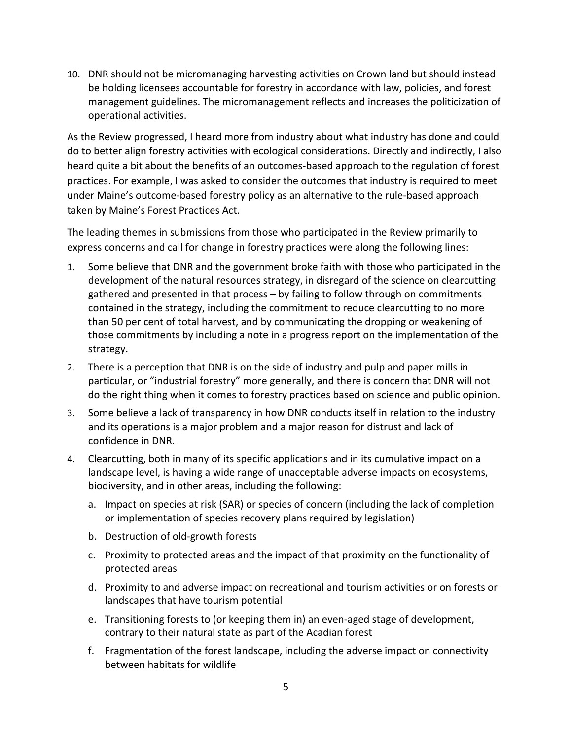10. DNR should not be micromanaging harvesting activities on Crown land but should instead be holding licensees accountable for forestry in accordance with law, policies, and forest management guidelines. The micromanagement reflects and increases the politicization of operational activities.

As the Review progressed, I heard more from industry about what industry has done and could do to better align forestry activities with ecological considerations. Directly and indirectly, I also heard quite a bit about the benefits of an outcomes-based approach to the regulation of forest practices. For example, I was asked to consider the outcomes that industry is required to meet under Maine's outcome-based forestry policy as an alternative to the rule-based approach taken by Maine's Forest Practices Act.

The leading themes in submissions from those who participated in the Review primarily to express concerns and call for change in forestry practices were along the following lines:

1. Some believe that DNR and the government broke faith with those who participated in the development of the natural resources strategy, in disregard of the science on clearcutting gathered and presented in that process – by failing to follow through on commitments contained in the strategy, including the commitment to reduce clearcutting to no more than 50 per cent of total harvest, and by communicating the dropping or weakening of those commitments by including a note in a progress report on the implementation of the strategy.
2. There is a perception that DNR is on the side of industry and pulp and paper mills in particular, or "industrial forestry" more generally, and there is concern that DNR will not do the right thing when it comes to forestry practices based on science and public opinion.
3. Some believe a lack of transparency in how DNR conducts itself in relation to the industry and its operations is a major problem and a major reason for distrust and lack of confidence in DNR.
4. Clearcutting, both in many of its specific applications and in its cumulative impact on a landscape level, is having a wide range of unacceptable adverse impacts on ecosystems, biodiversity, and in other areas, including the following:
   a. Impact on species at risk (SAR) or species of concern (including the lack of completion or implementation of species recovery plans required by legislation)
   b. Destruction of old-growth forests
   c. Proximity to protected areas and the impact of that proximity on the functionality of protected areas
   d. Proximity to and adverse impact on recreational and tourism activities or on forests or landscapes that have tourism potential
   e. Transitioning forests to (or keeping them in) an even-aged stage of development, contrary to their natural state as part of the Acadian forest
   f. Fragmentation of the forest landscape, including the adverse impact on connectivity between habitats for wildlife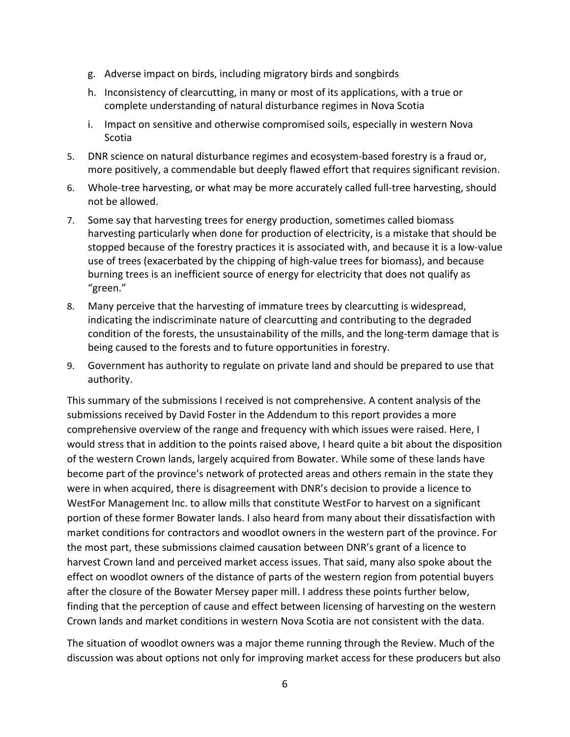g. Adverse impact on birds, including migratory birds and songbirds
   h. Inconsistency of clearcutting, in many or most of its applications, with a true or complete understanding of natural disturbance regimes in Nova Scotia
   i. Impact on sensitive and otherwise compromised soils, especially in western Nova Scotia

5. DNR science on natural disturbance regimes and ecosystem-based forestry is a fraud or, more positively, a commendable but deeply flawed effort that requires significant revision.
6. Whole-tree harvesting, or what may be more accurately called full-tree harvesting, should not be allowed.
7. Some say that harvesting trees for energy production, sometimes called biomass harvesting particularly when done for production of electricity, is a mistake that should be stopped because of the forestry practices it is associated with, and because it is a low-value use of trees (exacerbated by the chipping of high-value trees for biomass), and because burning trees is an inefficient source of energy for electricity that does not qualify as "green."
8. Many perceive that the harvesting of immature trees by clearcutting is widespread, indicating the indiscriminate nature of clearcutting and contributing to the degraded condition of the forests, the unsustainability of the mills, and the long-term damage that is being caused to the forests and to future opportunities in forestry.
9. Government has authority to regulate on private land and should be prepared to use that authority.

This summary of the submissions I received is not comprehensive. A content analysis of the submissions received by David Foster in the Addendum to this report provides a more comprehensive overview of the range and frequency with which issues were raised. Here, I would stress that in addition to the points raised above, I heard quite a bit about the disposition of the western Crown lands, largely acquired from Bowater. While some of these lands have become part of the province's network of protected areas and others remain in the state they were in when acquired, there is disagreement with DNR's decision to provide a licence to WestFor Management Inc. to allow mills that constitute WestFor to harvest on a significant portion of these former Bowater lands. I also heard from many about their dissatisfaction with market conditions for contractors and woodlot owners in the western part of the province. For the most part, these submissions claimed causation between DNR's grant of a licence to harvest Crown land and perceived market access issues. That said, many also spoke about the effect on woodlot owners of the distance of parts of the western region from potential buyers after the closure of the Bowater Mersey paper mill. I address these points further below, finding that the perception of cause and effect between licensing of harvesting on the western Crown lands and market conditions in western Nova Scotia are not consistent with the data.

The situation of woodlot owners was a major theme running through the Review. Much of the discussion was about options not only for improving market access for these producers but also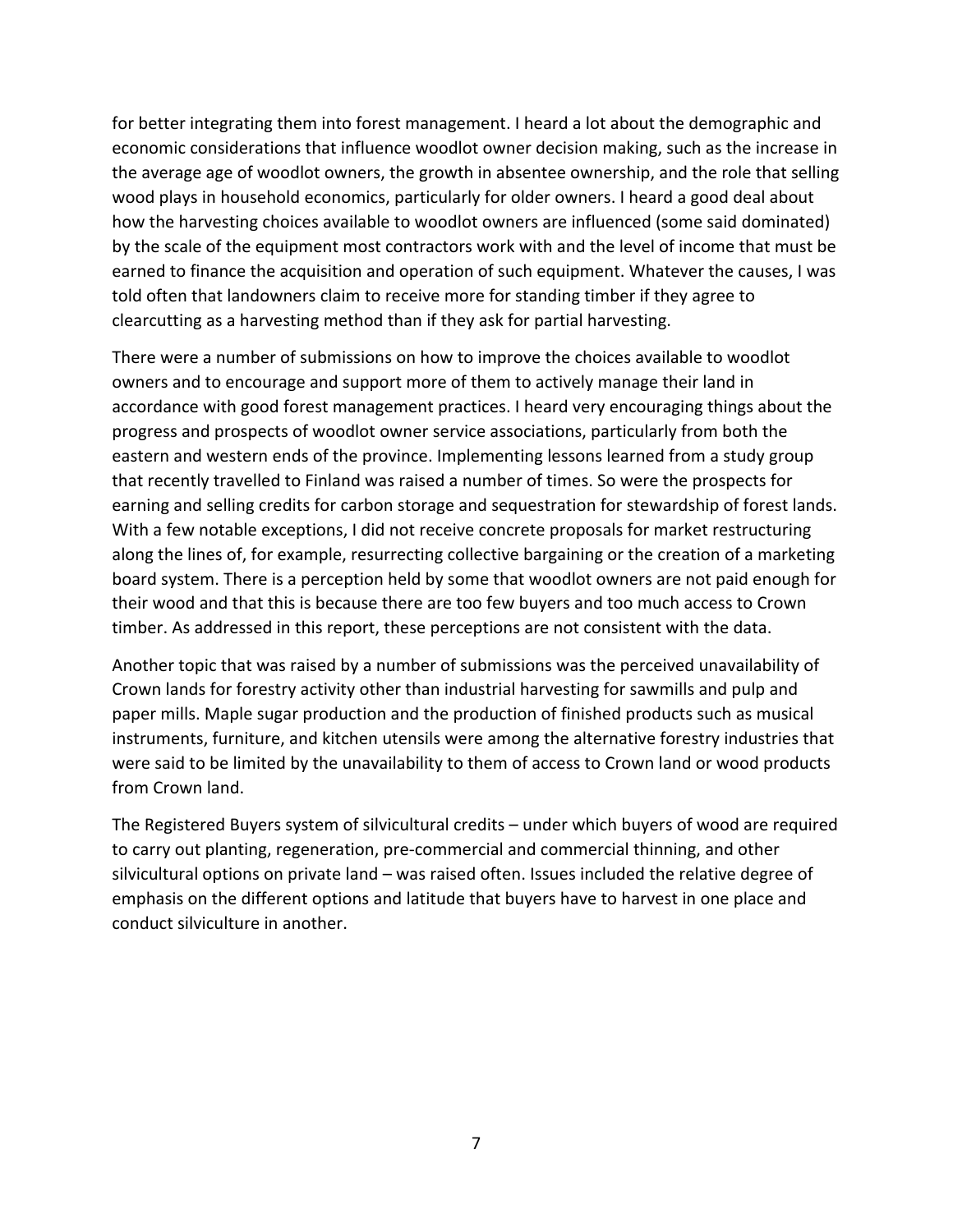for better integrating them into forest management. I heard a lot about the demographic and economic considerations that influence woodlot owner decision making, such as the increase in the average age of woodlot owners, the growth in absentee ownership, and the role that selling wood plays in household economics, particularly for older owners. I heard a good deal about how the harvesting choices available to woodlot owners are influenced (some said dominated) by the scale of the equipment most contractors work with and the level of income that must be earned to finance the acquisition and operation of such equipment. Whatever the causes, I was told often that landowners claim to receive more for standing timber if they agree to clearcutting as a harvesting method than if they ask for partial harvesting.

There were a number of submissions on how to improve the choices available to woodlot owners and to encourage and support more of them to actively manage their land in accordance with good forest management practices. I heard very encouraging things about the progress and prospects of woodlot owner service associations, particularly from both the eastern and western ends of the province. Implementing lessons learned from a study group that recently travelled to Finland was raised a number of times. So were the prospects for earning and selling credits for carbon storage and sequestration for stewardship of forest lands. With a few notable exceptions, I did not receive concrete proposals for market restructuring along the lines of, for example, resurrecting collective bargaining or the creation of a marketing board system. There is a perception held by some that woodlot owners are not paid enough for their wood and that this is because there are too few buyers and too much access to Crown timber. As addressed in this report, these perceptions are not consistent with the data.

Another topic that was raised by a number of submissions was the perceived unavailability of Crown lands for forestry activity other than industrial harvesting for sawmills and pulp and paper mills. Maple sugar production and the production of finished products such as musical instruments, furniture, and kitchen utensils were among the alternative forestry industries that were said to be limited by the unavailability to them of access to Crown land or wood products from Crown land.

The Registered Buyers system of silvicultural credits – under which buyers of wood are required to carry out planting, regeneration, pre-commercial and commercial thinning, and other silvicultural options on private land – was raised often. Issues included the relative degree of emphasis on the different options and latitude that buyers have to harvest in one place and conduct silviculture in another.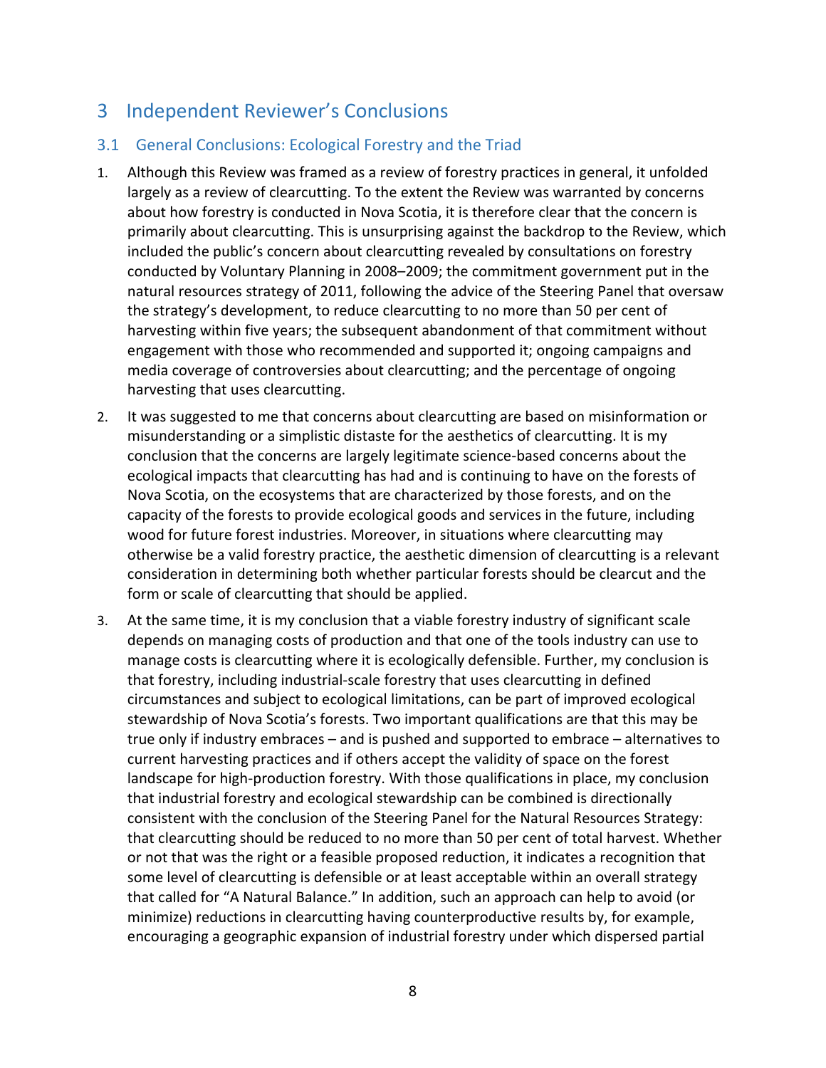# 3 Independent Reviewer's Conclusions

## 3.1 General Conclusions: Ecological Forestry and the Triad

1. Although this Review was framed as a review of forestry practices in general, it unfolded largely as a review of clearcutting. To the extent the Review was warranted by concerns about how forestry is conducted in Nova Scotia, it is therefore clear that the concern is primarily about clearcutting. This is unsurprising against the backdrop to the Review, which included the public's concern about clearcutting revealed by consultations on forestry conducted by Voluntary Planning in 2008–2009; the commitment government put in the natural resources strategy of 2011, following the advice of the Steering Panel that oversaw the strategy's development, to reduce clearcutting to no more than 50 per cent of harvesting within five years; the subsequent abandonment of that commitment without engagement with those who recommended and supported it; ongoing campaigns and media coverage of controversies about clearcutting; and the percentage of ongoing harvesting that uses clearcutting.

2. It was suggested to me that concerns about clearcutting are based on misinformation or misunderstanding or a simplistic distaste for the aesthetics of clearcutting. It is my conclusion that the concerns are largely legitimate science-based concerns about the ecological impacts that clearcutting has had and is continuing to have on the forests of Nova Scotia, on the ecosystems that are characterized by those forests, and on the capacity of the forests to provide ecological goods and services in the future, including wood for future forest industries. Moreover, in situations where clearcutting may otherwise be a valid forestry practice, the aesthetic dimension of clearcutting is a relevant consideration in determining both whether particular forests should be clearcut and the form or scale of clearcutting that should be applied.

3. At the same time, it is my conclusion that a viable forestry industry of significant scale depends on managing costs of production and that one of the tools industry can use to manage costs is clearcutting where it is ecologically defensible. Further, my conclusion is that forestry, including industrial-scale forestry that uses clearcutting in defined circumstances and subject to ecological limitations, can be part of improved ecological stewardship of Nova Scotia's forests. Two important qualifications are that this may be true only if industry embraces – and is pushed and supported to embrace – alternatives to current harvesting practices and if others accept the validity of space on the forest landscape for high-production forestry. With those qualifications in place, my conclusion that industrial forestry and ecological stewardship can be combined is directionally consistent with the conclusion of the Steering Panel for the Natural Resources Strategy: that clearcutting should be reduced to no more than 50 per cent of total harvest. Whether or not that was the right or a feasible proposed reduction, it indicates a recognition that some level of clearcutting is defensible or at least acceptable within an overall strategy that called for "A Natural Balance." In addition, such an approach can help to avoid (or minimize) reductions in clearcutting having counterproductive results by, for example, encouraging a geographic expansion of industrial forestry under which dispersed partial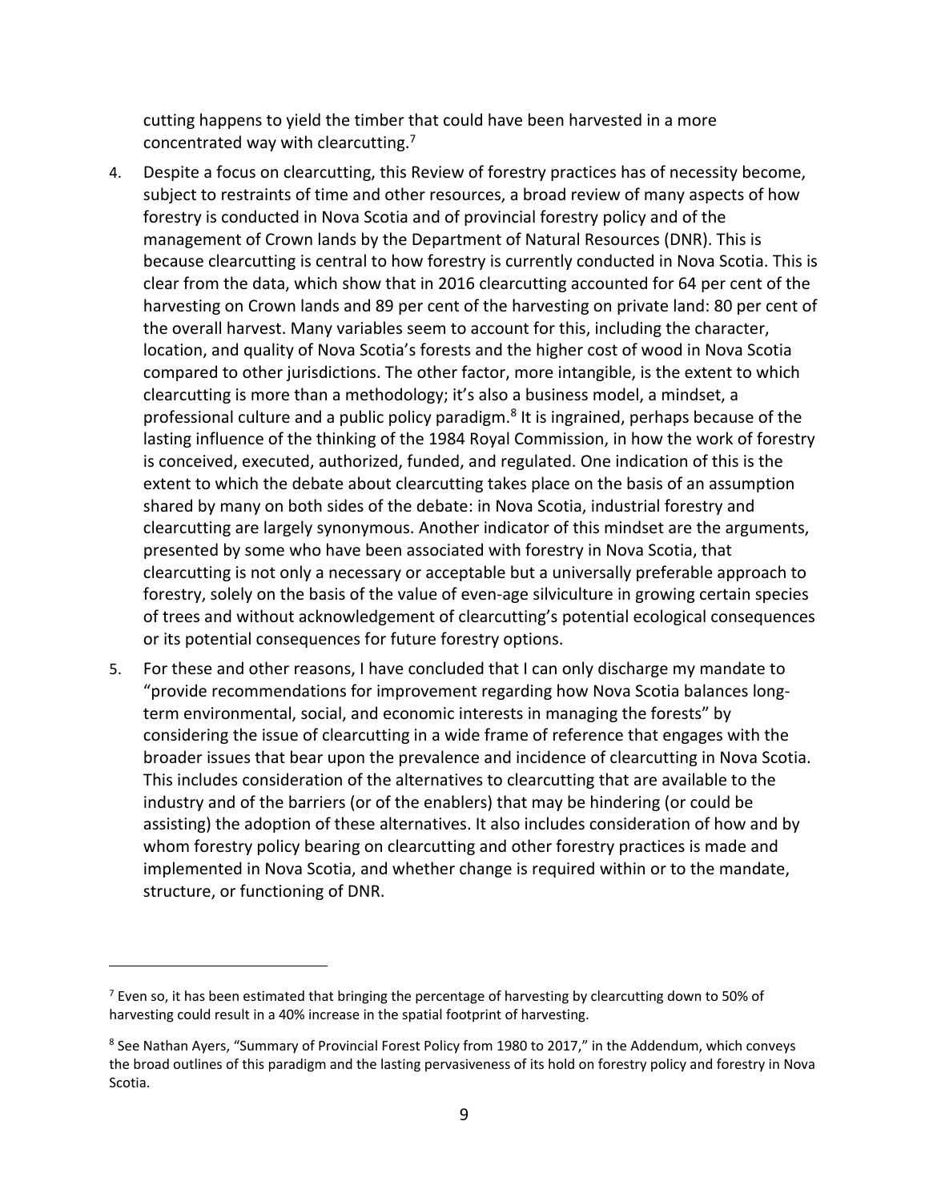cutting happens to yield the timber that could have been harvested in a more concentrated way with clearcutting.[7]

4. Despite a focus on clearcutting, this Review of forestry practices has of necessity become, subject to restraints of time and other resources, a broad review of many aspects of how forestry is conducted in Nova Scotia and of provincial forestry policy and of the management of Crown lands by the Department of Natural Resources (DNR). This is because clearcutting is central to how forestry is currently conducted in Nova Scotia. This is clear from the data, which show that in 2016 clearcutting accounted for 64 per cent of the harvesting on Crown lands and 89 per cent of the harvesting on private land: 80 per cent of the overall harvest. Many variables seem to account for this, including the character, location, and quality of Nova Scotia's forests and the higher cost of wood in Nova Scotia compared to other jurisdictions. The other factor, more intangible, is the extent to which clearcutting is more than a methodology; it's also a business model, a mindset, a professional culture and a public policy paradigm.[8] It is ingrained, perhaps because of the lasting influence of the thinking of the 1984 Royal Commission, in how the work of forestry is conceived, executed, authorized, funded, and regulated. One indication of this is the extent to which the debate about clearcutting takes place on the basis of an assumption shared by many on both sides of the debate: in Nova Scotia, industrial forestry and clearcutting are largely synonymous. Another indicator of this mindset are the arguments, presented by some who have been associated with forestry in Nova Scotia, that clearcutting is not only a necessary or acceptable but a universally preferable approach to forestry, solely on the basis of the value of even-age silviculture in growing certain species of trees and without acknowledgement of clearcutting's potential ecological consequences or its potential consequences for future forestry options.

5. For these and other reasons, I have concluded that I can only discharge my mandate to "provide recommendations for improvement regarding how Nova Scotia balances long-term environmental, social, and economic interests in managing the forests" by considering the issue of clearcutting in a wide frame of reference that engages with the broader issues that bear upon the prevalence and incidence of clearcutting in Nova Scotia. This includes consideration of the alternatives to clearcutting that are available to the industry and of the barriers (or of the enablers) that may be hindering (or could be assisting) the adoption of these alternatives. It also includes consideration of how and by whom forestry policy bearing on clearcutting and other forestry practices is made and implemented in Nova Scotia, and whether change is required within or to the mandate, structure, or functioning of DNR.

---

[7] Even so, it has been estimated that bringing the percentage of harvesting by clearcutting down to 50% of harvesting could result in a 40% increase in the spatial footprint of harvesting.

[8] See Nathan Ayers, "Summary of Provincial Forest Policy from 1980 to 2017," in the Addendum, which conveys the broad outlines of this paradigm and the lasting pervasiveness of its hold on forestry policy and forestry in Nova Scotia.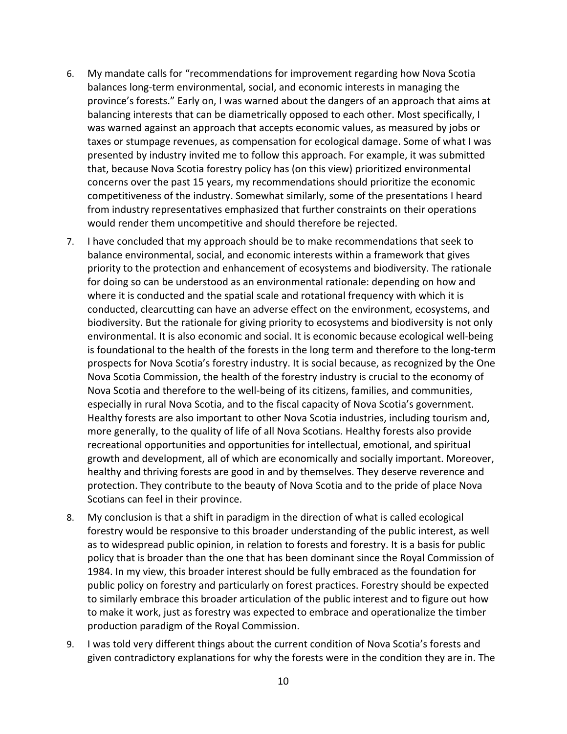6. My mandate calls for "recommendations for improvement regarding how Nova Scotia balances long-term environmental, social, and economic interests in managing the province's forests." Early on, I was warned about the dangers of an approach that aims at balancing interests that can be diametrically opposed to each other. Most specifically, I was warned against an approach that accepts economic values, as measured by jobs or taxes or stumpage revenues, as compensation for ecological damage. Some of what I was presented by industry invited me to follow this approach. For example, it was submitted that, because Nova Scotia forestry policy has (on this view) prioritized environmental concerns over the past 15 years, my recommendations should prioritize the economic competitiveness of the industry. Somewhat similarly, some of the presentations I heard from industry representatives emphasized that further constraints on their operations would render them uncompetitive and should therefore be rejected.

7. I have concluded that my approach should be to make recommendations that seek to balance environmental, social, and economic interests within a framework that gives priority to the protection and enhancement of ecosystems and biodiversity. The rationale for doing so can be understood as an environmental rationale: depending on how and where it is conducted and the spatial scale and rotational frequency with which it is conducted, clearcutting can have an adverse effect on the environment, ecosystems, and biodiversity. But the rationale for giving priority to ecosystems and biodiversity is not only environmental. It is also economic and social. It is economic because ecological well-being is foundational to the health of the forests in the long term and therefore to the long-term prospects for Nova Scotia's forestry industry. It is social because, as recognized by the One Nova Scotia Commission, the health of the forestry industry is crucial to the economy of Nova Scotia and therefore to the well-being of its citizens, families, and communities, especially in rural Nova Scotia, and to the fiscal capacity of Nova Scotia's government. Healthy forests are also important to other Nova Scotia industries, including tourism and, more generally, to the quality of life of all Nova Scotians. Healthy forests also provide recreational opportunities and opportunities for intellectual, emotional, and spiritual growth and development, all of which are economically and socially important. Moreover, healthy and thriving forests are good in and by themselves. They deserve reverence and protection. They contribute to the beauty of Nova Scotia and to the pride of place Nova Scotians can feel in their province.

8. My conclusion is that a shift in paradigm in the direction of what is called ecological forestry would be responsive to this broader understanding of the public interest, as well as to widespread public opinion, in relation to forests and forestry. It is a basis for public policy that is broader than the one that has been dominant since the Royal Commission of 1984. In my view, this broader interest should be fully embraced as the foundation for public policy on forestry and particularly on forest practices. Forestry should be expected to similarly embrace this broader articulation of the public interest and to figure out how to make it work, just as forestry was expected to embrace and operationalize the timber production paradigm of the Royal Commission.

9. I was told very different things about the current condition of Nova Scotia's forests and given contradictory explanations for why the forests were in the condition they are in. The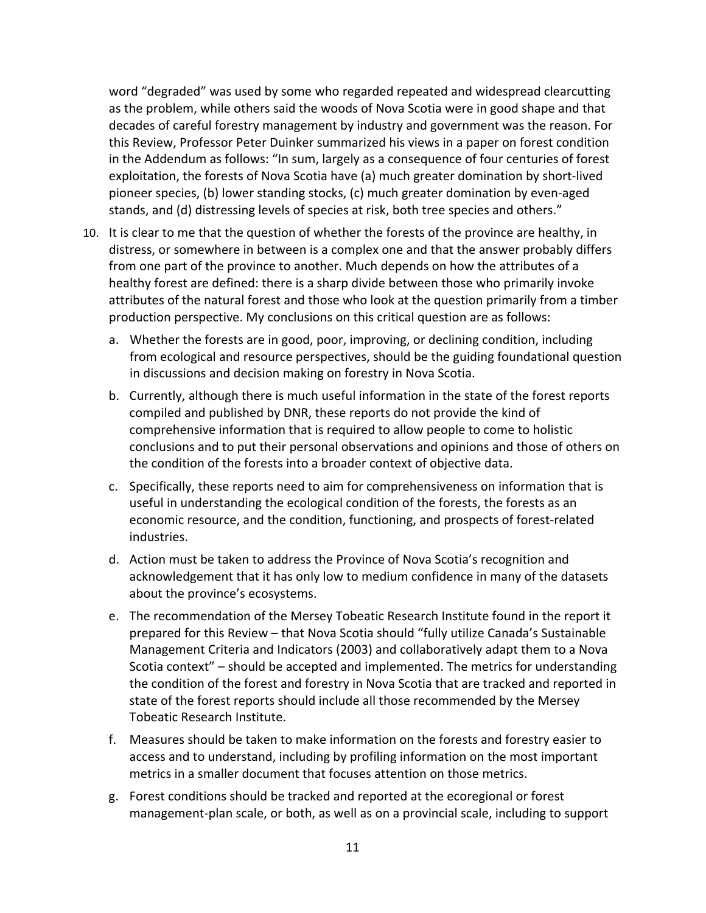word "degraded" was used by some who regarded repeated and widespread clearcutting as the problem, while others said the woods of Nova Scotia were in good shape and that decades of careful forestry management by industry and government was the reason. For this Review, Professor Peter Duinker summarized his views in a paper on forest condition in the Addendum as follows: "In sum, largely as a consequence of four centuries of forest exploitation, the forests of Nova Scotia have (a) much greater domination by short-lived pioneer species, (b) lower standing stocks, (c) much greater domination by even-aged stands, and (d) distressing levels of species at risk, both tree species and others."

10. It is clear to me that the question of whether the forests of the province are healthy, in distress, or somewhere in between is a complex one and that the answer probably differs from one part of the province to another. Much depends on how the attributes of a healthy forest are defined: there is a sharp divide between those who primarily invoke attributes of the natural forest and those who look at the question primarily from a timber production perspective. My conclusions on this critical question are as follows:

    a. Whether the forests are in good, poor, improving, or declining condition, including from ecological and resource perspectives, should be the guiding foundational question in discussions and decision making on forestry in Nova Scotia.

    b. Currently, although there is much useful information in the state of the forest reports compiled and published by DNR, these reports do not provide the kind of comprehensive information that is required to allow people to come to holistic conclusions and to put their personal observations and opinions and those of others on the condition of the forests into a broader context of objective data.

    c. Specifically, these reports need to aim for comprehensiveness on information that is useful in understanding the ecological condition of the forests, the forests as an economic resource, and the condition, functioning, and prospects of forest-related industries.

    d. Action must be taken to address the Province of Nova Scotia's recognition and acknowledgement that it has only low to medium confidence in many of the datasets about the province's ecosystems.

    e. The recommendation of the Mersey Tobeatic Research Institute found in the report it prepared for this Review – that Nova Scotia should "fully utilize Canada's Sustainable Management Criteria and Indicators (2003) and collaboratively adapt them to a Nova Scotia context" – should be accepted and implemented. The metrics for understanding the condition of the forest and forestry in Nova Scotia that are tracked and reported in state of the forest reports should include all those recommended by the Mersey Tobeatic Research Institute.

    f. Measures should be taken to make information on the forests and forestry easier to access and to understand, including by profiling information on the most important metrics in a smaller document that focuses attention on those metrics.

    g. Forest conditions should be tracked and reported at the ecoregional or forest management-plan scale, or both, as well as on a provincial scale, including to support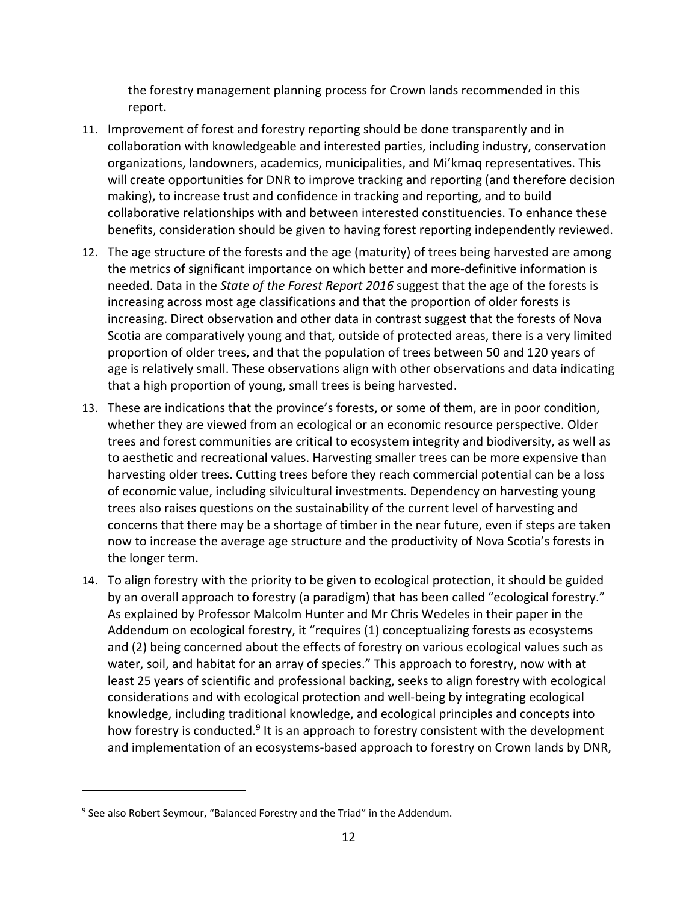the forestry management planning process for Crown lands recommended in this report.

11. Improvement of forest and forestry reporting should be done transparently and in collaboration with knowledgeable and interested parties, including industry, conservation organizations, landowners, academics, municipalities, and Mi'kmaq representatives. This will create opportunities for DNR to improve tracking and reporting (and therefore decision making), to increase trust and confidence in tracking and reporting, and to build collaborative relationships with and between interested constituencies. To enhance these benefits, consideration should be given to having forest reporting independently reviewed.
12. The age structure of the forests and the age (maturity) of trees being harvested are among the metrics of significant importance on which better and more-definitive information is needed. Data in the *State of the Forest Report 2016* suggest that the age of the forests is increasing across most age classifications and that the proportion of older forests is increasing. Direct observation and other data in contrast suggest that the forests of Nova Scotia are comparatively young and that, outside of protected areas, there is a very limited proportion of older trees, and that the population of trees between 50 and 120 years of age is relatively small. These observations align with other observations and data indicating that a high proportion of young, small trees is being harvested.
13. These are indications that the province's forests, or some of them, are in poor condition, whether they are viewed from an ecological or an economic resource perspective. Older trees and forest communities are critical to ecosystem integrity and biodiversity, as well as to aesthetic and recreational values. Harvesting smaller trees can be more expensive than harvesting older trees. Cutting trees before they reach commercial potential can be a loss of economic value, including silvicultural investments. Dependency on harvesting young trees also raises questions on the sustainability of the current level of harvesting and concerns that there may be a shortage of timber in the near future, even if steps are taken now to increase the average age structure and the productivity of Nova Scotia's forests in the longer term.
14. To align forestry with the priority to be given to ecological protection, it should be guided by an overall approach to forestry (a paradigm) that has been called "ecological forestry." As explained by Professor Malcolm Hunter and Mr Chris Wedeles in their paper in the Addendum on ecological forestry, it "requires (1) conceptualizing forests as ecosystems and (2) being concerned about the effects of forestry on various ecological values such as water, soil, and habitat for an array of species." This approach to forestry, now with at least 25 years of scientific and professional backing, seeks to align forestry with ecological considerations and with ecological protection and well-being by integrating ecological knowledge, including traditional knowledge, and ecological principles and concepts into how forestry is conducted.[9] It is an approach to forestry consistent with the development and implementation of an ecosystems-based approach to forestry on Crown lands by DNR,

---

[9] See also Robert Seymour, "Balanced Forestry and the Triad" in the Addendum.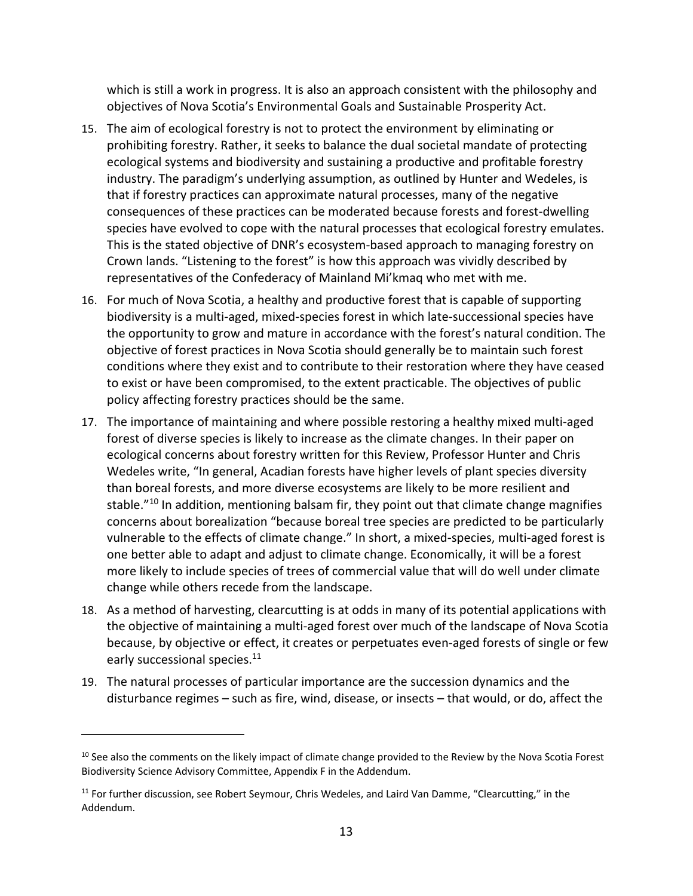which is still a work in progress. It is also an approach consistent with the philosophy and objectives of Nova Scotia's Environmental Goals and Sustainable Prosperity Act.

15. The aim of ecological forestry is not to protect the environment by eliminating or prohibiting forestry. Rather, it seeks to balance the dual societal mandate of protecting ecological systems and biodiversity and sustaining a productive and profitable forestry industry. The paradigm's underlying assumption, as outlined by Hunter and Wedeles, is that if forestry practices can approximate natural processes, many of the negative consequences of these practices can be moderated because forests and forest-dwelling species have evolved to cope with the natural processes that ecological forestry emulates. This is the stated objective of DNR's ecosystem-based approach to managing forestry on Crown lands. "Listening to the forest" is how this approach was vividly described by representatives of the Confederacy of Mainland Mi'kmaq who met with me.

16. For much of Nova Scotia, a healthy and productive forest that is capable of supporting biodiversity is a multi-aged, mixed-species forest in which late-successional species have the opportunity to grow and mature in accordance with the forest's natural condition. The objective of forest practices in Nova Scotia should generally be to maintain such forest conditions where they exist and to contribute to their restoration where they have ceased to exist or have been compromised, to the extent practicable. The objectives of public policy affecting forestry practices should be the same.

17. The importance of maintaining and where possible restoring a healthy mixed multi-aged forest of diverse species is likely to increase as the climate changes. In their paper on ecological concerns about forestry written for this Review, Professor Hunter and Chris Wedeles write, "In general, Acadian forests have higher levels of plant species diversity than boreal forests, and more diverse ecosystems are likely to be more resilient and stable."[10] In addition, mentioning balsam fir, they point out that climate change magnifies concerns about borealization "because boreal tree species are predicted to be particularly vulnerable to the effects of climate change." In short, a mixed-species, multi-aged forest is one better able to adapt and adjust to climate change. Economically, it will be a forest more likely to include species of trees of commercial value that will do well under climate change while others recede from the landscape.

18. As a method of harvesting, clearcutting is at odds in many of its potential applications with the objective of maintaining a multi-aged forest over much of the landscape of Nova Scotia because, by objective or effect, it creates or perpetuates even-aged forests of single or few early successional species.[11]

19. The natural processes of particular importance are the succession dynamics and the disturbance regimes – such as fire, wind, disease, or insects – that would, or do, affect the

---

[10] See also the comments on the likely impact of climate change provided to the Review by the Nova Scotia Forest Biodiversity Science Advisory Committee, Appendix F in the Addendum.

[11] For further discussion, see Robert Seymour, Chris Wedeles, and Laird Van Damme, "Clearcutting," in the Addendum.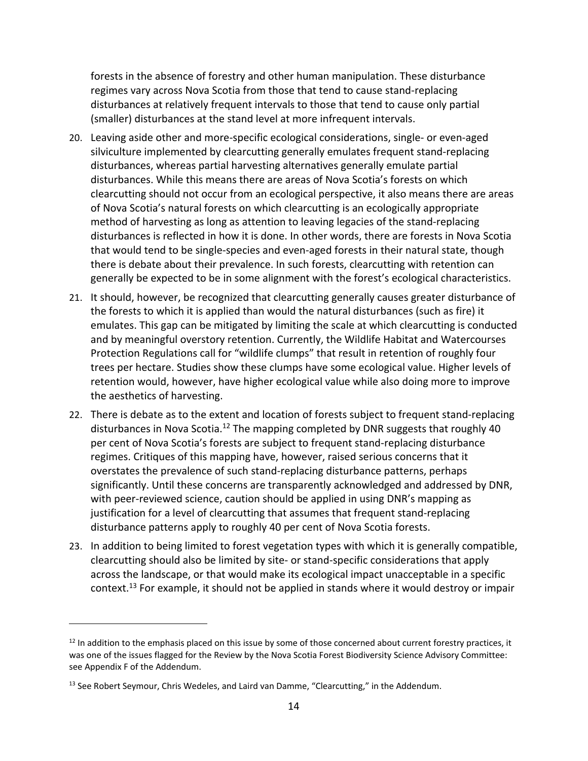forests in the absence of forestry and other human manipulation. These disturbance regimes vary across Nova Scotia from those that tend to cause stand-replacing disturbances at relatively frequent intervals to those that tend to cause only partial (smaller) disturbances at the stand level at more infrequent intervals.

20. Leaving aside other and more-specific ecological considerations, single- or even-aged silviculture implemented by clearcutting generally emulates frequent stand-replacing disturbances, whereas partial harvesting alternatives generally emulate partial disturbances. While this means there are areas of Nova Scotia's forests on which clearcutting should not occur from an ecological perspective, it also means there are areas of Nova Scotia's natural forests on which clearcutting is an ecologically appropriate method of harvesting as long as attention to leaving legacies of the stand-replacing disturbances is reflected in how it is done. In other words, there are forests in Nova Scotia that would tend to be single-species and even-aged forests in their natural state, though there is debate about their prevalence. In such forests, clearcutting with retention can generally be expected to be in some alignment with the forest's ecological characteristics.

21. It should, however, be recognized that clearcutting generally causes greater disturbance of the forests to which it is applied than would the natural disturbances (such as fire) it emulates. This gap can be mitigated by limiting the scale at which clearcutting is conducted and by meaningful overstory retention. Currently, the Wildlife Habitat and Watercourses Protection Regulations call for "wildlife clumps" that result in retention of roughly four trees per hectare. Studies show these clumps have some ecological value. Higher levels of retention would, however, have higher ecological value while also doing more to improve the aesthetics of harvesting.

22. There is debate as to the extent and location of forests subject to frequent stand-replacing disturbances in Nova Scotia.[12] The mapping completed by DNR suggests that roughly 40 per cent of Nova Scotia's forests are subject to frequent stand-replacing disturbance regimes. Critiques of this mapping have, however, raised serious concerns that it overstates the prevalence of such stand-replacing disturbance patterns, perhaps significantly. Until these concerns are transparently acknowledged and addressed by DNR, with peer-reviewed science, caution should be applied in using DNR's mapping as justification for a level of clearcutting that assumes that frequent stand-replacing disturbance patterns apply to roughly 40 per cent of Nova Scotia forests.

23. In addition to being limited to forest vegetation types with which it is generally compatible, clearcutting should also be limited by site- or stand-specific considerations that apply across the landscape, or that would make its ecological impact unacceptable in a specific context.[13] For example, it should not be applied in stands where it would destroy or impair

---

[12] In addition to the emphasis placed on this issue by some of those concerned about current forestry practices, it was one of the issues flagged for the Review by the Nova Scotia Forest Biodiversity Science Advisory Committee: see Appendix F of the Addendum.

[13] See Robert Seymour, Chris Wedeles, and Laird van Damme, "Clearcutting," in the Addendum.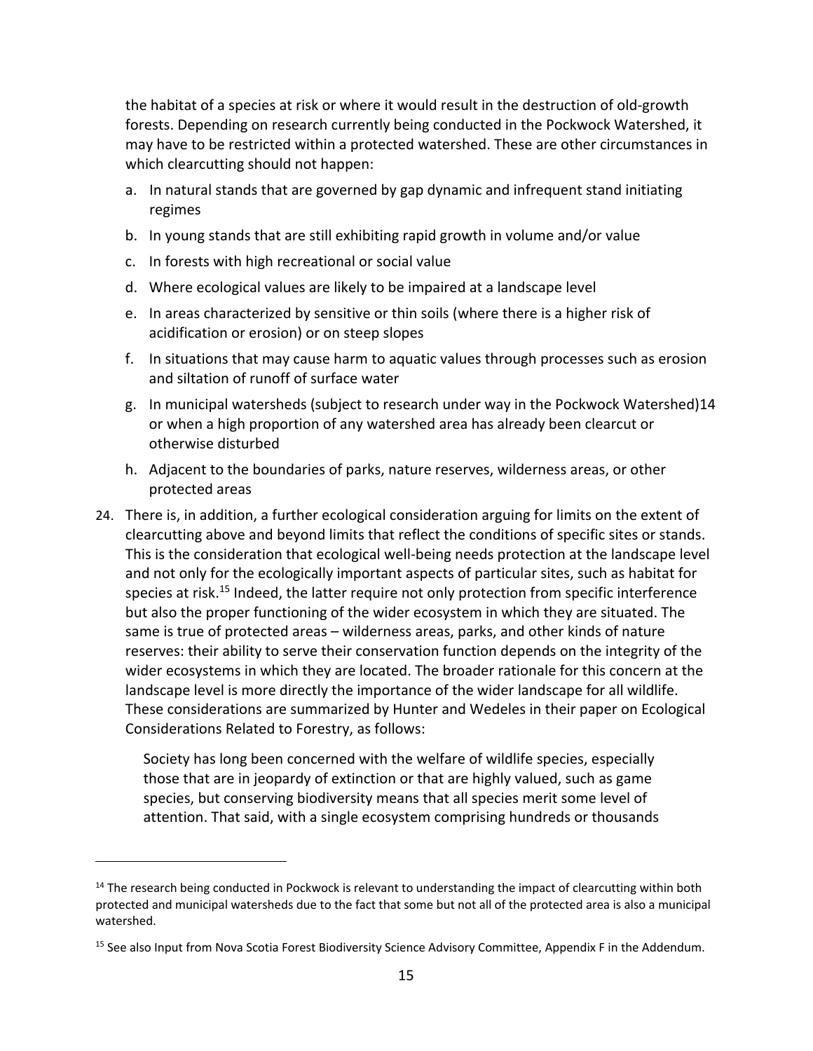the habitat of a species at risk or where it would result in the destruction of old-growth forests. Depending on research currently being conducted in the Pockwock Watershed, it may have to be restricted within a protected watershed. These are other circumstances in which clearcutting should not happen:

a. In natural stands that are governed by gap dynamic and infrequent stand initiating regimes
b. In young stands that are still exhibiting rapid growth in volume and/or value
c. In forests with high recreational or social value
d. Where ecological values are likely to be impaired at a landscape level
e. In areas characterized by sensitive or thin soils (where there is a higher risk of acidification or erosion) or on steep slopes
f. In situations that may cause harm to aquatic values through processes such as erosion and siltation of runoff of surface water
g. In municipal watersheds (subject to research under way in the Pockwock Watershed)14 or when a high proportion of any watershed area has already been clearcut or otherwise disturbed
h. Adjacent to the boundaries of parks, nature reserves, wilderness areas, or other protected areas

24. There is, in addition, a further ecological consideration arguing for limits on the extent of clearcutting above and beyond limits that reflect the conditions of specific sites or stands. This is the consideration that ecological well-being needs protection at the landscape level and not only for the ecologically important aspects of particular sites, such as habitat for species at risk.[15] Indeed, the latter require not only protection from specific interference but also the proper functioning of the wider ecosystem in which they are situated. The same is true of protected areas – wilderness areas, parks, and other kinds of nature reserves: their ability to serve their conservation function depends on the integrity of the wider ecosystems in which they are located. The broader rationale for this concern at the landscape level is more directly the importance of the wider landscape for all wildlife. These considerations are summarized by Hunter and Wedeles in their paper on Ecological Considerations Related to Forestry, as follows:

> Society has long been concerned with the welfare of wildlife species, especially those that are in jeopardy of extinction or that are highly valued, such as game species, but conserving biodiversity means that all species merit some level of attention. That said, with a single ecosystem comprising hundreds or thousands

---

[14] The research being conducted in Pockwock is relevant to understanding the impact of clearcutting within both protected and municipal watersheds due to the fact that some but not all of the protected area is also a municipal watershed.

[15] See also Input from Nova Scotia Forest Biodiversity Science Advisory Committee, Appendix F in the Addendum.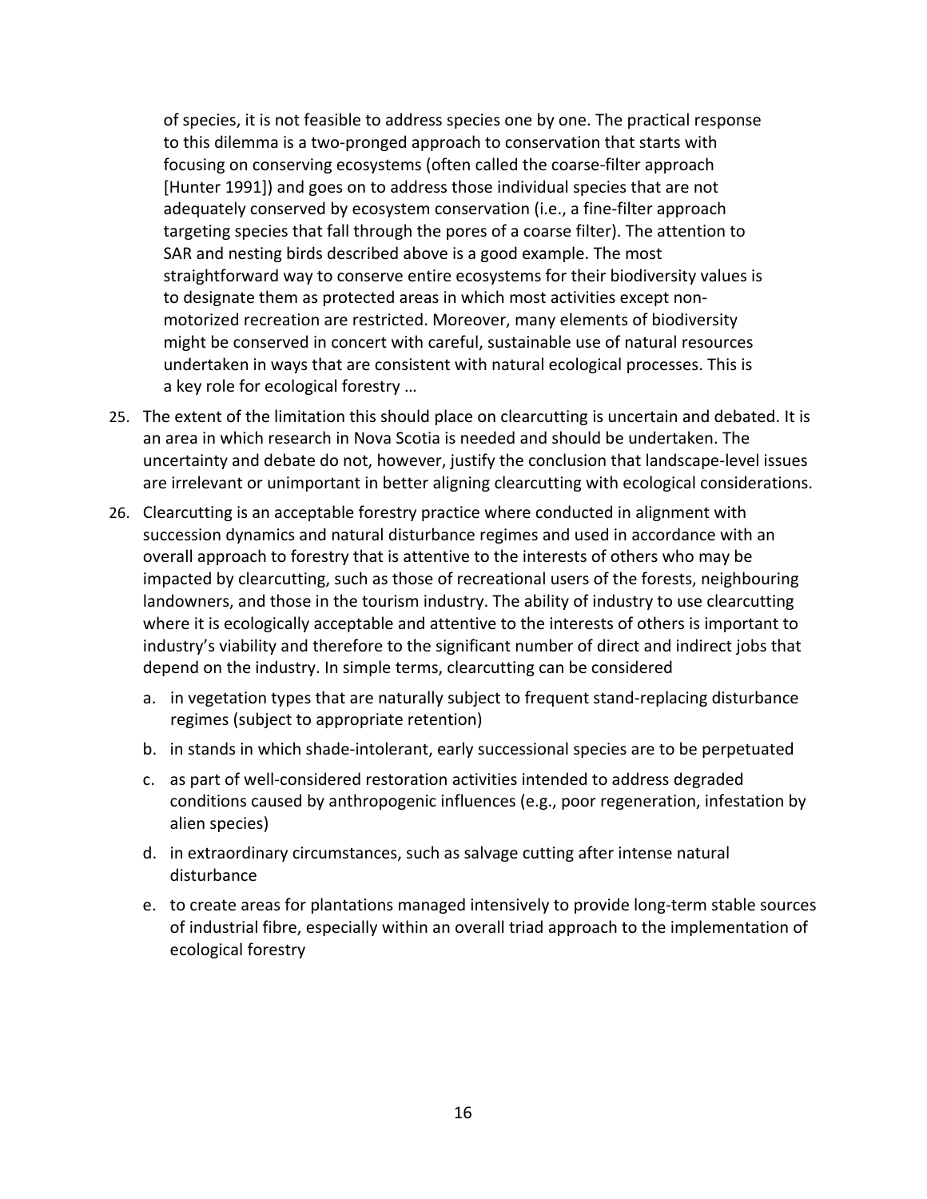> of species, it is not feasible to address species one by one. The practical response to this dilemma is a two-pronged approach to conservation that starts with focusing on conserving ecosystems (often called the coarse-filter approach [Hunter 1991]) and goes on to address those individual species that are not adequately conserved by ecosystem conservation (i.e., a fine-filter approach targeting species that fall through the pores of a coarse filter). The attention to SAR and nesting birds described above is a good example. The most straightforward way to conserve entire ecosystems for their biodiversity values is to designate them as protected areas in which most activities except non-motorized recreation are restricted. Moreover, many elements of biodiversity might be conserved in concert with careful, sustainable use of natural resources undertaken in ways that are consistent with natural ecological processes. This is a key role for ecological forestry …

25. The extent of the limitation this should place on clearcutting is uncertain and debated. It is an area in which research in Nova Scotia is needed and should be undertaken. The uncertainty and debate do not, however, justify the conclusion that landscape-level issues are irrelevant or unimportant in better aligning clearcutting with ecological considerations.

26. Clearcutting is an acceptable forestry practice where conducted in alignment with succession dynamics and natural disturbance regimes and used in accordance with an overall approach to forestry that is attentive to the interests of others who may be impacted by clearcutting, such as those of recreational users of the forests, neighbouring landowners, and those in the tourism industry. The ability of industry to use clearcutting where it is ecologically acceptable and attentive to the interests of others is important to industry's viability and therefore to the significant number of direct and indirect jobs that depend on the industry. In simple terms, clearcutting can be considered

    a. in vegetation types that are naturally subject to frequent stand-replacing disturbance regimes (subject to appropriate retention)

    b. in stands in which shade-intolerant, early successional species are to be perpetuated

    c. as part of well-considered restoration activities intended to address degraded conditions caused by anthropogenic influences (e.g., poor regeneration, infestation by alien species)

    d. in extraordinary circumstances, such as salvage cutting after intense natural disturbance

    e. to create areas for plantations managed intensively to provide long-term stable sources of industrial fibre, especially within an overall triad approach to the implementation of ecological forestry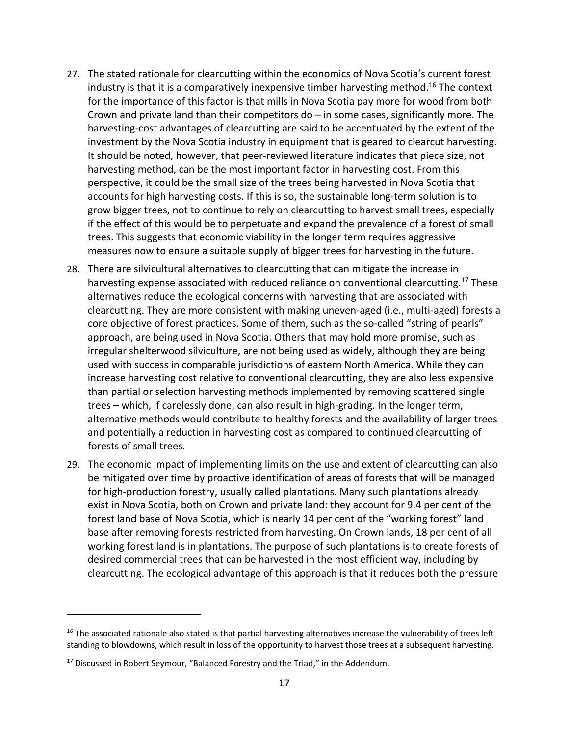27. The stated rationale for clearcutting within the economics of Nova Scotia's current forest industry is that it is a comparatively inexpensive timber harvesting method.[16] The context for the importance of this factor is that mills in Nova Scotia pay more for wood from both Crown and private land than their competitors do – in some cases, significantly more. The harvesting-cost advantages of clearcutting are said to be accentuated by the extent of the investment by the Nova Scotia industry in equipment that is geared to clearcut harvesting. It should be noted, however, that peer-reviewed literature indicates that piece size, not harvesting method, can be the most important factor in harvesting cost. From this perspective, it could be the small size of the trees being harvested in Nova Scotia that accounts for high harvesting costs. If this is so, the sustainable long-term solution is to grow bigger trees, not to continue to rely on clearcutting to harvest small trees, especially if the effect of this would be to perpetuate and expand the prevalence of a forest of small trees. This suggests that economic viability in the longer term requires aggressive measures now to ensure a suitable supply of bigger trees for harvesting in the future.

28. There are silvicultural alternatives to clearcutting that can mitigate the increase in harvesting expense associated with reduced reliance on conventional clearcutting.[17] These alternatives reduce the ecological concerns with harvesting that are associated with clearcutting. They are more consistent with making uneven-aged (i.e., multi-aged) forests a core objective of forest practices. Some of them, such as the so-called "string of pearls" approach, are being used in Nova Scotia. Others that may hold more promise, such as irregular shelterwood silviculture, are not being used as widely, although they are being used with success in comparable jurisdictions of eastern North America. While they can increase harvesting cost relative to conventional clearcutting, they are also less expensive than partial or selection harvesting methods implemented by removing scattered single trees – which, if carelessly done, can also result in high-grading. In the longer term, alternative methods would contribute to healthy forests and the availability of larger trees and potentially a reduction in harvesting cost as compared to continued clearcutting of forests of small trees.

29. The economic impact of implementing limits on the use and extent of clearcutting can also be mitigated over time by proactive identification of areas of forests that will be managed for high-production forestry, usually called plantations. Many such plantations already exist in Nova Scotia, both on Crown and private land: they account for 9.4 per cent of the forest land base of Nova Scotia, which is nearly 14 per cent of the "working forest" land base after removing forests restricted from harvesting. On Crown lands, 18 per cent of all working forest land is in plantations. The purpose of such plantations is to create forests of desired commercial trees that can be harvested in the most efficient way, including by clearcutting. The ecological advantage of this approach is that it reduces both the pressure

---

[16] The associated rationale also stated is that partial harvesting alternatives increase the vulnerability of trees left standing to blowdowns, which result in loss of the opportunity to harvest those trees at a subsequent harvesting.

[17] Discussed in Robert Seymour, "Balanced Forestry and the Triad," in the Addendum.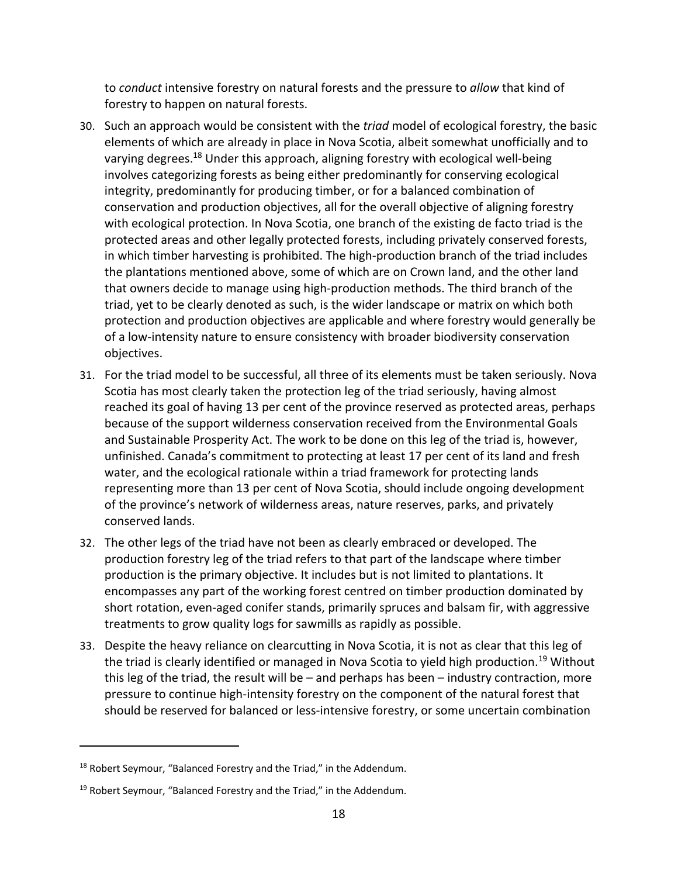to *conduct* intensive forestry on natural forests and the pressure to *allow* that kind of forestry to happen on natural forests.

30. Such an approach would be consistent with the *triad* model of ecological forestry, the basic elements of which are already in place in Nova Scotia, albeit somewhat unofficially and to varying degrees.[18] Under this approach, aligning forestry with ecological well-being involves categorizing forests as being either predominantly for conserving ecological integrity, predominantly for producing timber, or for a balanced combination of conservation and production objectives, all for the overall objective of aligning forestry with ecological protection. In Nova Scotia, one branch of the existing de facto triad is the protected areas and other legally protected forests, including privately conserved forests, in which timber harvesting is prohibited. The high-production branch of the triad includes the plantations mentioned above, some of which are on Crown land, and the other land that owners decide to manage using high-production methods. The third branch of the triad, yet to be clearly denoted as such, is the wider landscape or matrix on which both protection and production objectives are applicable and where forestry would generally be of a low-intensity nature to ensure consistency with broader biodiversity conservation objectives.

31. For the triad model to be successful, all three of its elements must be taken seriously. Nova Scotia has most clearly taken the protection leg of the triad seriously, having almost reached its goal of having 13 per cent of the province reserved as protected areas, perhaps because of the support wilderness conservation received from the Environmental Goals and Sustainable Prosperity Act. The work to be done on this leg of the triad is, however, unfinished. Canada's commitment to protecting at least 17 per cent of its land and fresh water, and the ecological rationale within a triad framework for protecting lands representing more than 13 per cent of Nova Scotia, should include ongoing development of the province's network of wilderness areas, nature reserves, parks, and privately conserved lands.

32. The other legs of the triad have not been as clearly embraced or developed. The production forestry leg of the triad refers to that part of the landscape where timber production is the primary objective. It includes but is not limited to plantations. It encompasses any part of the working forest centred on timber production dominated by short rotation, even-aged conifer stands, primarily spruces and balsam fir, with aggressive treatments to grow quality logs for sawmills as rapidly as possible.

33. Despite the heavy reliance on clearcutting in Nova Scotia, it is not as clear that this leg of the triad is clearly identified or managed in Nova Scotia to yield high production.[19] Without this leg of the triad, the result will be – and perhaps has been – industry contraction, more pressure to continue high-intensity forestry on the component of the natural forest that should be reserved for balanced or less-intensive forestry, or some uncertain combination

---

[18] Robert Seymour, "Balanced Forestry and the Triad," in the Addendum.

[19] Robert Seymour, "Balanced Forestry and the Triad," in the Addendum.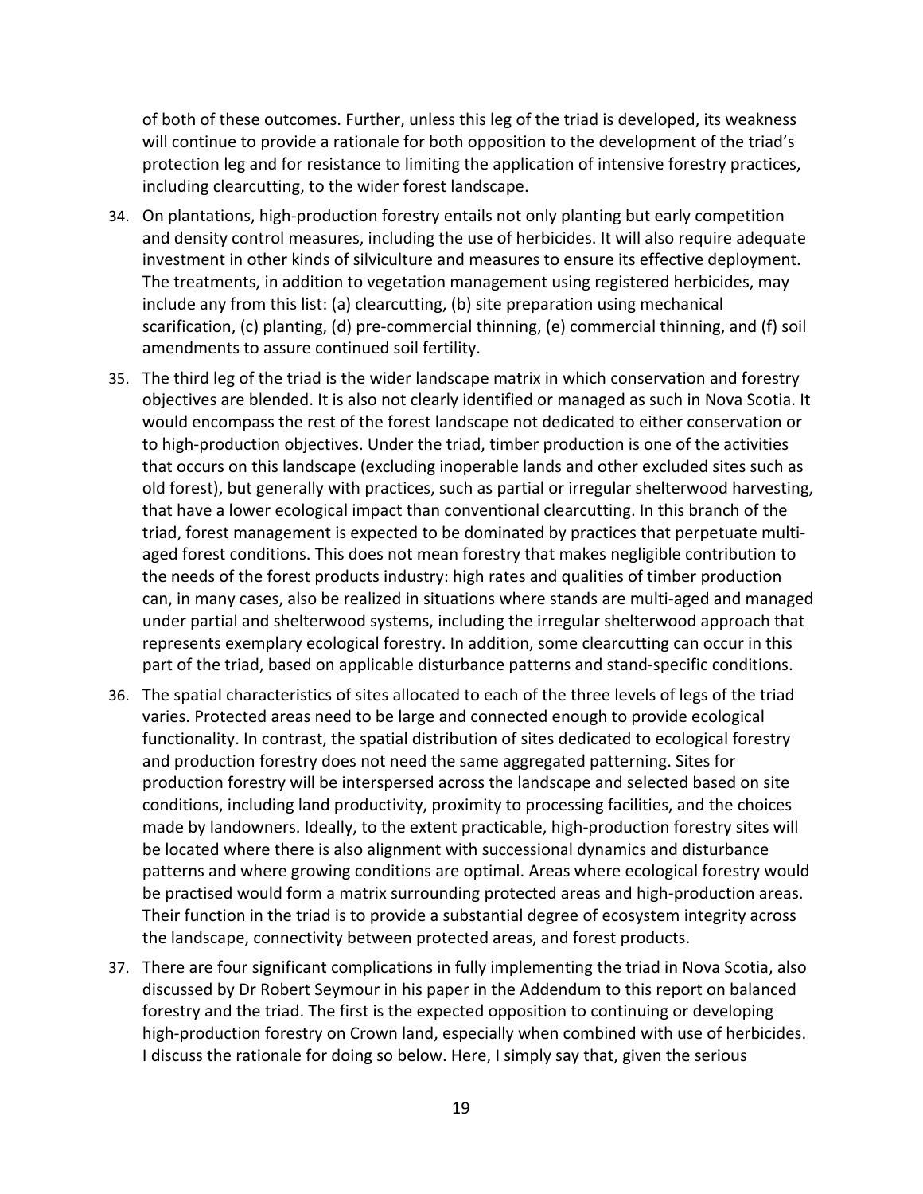of both of these outcomes. Further, unless this leg of the triad is developed, its weakness will continue to provide a rationale for both opposition to the development of the triad's protection leg and for resistance to limiting the application of intensive forestry practices, including clearcutting, to the wider forest landscape.

34. On plantations, high-production forestry entails not only planting but early competition and density control measures, including the use of herbicides. It will also require adequate investment in other kinds of silviculture and measures to ensure its effective deployment. The treatments, in addition to vegetation management using registered herbicides, may include any from this list: (a) clearcutting, (b) site preparation using mechanical scarification, (c) planting, (d) pre-commercial thinning, (e) commercial thinning, and (f) soil amendments to assure continued soil fertility.

35. The third leg of the triad is the wider landscape matrix in which conservation and forestry objectives are blended. It is also not clearly identified or managed as such in Nova Scotia. It would encompass the rest of the forest landscape not dedicated to either conservation or to high-production objectives. Under the triad, timber production is one of the activities that occurs on this landscape (excluding inoperable lands and other excluded sites such as old forest), but generally with practices, such as partial or irregular shelterwood harvesting, that have a lower ecological impact than conventional clearcutting. In this branch of the triad, forest management is expected to be dominated by practices that perpetuate multi-aged forest conditions. This does not mean forestry that makes negligible contribution to the needs of the forest products industry: high rates and qualities of timber production can, in many cases, also be realized in situations where stands are multi-aged and managed under partial and shelterwood systems, including the irregular shelterwood approach that represents exemplary ecological forestry. In addition, some clearcutting can occur in this part of the triad, based on applicable disturbance patterns and stand-specific conditions.

36. The spatial characteristics of sites allocated to each of the three levels of legs of the triad varies. Protected areas need to be large and connected enough to provide ecological functionality. In contrast, the spatial distribution of sites dedicated to ecological forestry and production forestry does not need the same aggregated patterning. Sites for production forestry will be interspersed across the landscape and selected based on site conditions, including land productivity, proximity to processing facilities, and the choices made by landowners. Ideally, to the extent practicable, high-production forestry sites will be located where there is also alignment with successional dynamics and disturbance patterns and where growing conditions are optimal. Areas where ecological forestry would be practised would form a matrix surrounding protected areas and high-production areas. Their function in the triad is to provide a substantial degree of ecosystem integrity across the landscape, connectivity between protected areas, and forest products.

37. There are four significant complications in fully implementing the triad in Nova Scotia, also discussed by Dr Robert Seymour in his paper in the Addendum to this report on balanced forestry and the triad. The first is the expected opposition to continuing or developing high-production forestry on Crown land, especially when combined with use of herbicides. I discuss the rationale for doing so below. Here, I simply say that, given the serious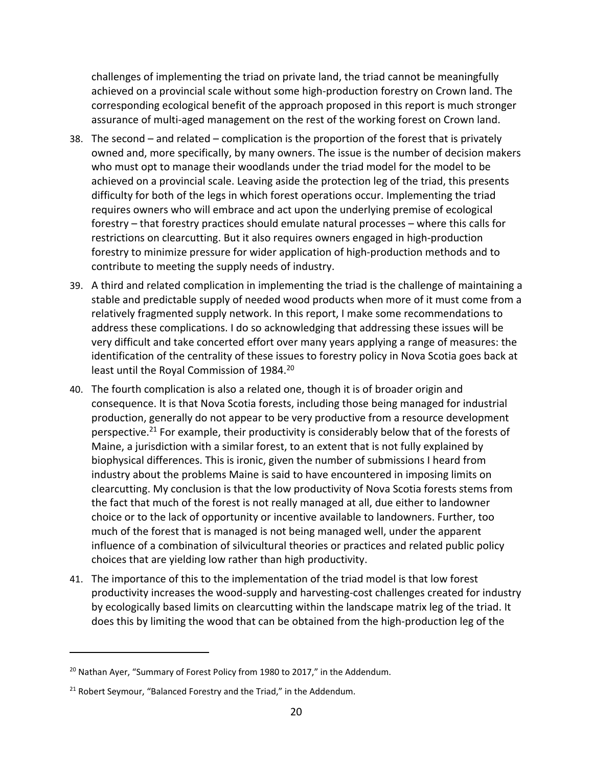challenges of implementing the triad on private land, the triad cannot be meaningfully achieved on a provincial scale without some high-production forestry on Crown land. The corresponding ecological benefit of the approach proposed in this report is much stronger assurance of multi-aged management on the rest of the working forest on Crown land.

38. The second – and related – complication is the proportion of the forest that is privately owned and, more specifically, by many owners. The issue is the number of decision makers who must opt to manage their woodlands under the triad model for the model to be achieved on a provincial scale. Leaving aside the protection leg of the triad, this presents difficulty for both of the legs in which forest operations occur. Implementing the triad requires owners who will embrace and act upon the underlying premise of ecological forestry – that forestry practices should emulate natural processes – where this calls for restrictions on clearcutting. But it also requires owners engaged in high-production forestry to minimize pressure for wider application of high-production methods and to contribute to meeting the supply needs of industry.

39. A third and related complication in implementing the triad is the challenge of maintaining a stable and predictable supply of needed wood products when more of it must come from a relatively fragmented supply network. In this report, I make some recommendations to address these complications. I do so acknowledging that addressing these issues will be very difficult and take concerted effort over many years applying a range of measures: the identification of the centrality of these issues to forestry policy in Nova Scotia goes back at least until the Royal Commission of 1984.[20]

40. The fourth complication is also a related one, though it is of broader origin and consequence. It is that Nova Scotia forests, including those being managed for industrial production, generally do not appear to be very productive from a resource development perspective.[21] For example, their productivity is considerably below that of the forests of Maine, a jurisdiction with a similar forest, to an extent that is not fully explained by biophysical differences. This is ironic, given the number of submissions I heard from industry about the problems Maine is said to have encountered in imposing limits on clearcutting. My conclusion is that the low productivity of Nova Scotia forests stems from the fact that much of the forest is not really managed at all, due either to landowner choice or to the lack of opportunity or incentive available to landowners. Further, too much of the forest that is managed is not being managed well, under the apparent influence of a combination of silvicultural theories or practices and related public policy choices that are yielding low rather than high productivity.

41. The importance of this to the implementation of the triad model is that low forest productivity increases the wood-supply and harvesting-cost challenges created for industry by ecologically based limits on clearcutting within the landscape matrix leg of the triad. It does this by limiting the wood that can be obtained from the high-production leg of the

[20] Nathan Ayer, "Summary of Forest Policy from 1980 to 2017," in the Addendum.

[21] Robert Seymour, "Balanced Forestry and the Triad," in the Addendum.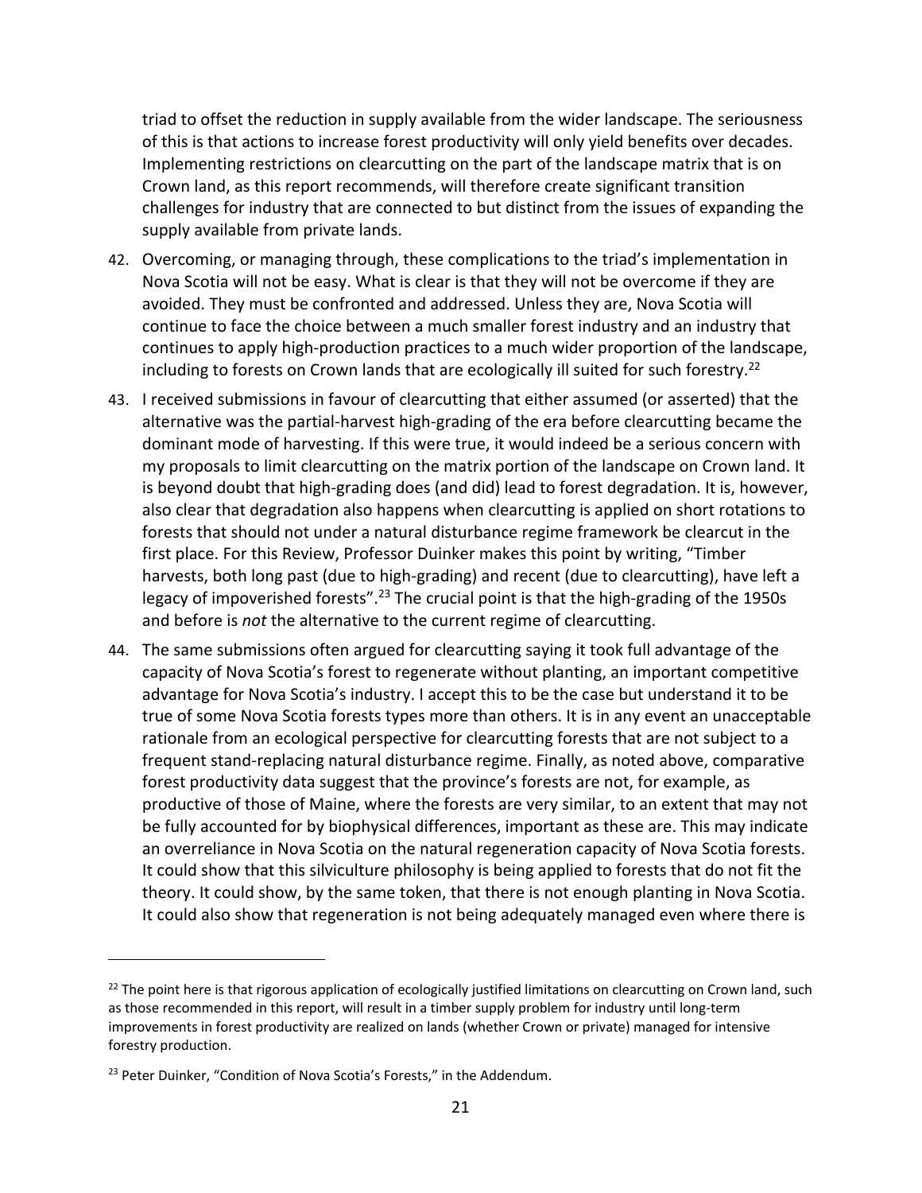triad to offset the reduction in supply available from the wider landscape. The seriousness of this is that actions to increase forest productivity will only yield benefits over decades. Implementing restrictions on clearcutting on the part of the landscape matrix that is on Crown land, as this report recommends, will therefore create significant transition challenges for industry that are connected to but distinct from the issues of expanding the supply available from private lands.

42. Overcoming, or managing through, these complications to the triad's implementation in Nova Scotia will not be easy. What is clear is that they will not be overcome if they are avoided. They must be confronted and addressed. Unless they are, Nova Scotia will continue to face the choice between a much smaller forest industry and an industry that continues to apply high-production practices to a much wider proportion of the landscape, including to forests on Crown lands that are ecologically ill suited for such forestry.[22]

43. I received submissions in favour of clearcutting that either assumed (or asserted) that the alternative was the partial-harvest high-grading of the era before clearcutting became the dominant mode of harvesting. If this were true, it would indeed be a serious concern with my proposals to limit clearcutting on the matrix portion of the landscape on Crown land. It is beyond doubt that high-grading does (and did) lead to forest degradation. It is, however, also clear that degradation also happens when clearcutting is applied on short rotations to forests that should not under a natural disturbance regime framework be clearcut in the first place. For this Review, Professor Duinker makes this point by writing, "Timber harvests, both long past (due to high-grading) and recent (due to clearcutting), have left a legacy of impoverished forests".[23] The crucial point is that the high-grading of the 1950s and before is *not* the alternative to the current regime of clearcutting.

44. The same submissions often argued for clearcutting saying it took full advantage of the capacity of Nova Scotia's forest to regenerate without planting, an important competitive advantage for Nova Scotia's industry. I accept this to be the case but understand it to be true of some Nova Scotia forests types more than others. It is in any event an unacceptable rationale from an ecological perspective for clearcutting forests that are not subject to a frequent stand-replacing natural disturbance regime. Finally, as noted above, comparative forest productivity data suggest that the province's forests are not, for example, as productive of those of Maine, where the forests are very similar, to an extent that may not be fully accounted for by biophysical differences, important as these are. This may indicate an overreliance in Nova Scotia on the natural regeneration capacity of Nova Scotia forests. It could show that this silviculture philosophy is being applied to forests that do not fit the theory. It could show, by the same token, that there is not enough planting in Nova Scotia. It could also show that regeneration is not being adequately managed even where there is

---

[22] The point here is that rigorous application of ecologically justified limitations on clearcutting on Crown land, such as those recommended in this report, will result in a timber supply problem for industry until long-term improvements in forest productivity are realized on lands (whether Crown or private) managed for intensive forestry production.

[23] Peter Duinker, "Condition of Nova Scotia's Forests," in the Addendum.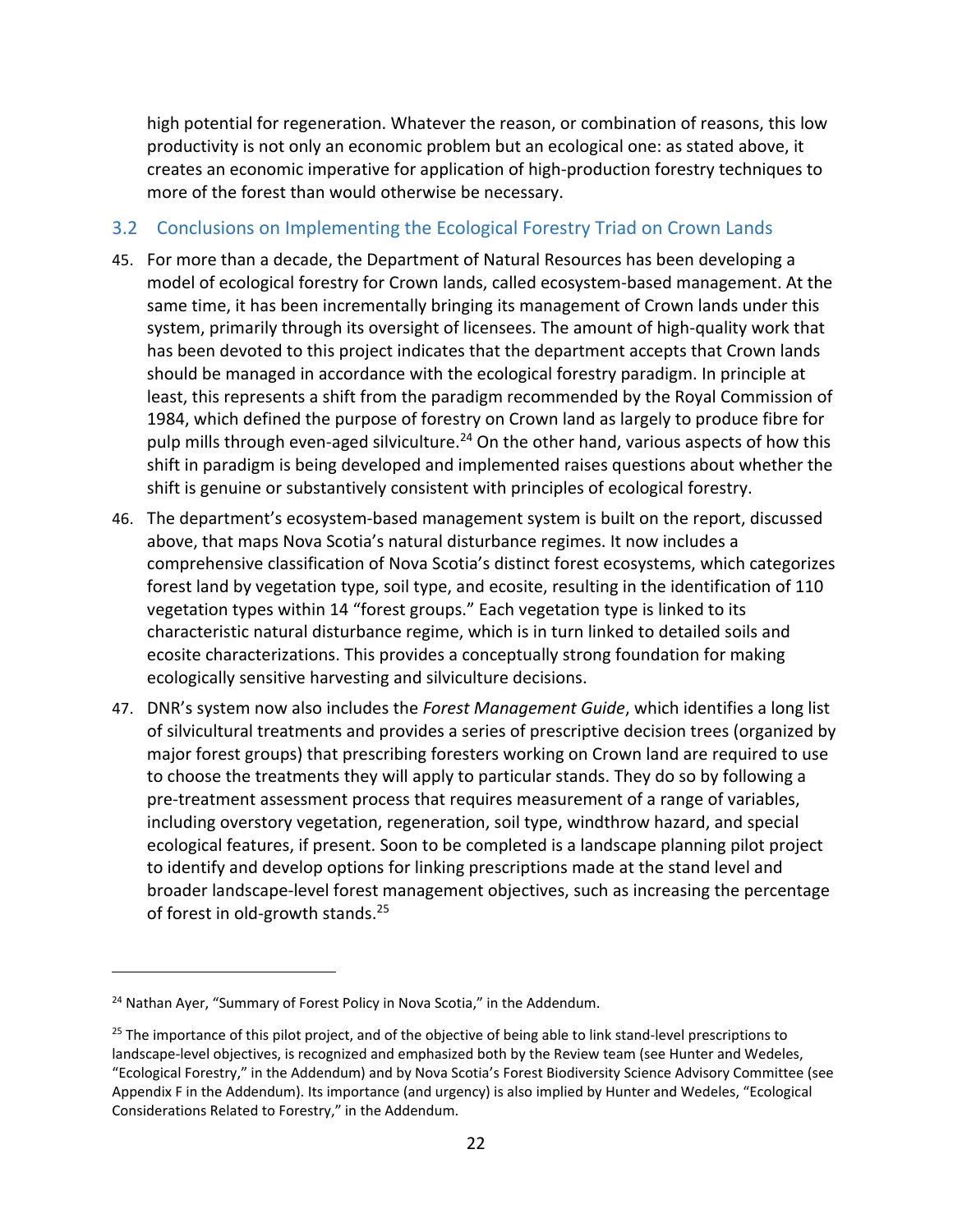high potential for regeneration. Whatever the reason, or combination of reasons, this low productivity is not only an economic problem but an ecological one: as stated above, it creates an economic imperative for application of high-production forestry techniques to more of the forest than would otherwise be necessary.

## 3.2 Conclusions on Implementing the Ecological Forestry Triad on Crown Lands

45. For more than a decade, the Department of Natural Resources has been developing a model of ecological forestry for Crown lands, called ecosystem-based management. At the same time, it has been incrementally bringing its management of Crown lands under this system, primarily through its oversight of licensees. The amount of high-quality work that has been devoted to this project indicates that the department accepts that Crown lands should be managed in accordance with the ecological forestry paradigm. In principle at least, this represents a shift from the paradigm recommended by the Royal Commission of 1984, which defined the purpose of forestry on Crown land as largely to produce fibre for pulp mills through even-aged silviculture.[24] On the other hand, various aspects of how this shift in paradigm is being developed and implemented raises questions about whether the shift is genuine or substantively consistent with principles of ecological forestry.

46. The department's ecosystem-based management system is built on the report, discussed above, that maps Nova Scotia's natural disturbance regimes. It now includes a comprehensive classification of Nova Scotia's distinct forest ecosystems, which categorizes forest land by vegetation type, soil type, and ecosite, resulting in the identification of 110 vegetation types within 14 "forest groups." Each vegetation type is linked to its characteristic natural disturbance regime, which is in turn linked to detailed soils and ecosite characterizations. This provides a conceptually strong foundation for making ecologically sensitive harvesting and silviculture decisions.

47. DNR's system now also includes the *Forest Management Guide*, which identifies a long list of silvicultural treatments and provides a series of prescriptive decision trees (organized by major forest groups) that prescribing foresters working on Crown land are required to use to choose the treatments they will apply to particular stands. They do so by following a pre-treatment assessment process that requires measurement of a range of variables, including overstory vegetation, regeneration, soil type, windthrow hazard, and special ecological features, if present. Soon to be completed is a landscape planning pilot project to identify and develop options for linking prescriptions made at the stand level and broader landscape-level forest management objectives, such as increasing the percentage of forest in old-growth stands.[25]

---

[24] Nathan Ayer, "Summary of Forest Policy in Nova Scotia," in the Addendum.

[25] The importance of this pilot project, and of the objective of being able to link stand-level prescriptions to landscape-level objectives, is recognized and emphasized both by the Review team (see Hunter and Wedeles, "Ecological Forestry," in the Addendum) and by Nova Scotia's Forest Biodiversity Science Advisory Committee (see Appendix F in the Addendum). Its importance (and urgency) is also implied by Hunter and Wedeles, "Ecological Considerations Related to Forestry," in the Addendum.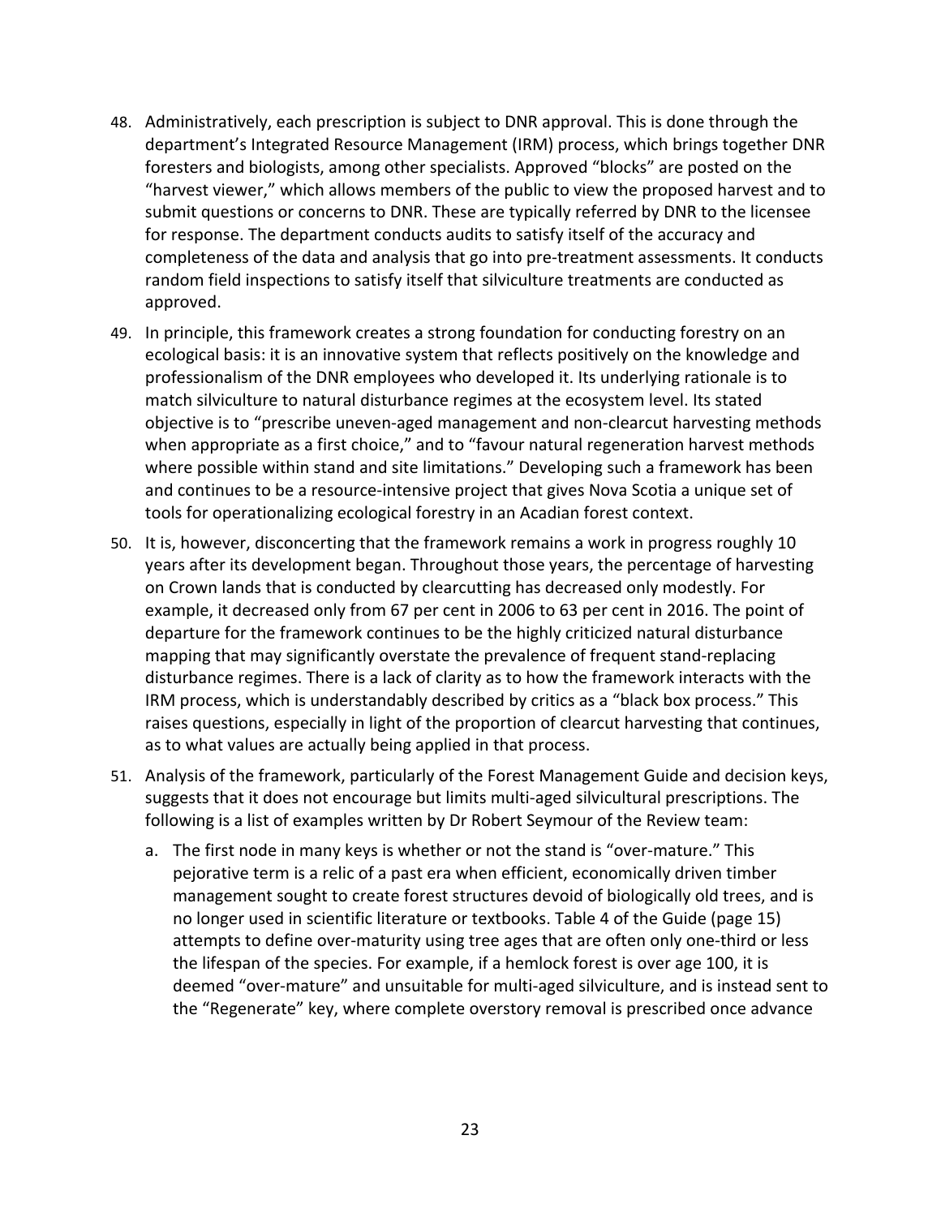48. Administratively, each prescription is subject to DNR approval. This is done through the department's Integrated Resource Management (IRM) process, which brings together DNR foresters and biologists, among other specialists. Approved "blocks" are posted on the "harvest viewer," which allows members of the public to view the proposed harvest and to submit questions or concerns to DNR. These are typically referred by DNR to the licensee for response. The department conducts audits to satisfy itself of the accuracy and completeness of the data and analysis that go into pre-treatment assessments. It conducts random field inspections to satisfy itself that silviculture treatments are conducted as approved.

49. In principle, this framework creates a strong foundation for conducting forestry on an ecological basis: it is an innovative system that reflects positively on the knowledge and professionalism of the DNR employees who developed it. Its underlying rationale is to match silviculture to natural disturbance regimes at the ecosystem level. Its stated objective is to "prescribe uneven-aged management and non-clearcut harvesting methods when appropriate as a first choice," and to "favour natural regeneration harvest methods where possible within stand and site limitations." Developing such a framework has been and continues to be a resource-intensive project that gives Nova Scotia a unique set of tools for operationalizing ecological forestry in an Acadian forest context.

50. It is, however, disconcerting that the framework remains a work in progress roughly 10 years after its development began. Throughout those years, the percentage of harvesting on Crown lands that is conducted by clearcutting has decreased only modestly. For example, it decreased only from 67 per cent in 2006 to 63 per cent in 2016. The point of departure for the framework continues to be the highly criticized natural disturbance mapping that may significantly overstate the prevalence of frequent stand-replacing disturbance regimes. There is a lack of clarity as to how the framework interacts with the IRM process, which is understandably described by critics as a "black box process." This raises questions, especially in light of the proportion of clearcut harvesting that continues, as to what values are actually being applied in that process.

51. Analysis of the framework, particularly of the Forest Management Guide and decision keys, suggests that it does not encourage but limits multi-aged silvicultural prescriptions. The following is a list of examples written by Dr Robert Seymour of the Review team:

    a. The first node in many keys is whether or not the stand is "over-mature." This pejorative term is a relic of a past era when efficient, economically driven timber management sought to create forest structures devoid of biologically old trees, and is no longer used in scientific literature or textbooks. Table 4 of the Guide (page 15) attempts to define over-maturity using tree ages that are often only one-third or less the lifespan of the species. For example, if a hemlock forest is over age 100, it is deemed "over-mature" and unsuitable for multi-aged silviculture, and is instead sent to the "Regenerate" key, where complete overstory removal is prescribed once advance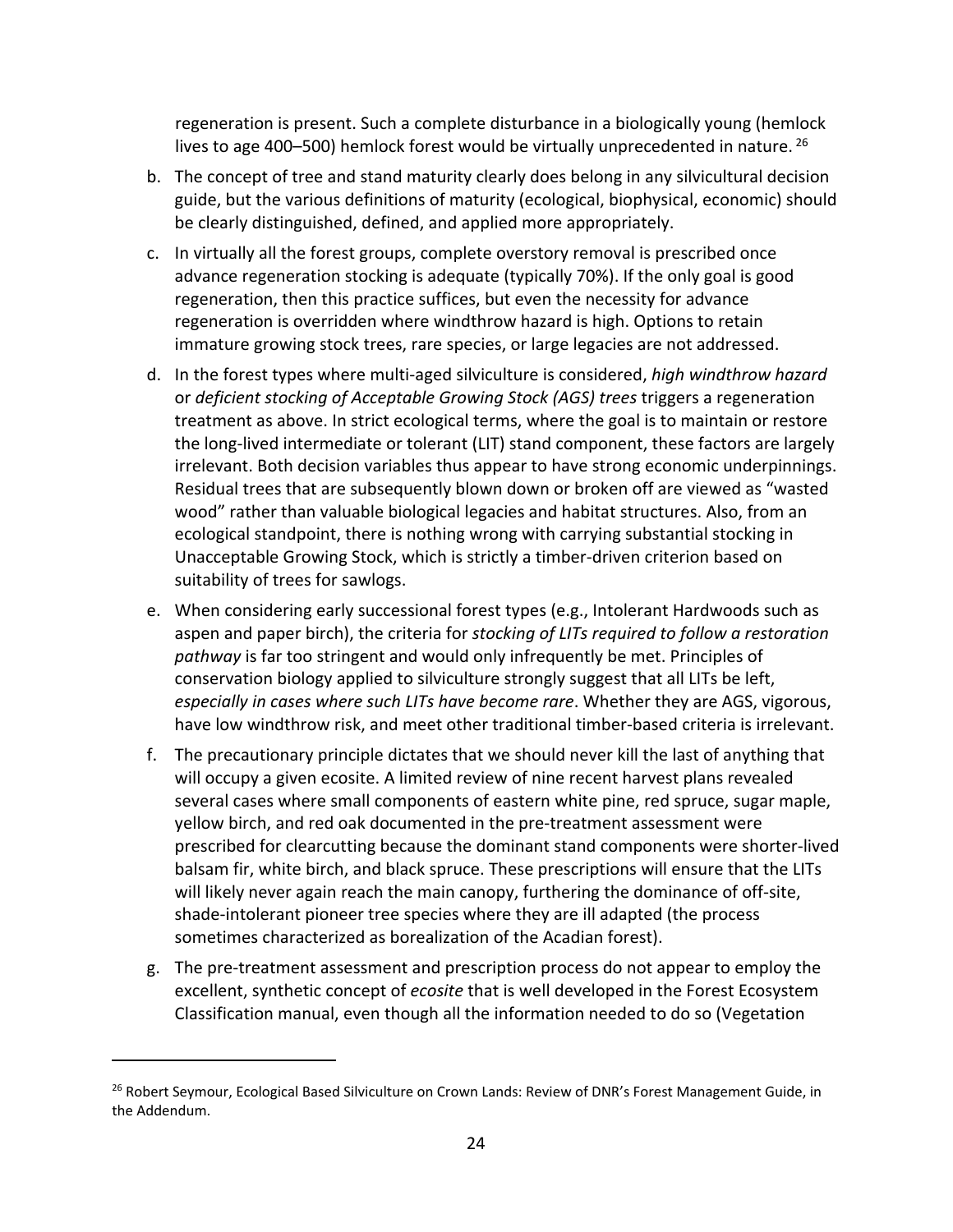regeneration is present. Such a complete disturbance in a biologically young (hemlock lives to age 400–500) hemlock forest would be virtually unprecedented in nature. [26]

b. The concept of tree and stand maturity clearly does belong in any silvicultural decision guide, but the various definitions of maturity (ecological, biophysical, economic) should be clearly distinguished, defined, and applied more appropriately.

c. In virtually all the forest groups, complete overstory removal is prescribed once advance regeneration stocking is adequate (typically 70%). If the only goal is good regeneration, then this practice suffices, but even the necessity for advance regeneration is overridden where windthrow hazard is high. Options to retain immature growing stock trees, rare species, or large legacies are not addressed.

d. In the forest types where multi-aged silviculture is considered, *high windthrow hazard* or *deficient stocking of Acceptable Growing Stock (AGS) trees* triggers a regeneration treatment as above. In strict ecological terms, where the goal is to maintain or restore the long-lived intermediate or tolerant (LIT) stand component, these factors are largely irrelevant. Both decision variables thus appear to have strong economic underpinnings. Residual trees that are subsequently blown down or broken off are viewed as "wasted wood" rather than valuable biological legacies and habitat structures. Also, from an ecological standpoint, there is nothing wrong with carrying substantial stocking in Unacceptable Growing Stock, which is strictly a timber-driven criterion based on suitability of trees for sawlogs.

e. When considering early successional forest types (e.g., Intolerant Hardwoods such as aspen and paper birch), the criteria for *stocking of LITs required to follow a restoration pathway* is far too stringent and would only infrequently be met. Principles of conservation biology applied to silviculture strongly suggest that all LITs be left, *especially in cases where such LITs have become rare*. Whether they are AGS, vigorous, have low windthrow risk, and meet other traditional timber-based criteria is irrelevant.

f. The precautionary principle dictates that we should never kill the last of anything that will occupy a given ecosite. A limited review of nine recent harvest plans revealed several cases where small components of eastern white pine, red spruce, sugar maple, yellow birch, and red oak documented in the pre-treatment assessment were prescribed for clearcutting because the dominant stand components were shorter-lived balsam fir, white birch, and black spruce. These prescriptions will ensure that the LITs will likely never again reach the main canopy, furthering the dominance of off-site, shade-intolerant pioneer tree species where they are ill adapted (the process sometimes characterized as borealization of the Acadian forest).

g. The pre-treatment assessment and prescription process do not appear to employ the excellent, synthetic concept of *ecosite* that is well developed in the Forest Ecosystem Classification manual, even though all the information needed to do so (Vegetation

[26] Robert Seymour, Ecological Based Silviculture on Crown Lands: Review of DNR's Forest Management Guide, in the Addendum.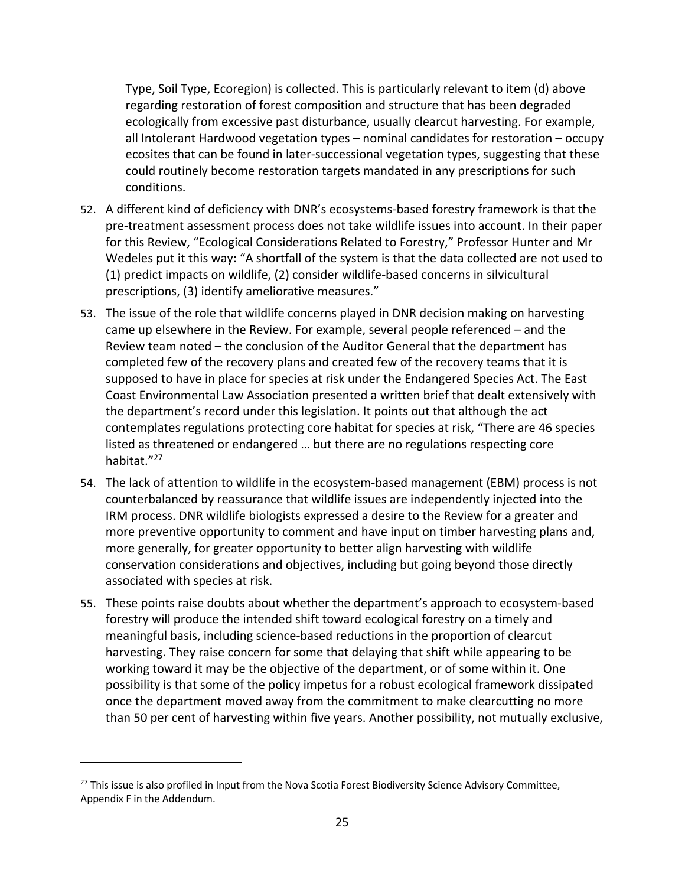Type, Soil Type, Ecoregion) is collected. This is particularly relevant to item (d) above regarding restoration of forest composition and structure that has been degraded ecologically from excessive past disturbance, usually clearcut harvesting. For example, all Intolerant Hardwood vegetation types – nominal candidates for restoration – occupy ecosites that can be found in later-successional vegetation types, suggesting that these could routinely become restoration targets mandated in any prescriptions for such conditions.

52. A different kind of deficiency with DNR's ecosystems-based forestry framework is that the pre-treatment assessment process does not take wildlife issues into account. In their paper for this Review, "Ecological Considerations Related to Forestry," Professor Hunter and Mr Wedeles put it this way: "A shortfall of the system is that the data collected are not used to (1) predict impacts on wildlife, (2) consider wildlife-based concerns in silvicultural prescriptions, (3) identify ameliorative measures."

53. The issue of the role that wildlife concerns played in DNR decision making on harvesting came up elsewhere in the Review. For example, several people referenced – and the Review team noted – the conclusion of the Auditor General that the department has completed few of the recovery plans and created few of the recovery teams that it is supposed to have in place for species at risk under the Endangered Species Act. The East Coast Environmental Law Association presented a written brief that dealt extensively with the department's record under this legislation. It points out that although the act contemplates regulations protecting core habitat for species at risk, "There are 46 species listed as threatened or endangered … but there are no regulations respecting core habitat."[27]

54. The lack of attention to wildlife in the ecosystem-based management (EBM) process is not counterbalanced by reassurance that wildlife issues are independently injected into the IRM process. DNR wildlife biologists expressed a desire to the Review for a greater and more preventive opportunity to comment and have input on timber harvesting plans and, more generally, for greater opportunity to better align harvesting with wildlife conservation considerations and objectives, including but going beyond those directly associated with species at risk.

55. These points raise doubts about whether the department's approach to ecosystem-based forestry will produce the intended shift toward ecological forestry on a timely and meaningful basis, including science-based reductions in the proportion of clearcut harvesting. They raise concern for some that delaying that shift while appearing to be working toward it may be the objective of the department, or of some within it. One possibility is that some of the policy impetus for a robust ecological framework dissipated once the department moved away from the commitment to make clearcutting no more than 50 per cent of harvesting within five years. Another possibility, not mutually exclusive,

[27] This issue is also profiled in Input from the Nova Scotia Forest Biodiversity Science Advisory Committee, Appendix F in the Addendum.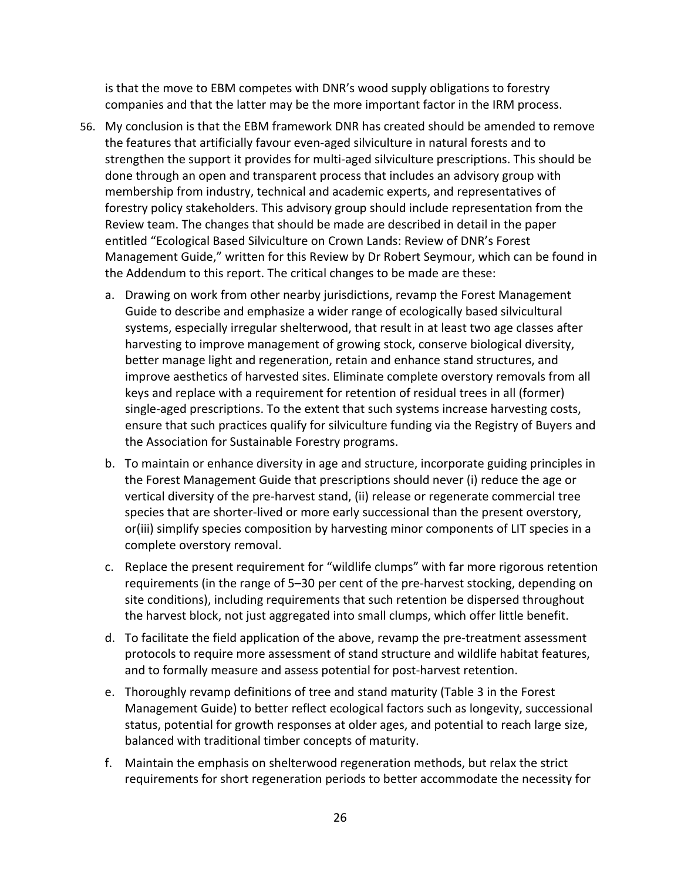is that the move to EBM competes with DNR's wood supply obligations to forestry companies and that the latter may be the more important factor in the IRM process.

56. My conclusion is that the EBM framework DNR has created should be amended to remove the features that artificially favour even-aged silviculture in natural forests and to strengthen the support it provides for multi-aged silviculture prescriptions. This should be done through an open and transparent process that includes an advisory group with membership from industry, technical and academic experts, and representatives of forestry policy stakeholders. This advisory group should include representation from the Review team. The changes that should be made are described in detail in the paper entitled "Ecological Based Silviculture on Crown Lands: Review of DNR's Forest Management Guide," written for this Review by Dr Robert Seymour, which can be found in the Addendum to this report. The critical changes to be made are these:

    a. Drawing on work from other nearby jurisdictions, revamp the Forest Management Guide to describe and emphasize a wider range of ecologically based silvicultural systems, especially irregular shelterwood, that result in at least two age classes after harvesting to improve management of growing stock, conserve biological diversity, better manage light and regeneration, retain and enhance stand structures, and improve aesthetics of harvested sites. Eliminate complete overstory removals from all keys and replace with a requirement for retention of residual trees in all (former) single-aged prescriptions. To the extent that such systems increase harvesting costs, ensure that such practices qualify for silviculture funding via the Registry of Buyers and the Association for Sustainable Forestry programs.

    b. To maintain or enhance diversity in age and structure, incorporate guiding principles in the Forest Management Guide that prescriptions should never (i) reduce the age or vertical diversity of the pre-harvest stand, (ii) release or regenerate commercial tree species that are shorter-lived or more early successional than the present overstory, or(iii) simplify species composition by harvesting minor components of LIT species in a complete overstory removal.

    c. Replace the present requirement for "wildlife clumps" with far more rigorous retention requirements (in the range of 5–30 per cent of the pre-harvest stocking, depending on site conditions), including requirements that such retention be dispersed throughout the harvest block, not just aggregated into small clumps, which offer little benefit.

    d. To facilitate the field application of the above, revamp the pre-treatment assessment protocols to require more assessment of stand structure and wildlife habitat features, and to formally measure and assess potential for post-harvest retention.

    e. Thoroughly revamp definitions of tree and stand maturity (Table 3 in the Forest Management Guide) to better reflect ecological factors such as longevity, successional status, potential for growth responses at older ages, and potential to reach large size, balanced with traditional timber concepts of maturity.

    f. Maintain the emphasis on shelterwood regeneration methods, but relax the strict requirements for short regeneration periods to better accommodate the necessity for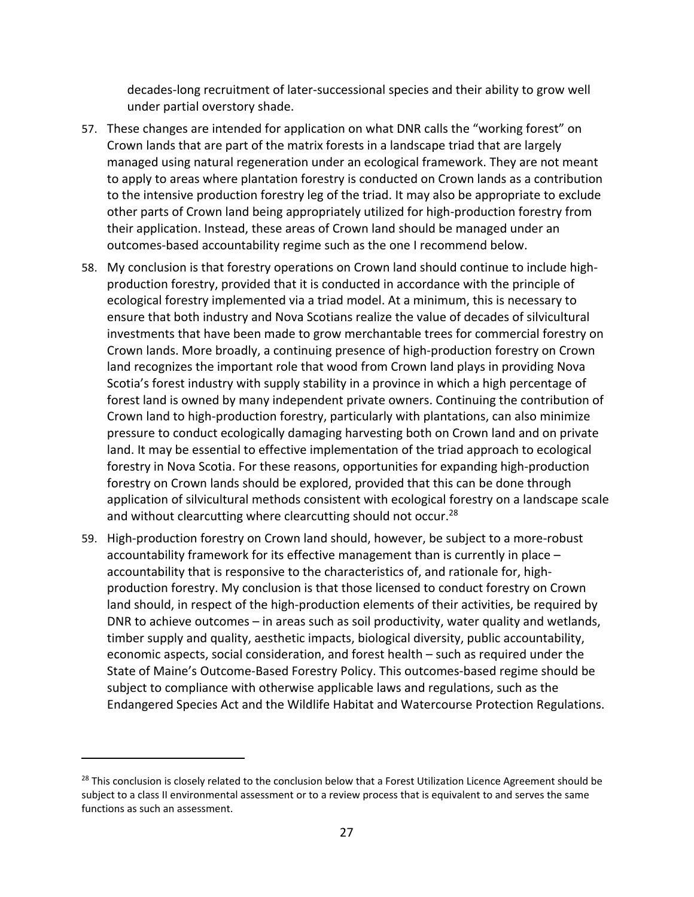decades-long recruitment of later-successional species and their ability to grow well under partial overstory shade.

57. These changes are intended for application on what DNR calls the "working forest" on Crown lands that are part of the matrix forests in a landscape triad that are largely managed using natural regeneration under an ecological framework. They are not meant to apply to areas where plantation forestry is conducted on Crown lands as a contribution to the intensive production forestry leg of the triad. It may also be appropriate to exclude other parts of Crown land being appropriately utilized for high-production forestry from their application. Instead, these areas of Crown land should be managed under an outcomes-based accountability regime such as the one I recommend below.

58. My conclusion is that forestry operations on Crown land should continue to include high-production forestry, provided that it is conducted in accordance with the principle of ecological forestry implemented via a triad model. At a minimum, this is necessary to ensure that both industry and Nova Scotians realize the value of decades of silvicultural investments that have been made to grow merchantable trees for commercial forestry on Crown lands. More broadly, a continuing presence of high-production forestry on Crown land recognizes the important role that wood from Crown land plays in providing Nova Scotia's forest industry with supply stability in a province in which a high percentage of forest land is owned by many independent private owners. Continuing the contribution of Crown land to high-production forestry, particularly with plantations, can also minimize pressure to conduct ecologically damaging harvesting both on Crown land and on private land. It may be essential to effective implementation of the triad approach to ecological forestry in Nova Scotia. For these reasons, opportunities for expanding high-production forestry on Crown lands should be explored, provided that this can be done through application of silvicultural methods consistent with ecological forestry on a landscape scale and without clearcutting where clearcutting should not occur.[28]

59. High-production forestry on Crown land should, however, be subject to a more-robust accountability framework for its effective management than is currently in place – accountability that is responsive to the characteristics of, and rationale for, high-production forestry. My conclusion is that those licensed to conduct forestry on Crown land should, in respect of the high-production elements of their activities, be required by DNR to achieve outcomes – in areas such as soil productivity, water quality and wetlands, timber supply and quality, aesthetic impacts, biological diversity, public accountability, economic aspects, social consideration, and forest health – such as required under the State of Maine's Outcome-Based Forestry Policy. This outcomes-based regime should be subject to compliance with otherwise applicable laws and regulations, such as the Endangered Species Act and the Wildlife Habitat and Watercourse Protection Regulations.

---

[28] This conclusion is closely related to the conclusion below that a Forest Utilization Licence Agreement should be subject to a class II environmental assessment or to a review process that is equivalent to and serves the same functions as such an assessment.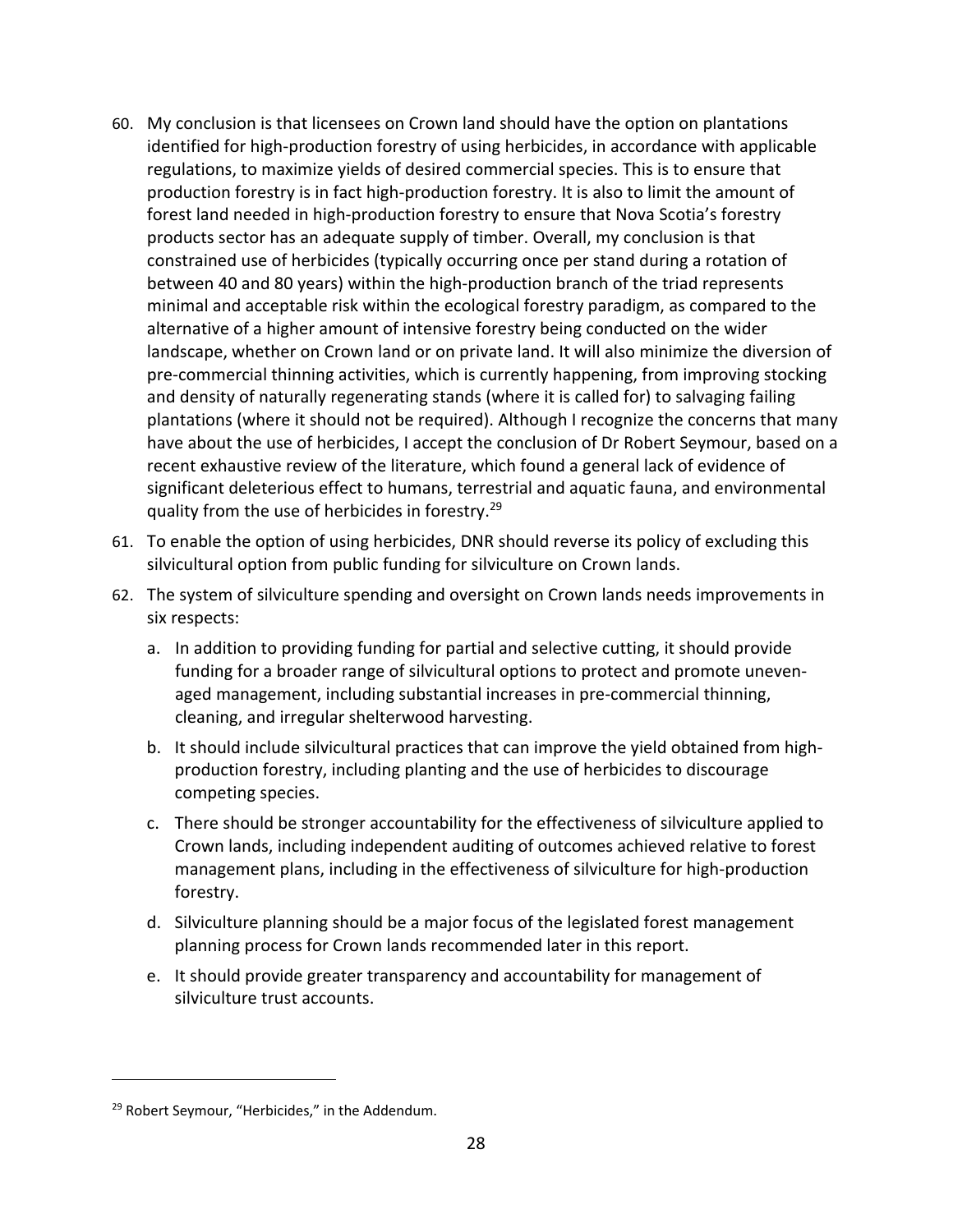60. My conclusion is that licensees on Crown land should have the option on plantations identified for high-production forestry of using herbicides, in accordance with applicable regulations, to maximize yields of desired commercial species. This is to ensure that production forestry is in fact high-production forestry. It is also to limit the amount of forest land needed in high-production forestry to ensure that Nova Scotia's forestry products sector has an adequate supply of timber. Overall, my conclusion is that constrained use of herbicides (typically occurring once per stand during a rotation of between 40 and 80 years) within the high-production branch of the triad represents minimal and acceptable risk within the ecological forestry paradigm, as compared to the alternative of a higher amount of intensive forestry being conducted on the wider landscape, whether on Crown land or on private land. It will also minimize the diversion of pre-commercial thinning activities, which is currently happening, from improving stocking and density of naturally regenerating stands (where it is called for) to salvaging failing plantations (where it should not be required). Although I recognize the concerns that many have about the use of herbicides, I accept the conclusion of Dr Robert Seymour, based on a recent exhaustive review of the literature, which found a general lack of evidence of significant deleterious effect to humans, terrestrial and aquatic fauna, and environmental quality from the use of herbicides in forestry.[29]

61. To enable the option of using herbicides, DNR should reverse its policy of excluding this silvicultural option from public funding for silviculture on Crown lands.

62. The system of silviculture spending and oversight on Crown lands needs improvements in six respects:

    a. In addition to providing funding for partial and selective cutting, it should provide funding for a broader range of silvicultural options to protect and promote uneven-aged management, including substantial increases in pre-commercial thinning, cleaning, and irregular shelterwood harvesting.

    b. It should include silvicultural practices that can improve the yield obtained from high-production forestry, including planting and the use of herbicides to discourage competing species.

    c. There should be stronger accountability for the effectiveness of silviculture applied to Crown lands, including independent auditing of outcomes achieved relative to forest management plans, including in the effectiveness of silviculture for high-production forestry.

    d. Silviculture planning should be a major focus of the legislated forest management planning process for Crown lands recommended later in this report.

    e. It should provide greater transparency and accountability for management of silviculture trust accounts.

[29] Robert Seymour, "Herbicides," in the Addendum.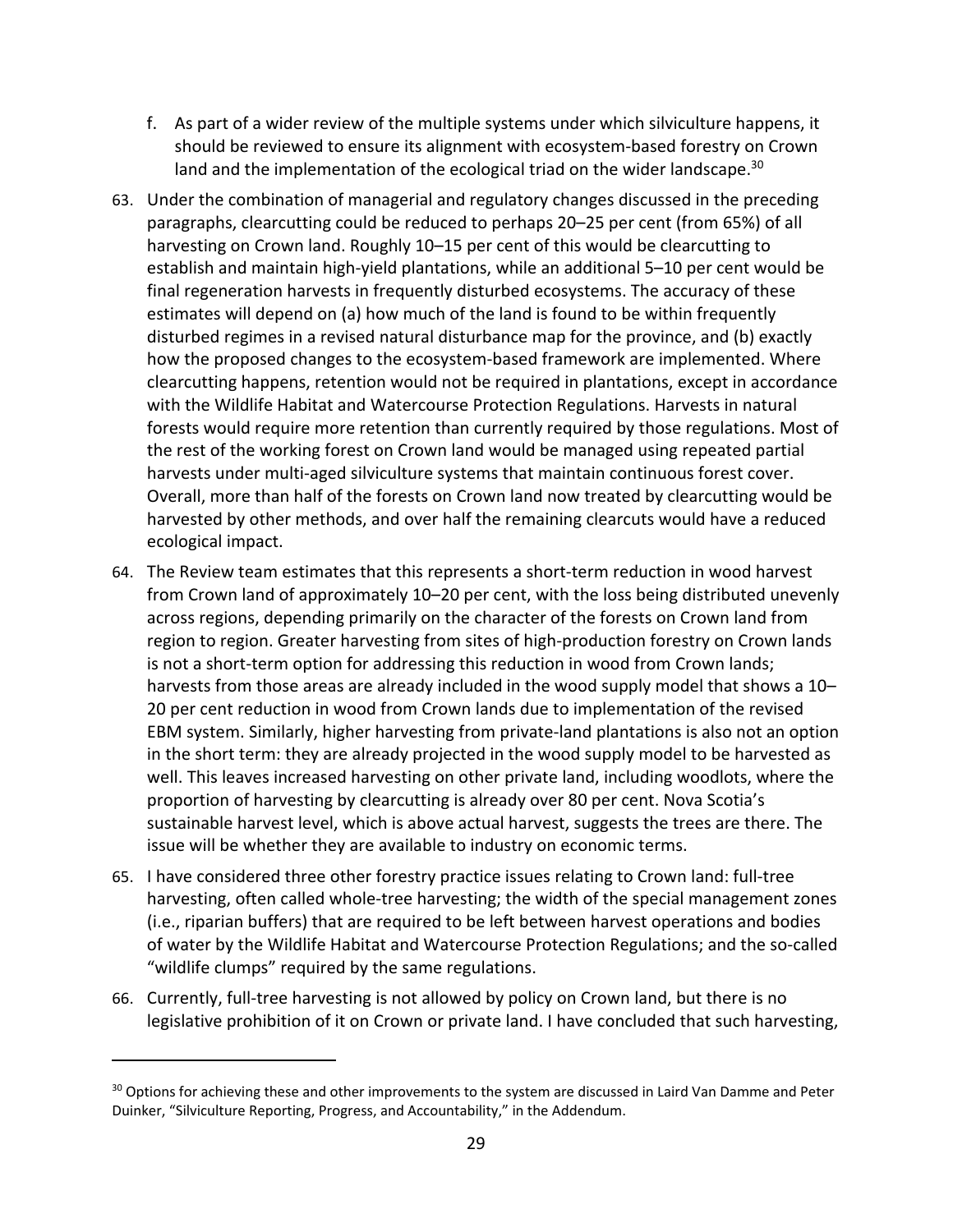f. As part of a wider review of the multiple systems under which silviculture happens, it should be reviewed to ensure its alignment with ecosystem-based forestry on Crown land and the implementation of the ecological triad on the wider landscape.[30]

63. Under the combination of managerial and regulatory changes discussed in the preceding paragraphs, clearcutting could be reduced to perhaps 20–25 per cent (from 65%) of all harvesting on Crown land. Roughly 10–15 per cent of this would be clearcutting to establish and maintain high-yield plantations, while an additional 5–10 per cent would be final regeneration harvests in frequently disturbed ecosystems. The accuracy of these estimates will depend on (a) how much of the land is found to be within frequently disturbed regimes in a revised natural disturbance map for the province, and (b) exactly how the proposed changes to the ecosystem-based framework are implemented. Where clearcutting happens, retention would not be required in plantations, except in accordance with the Wildlife Habitat and Watercourse Protection Regulations. Harvests in natural forests would require more retention than currently required by those regulations. Most of the rest of the working forest on Crown land would be managed using repeated partial harvests under multi-aged silviculture systems that maintain continuous forest cover. Overall, more than half of the forests on Crown land now treated by clearcutting would be harvested by other methods, and over half the remaining clearcuts would have a reduced ecological impact.

64. The Review team estimates that this represents a short-term reduction in wood harvest from Crown land of approximately 10–20 per cent, with the loss being distributed unevenly across regions, depending primarily on the character of the forests on Crown land from region to region. Greater harvesting from sites of high-production forestry on Crown lands is not a short-term option for addressing this reduction in wood from Crown lands; harvests from those areas are already included in the wood supply model that shows a 10–20 per cent reduction in wood from Crown lands due to implementation of the revised EBM system. Similarly, higher harvesting from private-land plantations is also not an option in the short term: they are already projected in the wood supply model to be harvested as well. This leaves increased harvesting on other private land, including woodlots, where the proportion of harvesting by clearcutting is already over 80 per cent. Nova Scotia's sustainable harvest level, which is above actual harvest, suggests the trees are there. The issue will be whether they are available to industry on economic terms.

65. I have considered three other forestry practice issues relating to Crown land: full-tree harvesting, often called whole-tree harvesting; the width of the special management zones (i.e., riparian buffers) that are required to be left between harvest operations and bodies of water by the Wildlife Habitat and Watercourse Protection Regulations; and the so-called "wildlife clumps" required by the same regulations.

66. Currently, full-tree harvesting is not allowed by policy on Crown land, but there is no legislative prohibition of it on Crown or private land. I have concluded that such harvesting,

[30] Options for achieving these and other improvements to the system are discussed in Laird Van Damme and Peter Duinker, "Silviculture Reporting, Progress, and Accountability," in the Addendum.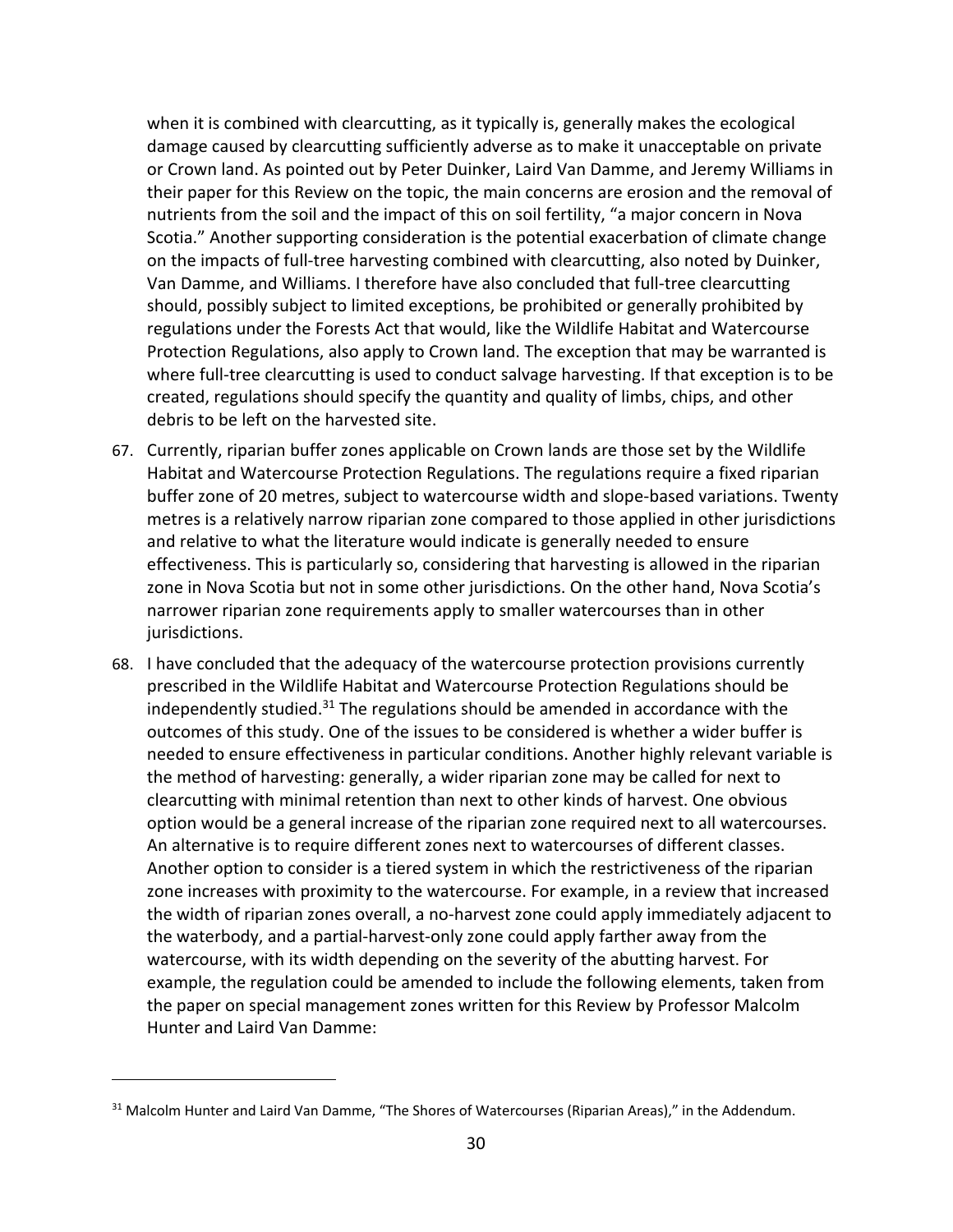when it is combined with clearcutting, as it typically is, generally makes the ecological damage caused by clearcutting sufficiently adverse as to make it unacceptable on private or Crown land. As pointed out by Peter Duinker, Laird Van Damme, and Jeremy Williams in their paper for this Review on the topic, the main concerns are erosion and the removal of nutrients from the soil and the impact of this on soil fertility, "a major concern in Nova Scotia." Another supporting consideration is the potential exacerbation of climate change on the impacts of full-tree harvesting combined with clearcutting, also noted by Duinker, Van Damme, and Williams. I therefore have also concluded that full-tree clearcutting should, possibly subject to limited exceptions, be prohibited or generally prohibited by regulations under the Forests Act that would, like the Wildlife Habitat and Watercourse Protection Regulations, also apply to Crown land. The exception that may be warranted is where full-tree clearcutting is used to conduct salvage harvesting. If that exception is to be created, regulations should specify the quantity and quality of limbs, chips, and other debris to be left on the harvested site.

67. Currently, riparian buffer zones applicable on Crown lands are those set by the Wildlife Habitat and Watercourse Protection Regulations. The regulations require a fixed riparian buffer zone of 20 metres, subject to watercourse width and slope-based variations. Twenty metres is a relatively narrow riparian zone compared to those applied in other jurisdictions and relative to what the literature would indicate is generally needed to ensure effectiveness. This is particularly so, considering that harvesting is allowed in the riparian zone in Nova Scotia but not in some other jurisdictions. On the other hand, Nova Scotia's narrower riparian zone requirements apply to smaller watercourses than in other jurisdictions.

68. I have concluded that the adequacy of the watercourse protection provisions currently prescribed in the Wildlife Habitat and Watercourse Protection Regulations should be independently studied.[31] The regulations should be amended in accordance with the outcomes of this study. One of the issues to be considered is whether a wider buffer is needed to ensure effectiveness in particular conditions. Another highly relevant variable is the method of harvesting: generally, a wider riparian zone may be called for next to clearcutting with minimal retention than next to other kinds of harvest. One obvious option would be a general increase of the riparian zone required next to all watercourses. An alternative is to require different zones next to watercourses of different classes. Another option to consider is a tiered system in which the restrictiveness of the riparian zone increases with proximity to the watercourse. For example, in a review that increased the width of riparian zones overall, a no-harvest zone could apply immediately adjacent to the waterbody, and a partial-harvest-only zone could apply farther away from the watercourse, with its width depending on the severity of the abutting harvest. For example, the regulation could be amended to include the following elements, taken from the paper on special management zones written for this Review by Professor Malcolm Hunter and Laird Van Damme:

---

[31] Malcolm Hunter and Laird Van Damme, "The Shores of Watercourses (Riparian Areas)," in the Addendum.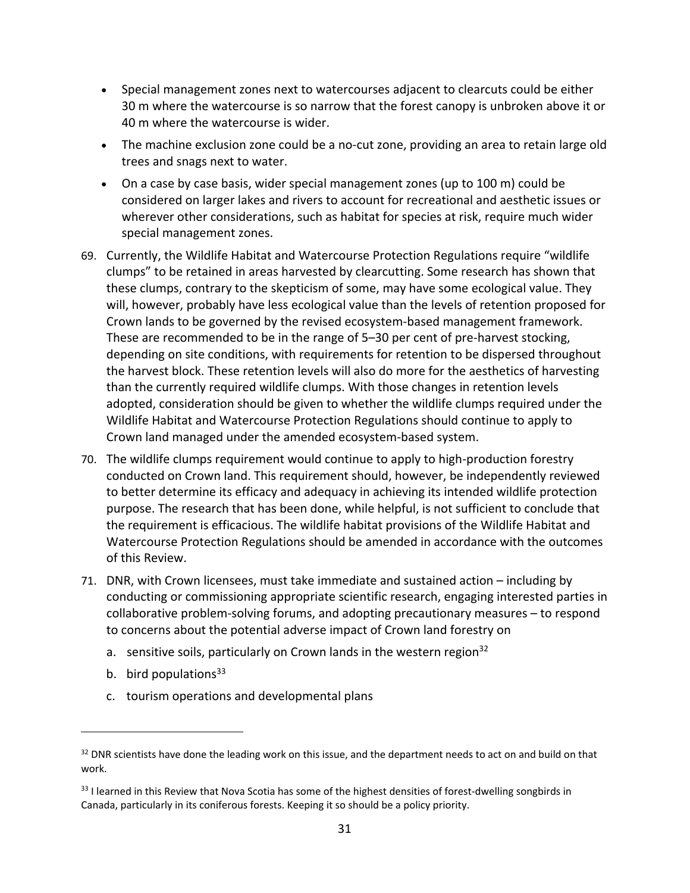- Special management zones next to watercourses adjacent to clearcuts could be either 30 m where the watercourse is so narrow that the forest canopy is unbroken above it or 40 m where the watercourse is wider.
- The machine exclusion zone could be a no-cut zone, providing an area to retain large old trees and snags next to water.
- On a case by case basis, wider special management zones (up to 100 m) could be considered on larger lakes and rivers to account for recreational and aesthetic issues or wherever other considerations, such as habitat for species at risk, require much wider special management zones.

69. Currently, the Wildlife Habitat and Watercourse Protection Regulations require "wildlife clumps" to be retained in areas harvested by clearcutting. Some research has shown that these clumps, contrary to the skepticism of some, may have some ecological value. They will, however, probably have less ecological value than the levels of retention proposed for Crown lands to be governed by the revised ecosystem-based management framework. These are recommended to be in the range of 5–30 per cent of pre-harvest stocking, depending on site conditions, with requirements for retention to be dispersed throughout the harvest block. These retention levels will also do more for the aesthetics of harvesting than the currently required wildlife clumps. With those changes in retention levels adopted, consideration should be given to whether the wildlife clumps required under the Wildlife Habitat and Watercourse Protection Regulations should continue to apply to Crown land managed under the amended ecosystem-based system.

70. The wildlife clumps requirement would continue to apply to high-production forestry conducted on Crown land. This requirement should, however, be independently reviewed to better determine its efficacy and adequacy in achieving its intended wildlife protection purpose. The research that has been done, while helpful, is not sufficient to conclude that the requirement is efficacious. The wildlife habitat provisions of the Wildlife Habitat and Watercourse Protection Regulations should be amended in accordance with the outcomes of this Review.

71. DNR, with Crown licensees, must take immediate and sustained action – including by conducting or commissioning appropriate scientific research, engaging interested parties in collaborative problem-solving forums, and adopting precautionary measures – to respond to concerns about the potential adverse impact of Crown land forestry on

    a. sensitive soils, particularly on Crown lands in the western region[32]

    b. bird populations[33]

    c. tourism operations and developmental plans

---

[32] DNR scientists have done the leading work on this issue, and the department needs to act on and build on that work.

[33] I learned in this Review that Nova Scotia has some of the highest densities of forest-dwelling songbirds in Canada, particularly in its coniferous forests. Keeping it so should be a policy priority.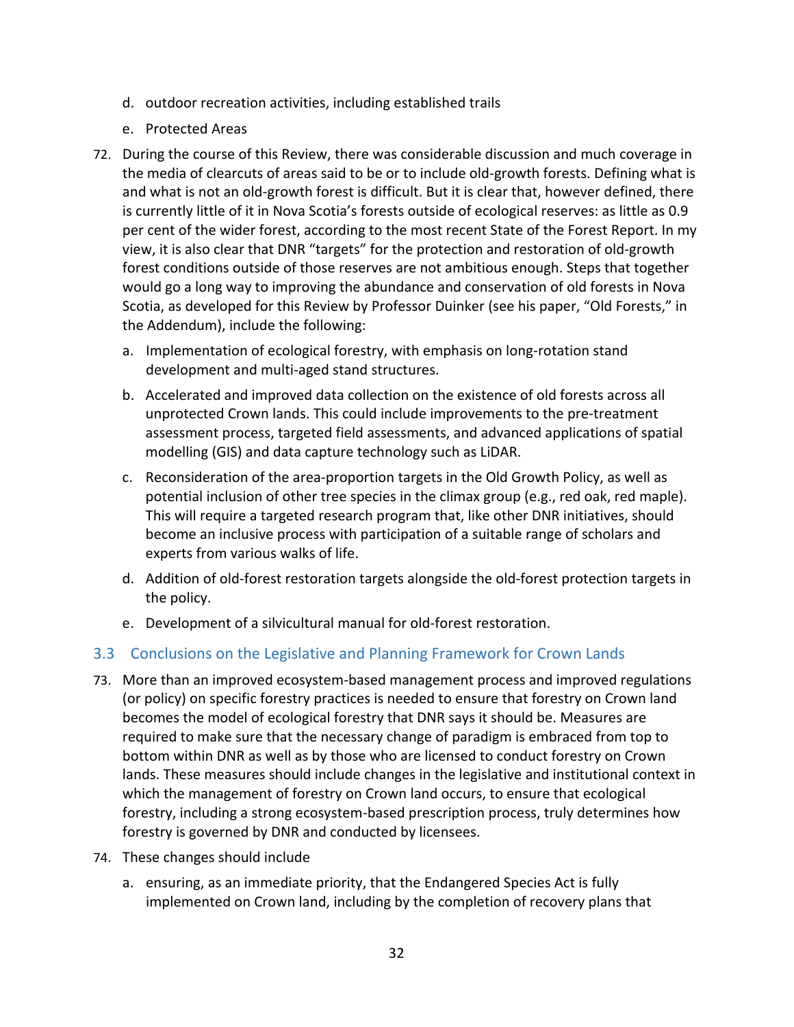d. outdoor recreation activities, including established trails
e. Protected Areas

72. During the course of this Review, there was considerable discussion and much coverage in the media of clearcuts of areas said to be or to include old-growth forests. Defining what is and what is not an old-growth forest is difficult. But it is clear that, however defined, there is currently little of it in Nova Scotia's forests outside of ecological reserves: as little as 0.9 per cent of the wider forest, according to the most recent State of the Forest Report. In my view, it is also clear that DNR "targets" for the protection and restoration of old-growth forest conditions outside of those reserves are not ambitious enough. Steps that together would go a long way to improving the abundance and conservation of old forests in Nova Scotia, as developed for this Review by Professor Duinker (see his paper, "Old Forests," in the Addendum), include the following:
    a. Implementation of ecological forestry, with emphasis on long-rotation stand development and multi-aged stand structures.
    b. Accelerated and improved data collection on the existence of old forests across all unprotected Crown lands. This could include improvements to the pre-treatment assessment process, targeted field assessments, and advanced applications of spatial modelling (GIS) and data capture technology such as LiDAR.
    c. Reconsideration of the area-proportion targets in the Old Growth Policy, as well as potential inclusion of other tree species in the climax group (e.g., red oak, red maple). This will require a targeted research program that, like other DNR initiatives, should become an inclusive process with participation of a suitable range of scholars and experts from various walks of life.
    d. Addition of old-forest restoration targets alongside the old-forest protection targets in the policy.
    e. Development of a silvicultural manual for old-forest restoration.

## 3.3 Conclusions on the Legislative and Planning Framework for Crown Lands

73. More than an improved ecosystem-based management process and improved regulations (or policy) on specific forestry practices is needed to ensure that forestry on Crown land becomes the model of ecological forestry that DNR says it should be. Measures are required to make sure that the necessary change of paradigm is embraced from top to bottom within DNR as well as by those who are licensed to conduct forestry on Crown lands. These measures should include changes in the legislative and institutional context in which the management of forestry on Crown land occurs, to ensure that ecological forestry, including a strong ecosystem-based prescription process, truly determines how forestry is governed by DNR and conducted by licensees.

74. These changes should include
    a. ensuring, as an immediate priority, that the Endangered Species Act is fully implemented on Crown land, including by the completion of recovery plans that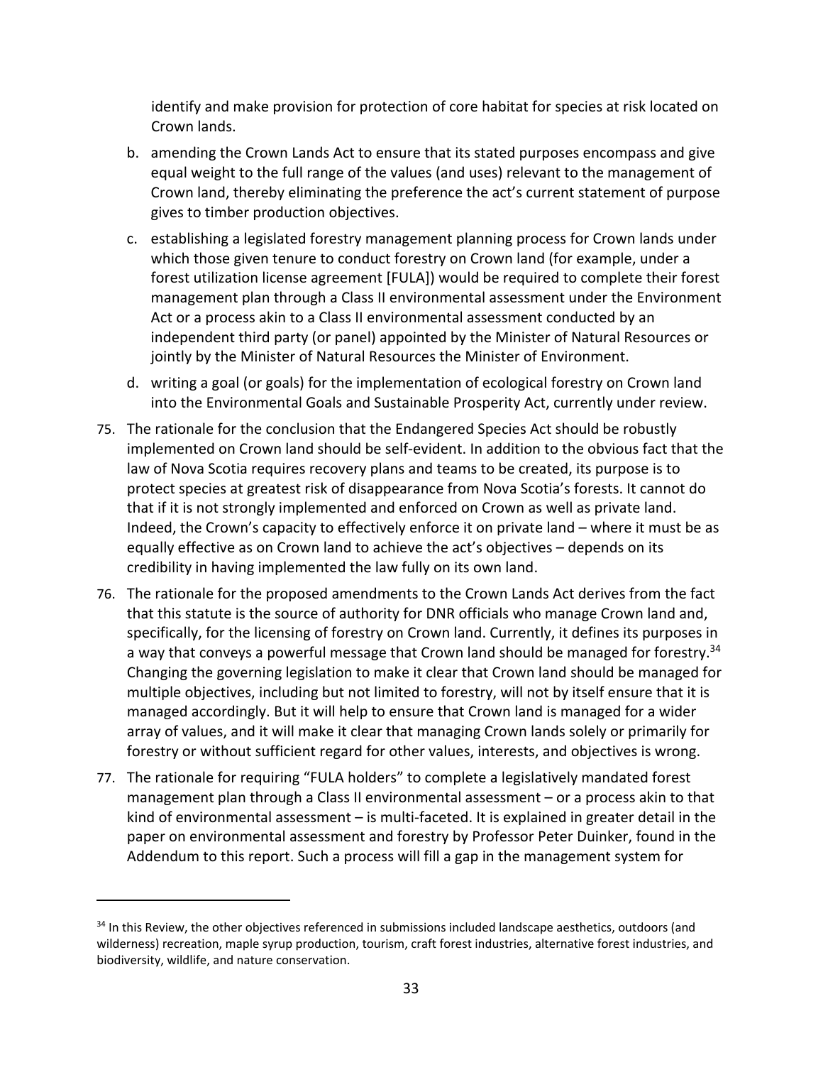identify and make provision for protection of core habitat for species at risk located on Crown lands.

b. amending the Crown Lands Act to ensure that its stated purposes encompass and give equal weight to the full range of the values (and uses) relevant to the management of Crown land, thereby eliminating the preference the act's current statement of purpose gives to timber production objectives.

c. establishing a legislated forestry management planning process for Crown lands under which those given tenure to conduct forestry on Crown land (for example, under a forest utilization license agreement [FULA]) would be required to complete their forest management plan through a Class II environmental assessment under the Environment Act or a process akin to a Class II environmental assessment conducted by an independent third party (or panel) appointed by the Minister of Natural Resources or jointly by the Minister of Natural Resources the Minister of Environment.

d. writing a goal (or goals) for the implementation of ecological forestry on Crown land into the Environmental Goals and Sustainable Prosperity Act, currently under review.

75. The rationale for the conclusion that the Endangered Species Act should be robustly implemented on Crown land should be self-evident. In addition to the obvious fact that the law of Nova Scotia requires recovery plans and teams to be created, its purpose is to protect species at greatest risk of disappearance from Nova Scotia's forests. It cannot do that if it is not strongly implemented and enforced on Crown as well as private land. Indeed, the Crown's capacity to effectively enforce it on private land – where it must be as equally effective as on Crown land to achieve the act's objectives – depends on its credibility in having implemented the law fully on its own land.

76. The rationale for the proposed amendments to the Crown Lands Act derives from the fact that this statute is the source of authority for DNR officials who manage Crown land and, specifically, for the licensing of forestry on Crown land. Currently, it defines its purposes in a way that conveys a powerful message that Crown land should be managed for forestry.[34] Changing the governing legislation to make it clear that Crown land should be managed for multiple objectives, including but not limited to forestry, will not by itself ensure that it is managed accordingly. But it will help to ensure that Crown land is managed for a wider array of values, and it will make it clear that managing Crown lands solely or primarily for forestry or without sufficient regard for other values, interests, and objectives is wrong.

77. The rationale for requiring "FULA holders" to complete a legislatively mandated forest management plan through a Class II environmental assessment – or a process akin to that kind of environmental assessment – is multi-faceted. It is explained in greater detail in the paper on environmental assessment and forestry by Professor Peter Duinker, found in the Addendum to this report. Such a process will fill a gap in the management system for

[34] In this Review, the other objectives referenced in submissions included landscape aesthetics, outdoors (and wilderness) recreation, maple syrup production, tourism, craft forest industries, alternative forest industries, and biodiversity, wildlife, and nature conservation.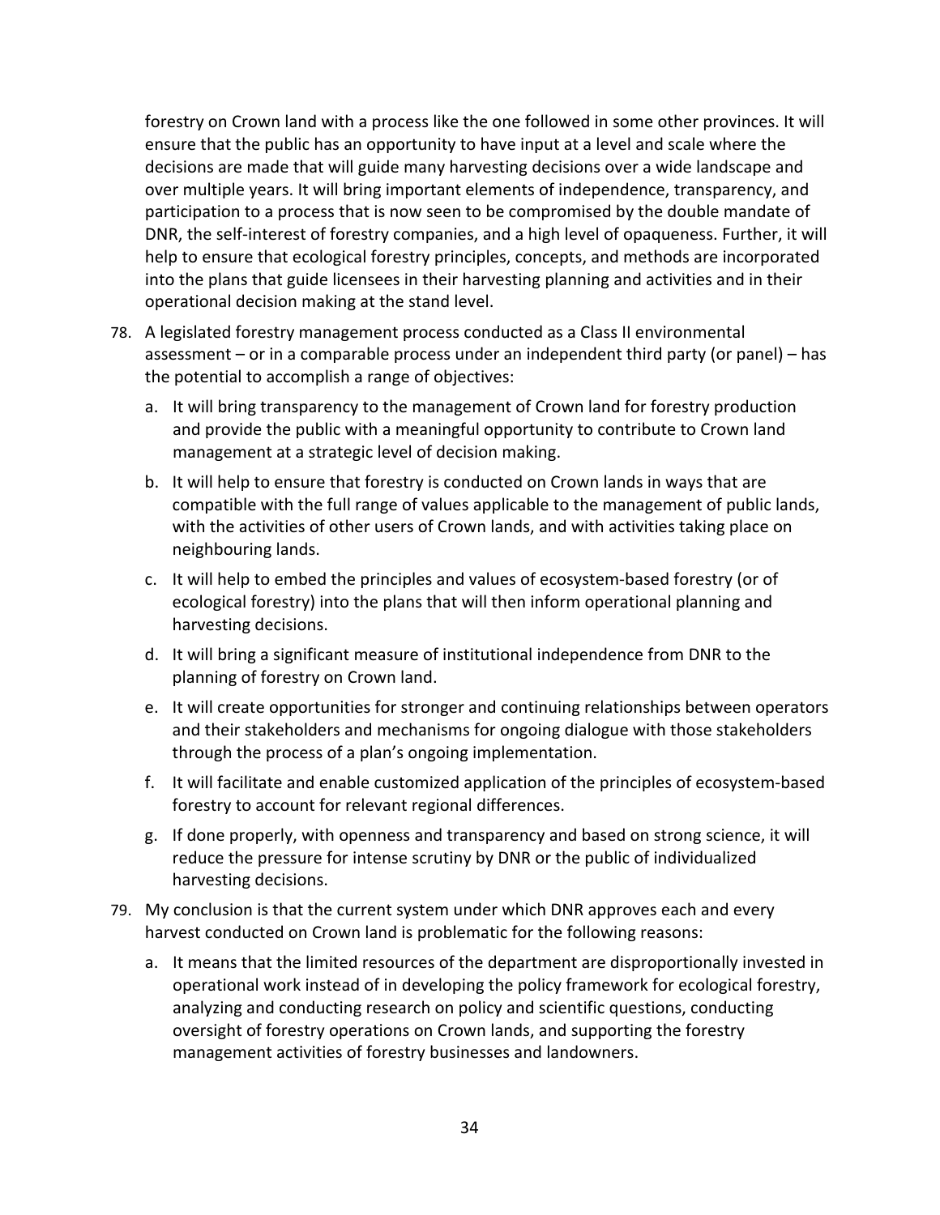forestry on Crown land with a process like the one followed in some other provinces. It will ensure that the public has an opportunity to have input at a level and scale where the decisions are made that will guide many harvesting decisions over a wide landscape and over multiple years. It will bring important elements of independence, transparency, and participation to a process that is now seen to be compromised by the double mandate of DNR, the self-interest of forestry companies, and a high level of opaqueness. Further, it will help to ensure that ecological forestry principles, concepts, and methods are incorporated into the plans that guide licensees in their harvesting planning and activities and in their operational decision making at the stand level.

78. A legislated forestry management process conducted as a Class II environmental assessment – or in a comparable process under an independent third party (or panel) – has the potential to accomplish a range of objectives:
    a. It will bring transparency to the management of Crown land for forestry production and provide the public with a meaningful opportunity to contribute to Crown land management at a strategic level of decision making.
    b. It will help to ensure that forestry is conducted on Crown lands in ways that are compatible with the full range of values applicable to the management of public lands, with the activities of other users of Crown lands, and with activities taking place on neighbouring lands.
    c. It will help to embed the principles and values of ecosystem-based forestry (or of ecological forestry) into the plans that will then inform operational planning and harvesting decisions.
    d. It will bring a significant measure of institutional independence from DNR to the planning of forestry on Crown land.
    e. It will create opportunities for stronger and continuing relationships between operators and their stakeholders and mechanisms for ongoing dialogue with those stakeholders through the process of a plan's ongoing implementation.
    f. It will facilitate and enable customized application of the principles of ecosystem-based forestry to account for relevant regional differences.
    g. If done properly, with openness and transparency and based on strong science, it will reduce the pressure for intense scrutiny by DNR or the public of individualized harvesting decisions.

79. My conclusion is that the current system under which DNR approves each and every harvest conducted on Crown land is problematic for the following reasons:
    a. It means that the limited resources of the department are disproportionally invested in operational work instead of in developing the policy framework for ecological forestry, analyzing and conducting research on policy and scientific questions, conducting oversight of forestry operations on Crown lands, and supporting the forestry management activities of forestry businesses and landowners.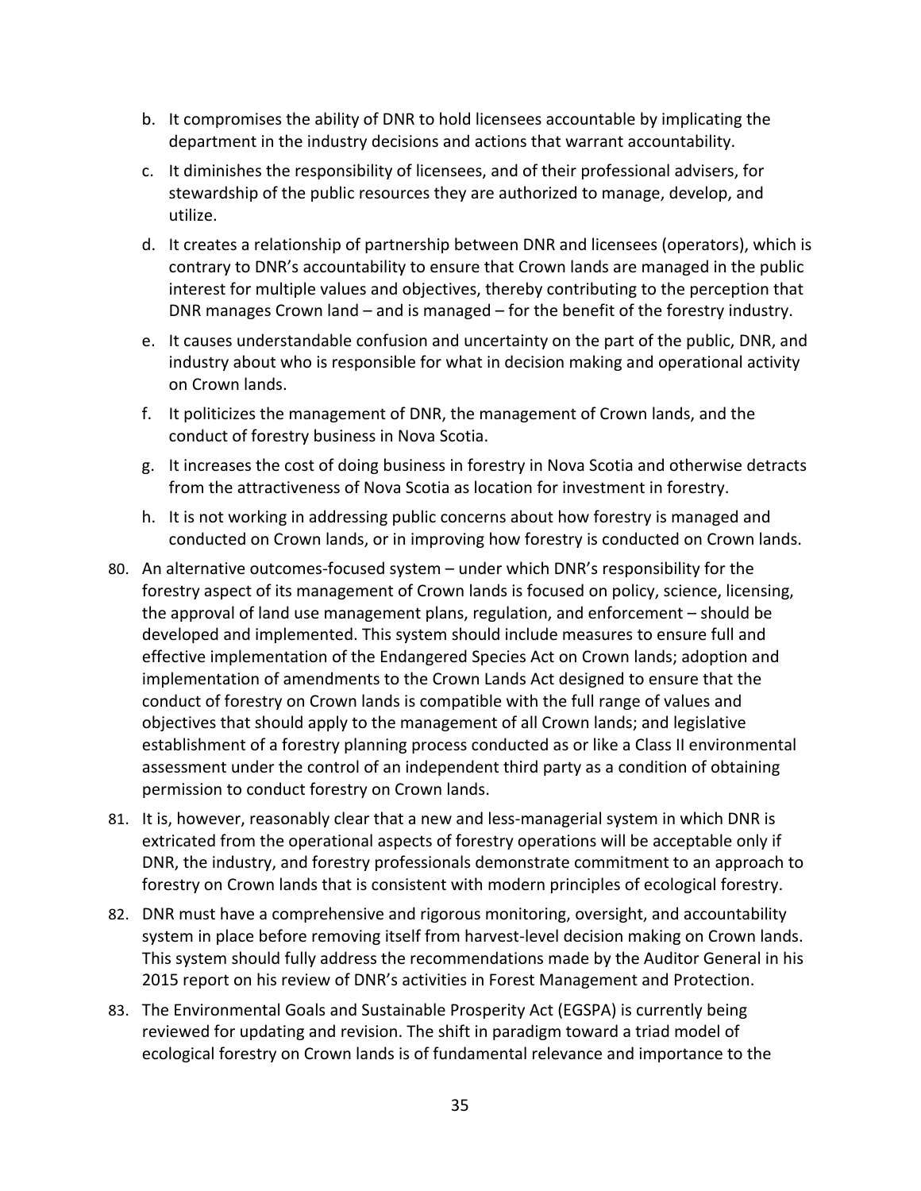b. It compromises the ability of DNR to hold licensees accountable by implicating the department in the industry decisions and actions that warrant accountability.

c. It diminishes the responsibility of licensees, and of their professional advisers, for stewardship of the public resources they are authorized to manage, develop, and utilize.

d. It creates a relationship of partnership between DNR and licensees (operators), which is contrary to DNR's accountability to ensure that Crown lands are managed in the public interest for multiple values and objectives, thereby contributing to the perception that DNR manages Crown land – and is managed – for the benefit of the forestry industry.

e. It causes understandable confusion and uncertainty on the part of the public, DNR, and industry about who is responsible for what in decision making and operational activity on Crown lands.

f. It politicizes the management of DNR, the management of Crown lands, and the conduct of forestry business in Nova Scotia.

g. It increases the cost of doing business in forestry in Nova Scotia and otherwise detracts from the attractiveness of Nova Scotia as location for investment in forestry.

h. It is not working in addressing public concerns about how forestry is managed and conducted on Crown lands, or in improving how forestry is conducted on Crown lands.

80. An alternative outcomes-focused system – under which DNR's responsibility for the forestry aspect of its management of Crown lands is focused on policy, science, licensing, the approval of land use management plans, regulation, and enforcement – should be developed and implemented. This system should include measures to ensure full and effective implementation of the Endangered Species Act on Crown lands; adoption and implementation of amendments to the Crown Lands Act designed to ensure that the conduct of forestry on Crown lands is compatible with the full range of values and objectives that should apply to the management of all Crown lands; and legislative establishment of a forestry planning process conducted as or like a Class II environmental assessment under the control of an independent third party as a condition of obtaining permission to conduct forestry on Crown lands.

81. It is, however, reasonably clear that a new and less-managerial system in which DNR is extricated from the operational aspects of forestry operations will be acceptable only if DNR, the industry, and forestry professionals demonstrate commitment to an approach to forestry on Crown lands that is consistent with modern principles of ecological forestry.

82. DNR must have a comprehensive and rigorous monitoring, oversight, and accountability system in place before removing itself from harvest-level decision making on Crown lands. This system should fully address the recommendations made by the Auditor General in his 2015 report on his review of DNR's activities in Forest Management and Protection.

83. The Environmental Goals and Sustainable Prosperity Act (EGSPA) is currently being reviewed for updating and revision. The shift in paradigm toward a triad model of ecological forestry on Crown lands is of fundamental relevance and importance to the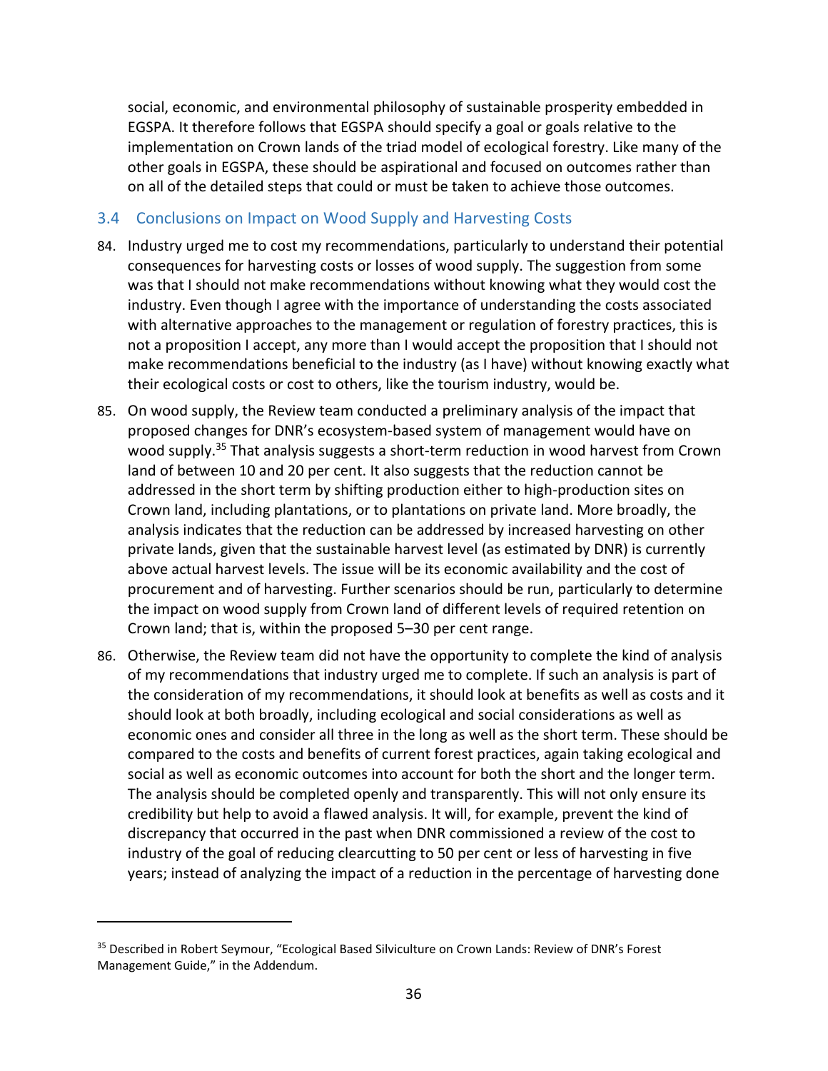social, economic, and environmental philosophy of sustainable prosperity embedded in EGSPA. It therefore follows that EGSPA should specify a goal or goals relative to the implementation on Crown lands of the triad model of ecological forestry. Like many of the other goals in EGSPA, these should be aspirational and focused on outcomes rather than on all of the detailed steps that could or must be taken to achieve those outcomes.

## 3.4 Conclusions on Impact on Wood Supply and Harvesting Costs

84. Industry urged me to cost my recommendations, particularly to understand their potential consequences for harvesting costs or losses of wood supply. The suggestion from some was that I should not make recommendations without knowing what they would cost the industry. Even though I agree with the importance of understanding the costs associated with alternative approaches to the management or regulation of forestry practices, this is not a proposition I accept, any more than I would accept the proposition that I should not make recommendations beneficial to the industry (as I have) without knowing exactly what their ecological costs or cost to others, like the tourism industry, would be.

85. On wood supply, the Review team conducted a preliminary analysis of the impact that proposed changes for DNR's ecosystem-based system of management would have on wood supply.[35] That analysis suggests a short-term reduction in wood harvest from Crown land of between 10 and 20 per cent. It also suggests that the reduction cannot be addressed in the short term by shifting production either to high-production sites on Crown land, including plantations, or to plantations on private land. More broadly, the analysis indicates that the reduction can be addressed by increased harvesting on other private lands, given that the sustainable harvest level (as estimated by DNR) is currently above actual harvest levels. The issue will be its economic availability and the cost of procurement and of harvesting. Further scenarios should be run, particularly to determine the impact on wood supply from Crown land of different levels of required retention on Crown land; that is, within the proposed 5–30 per cent range.

86. Otherwise, the Review team did not have the opportunity to complete the kind of analysis of my recommendations that industry urged me to complete. If such an analysis is part of the consideration of my recommendations, it should look at benefits as well as costs and it should look at both broadly, including ecological and social considerations as well as economic ones and consider all three in the long as well as the short term. These should be compared to the costs and benefits of current forest practices, again taking ecological and social as well as economic outcomes into account for both the short and the longer term. The analysis should be completed openly and transparently. This will not only ensure its credibility but help to avoid a flawed analysis. It will, for example, prevent the kind of discrepancy that occurred in the past when DNR commissioned a review of the cost to industry of the goal of reducing clearcutting to 50 per cent or less of harvesting in five years; instead of analyzing the impact of a reduction in the percentage of harvesting done

---

[35] Described in Robert Seymour, "Ecological Based Silviculture on Crown Lands: Review of DNR's Forest Management Guide," in the Addendum.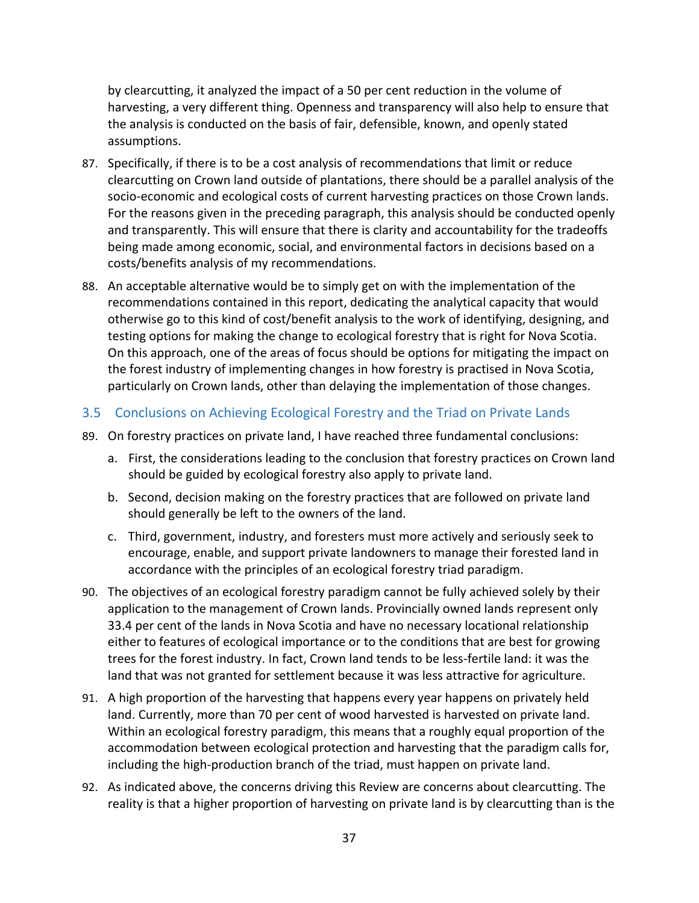by clearcutting, it analyzed the impact of a 50 per cent reduction in the volume of harvesting, a very different thing. Openness and transparency will also help to ensure that the analysis is conducted on the basis of fair, defensible, known, and openly stated assumptions.

87. Specifically, if there is to be a cost analysis of recommendations that limit or reduce clearcutting on Crown land outside of plantations, there should be a parallel analysis of the socio-economic and ecological costs of current harvesting practices on those Crown lands. For the reasons given in the preceding paragraph, this analysis should be conducted openly and transparently. This will ensure that there is clarity and accountability for the tradeoffs being made among economic, social, and environmental factors in decisions based on a costs/benefits analysis of my recommendations.

88. An acceptable alternative would be to simply get on with the implementation of the recommendations contained in this report, dedicating the analytical capacity that would otherwise go to this kind of cost/benefit analysis to the work of identifying, designing, and testing options for making the change to ecological forestry that is right for Nova Scotia. On this approach, one of the areas of focus should be options for mitigating the impact on the forest industry of implementing changes in how forestry is practised in Nova Scotia, particularly on Crown lands, other than delaying the implementation of those changes.

## 3.5 Conclusions on Achieving Ecological Forestry and the Triad on Private Lands

89. On forestry practices on private land, I have reached three fundamental conclusions:

    a. First, the considerations leading to the conclusion that forestry practices on Crown land should be guided by ecological forestry also apply to private land.

    b. Second, decision making on the forestry practices that are followed on private land should generally be left to the owners of the land.

    c. Third, government, industry, and foresters must more actively and seriously seek to encourage, enable, and support private landowners to manage their forested land in accordance with the principles of an ecological forestry triad paradigm.

90. The objectives of an ecological forestry paradigm cannot be fully achieved solely by their application to the management of Crown lands. Provincially owned lands represent only 33.4 per cent of the lands in Nova Scotia and have no necessary locational relationship either to features of ecological importance or to the conditions that are best for growing trees for the forest industry. In fact, Crown land tends to be less-fertile land: it was the land that was not granted for settlement because it was less attractive for agriculture.

91. A high proportion of the harvesting that happens every year happens on privately held land. Currently, more than 70 per cent of wood harvested is harvested on private land. Within an ecological forestry paradigm, this means that a roughly equal proportion of the accommodation between ecological protection and harvesting that the paradigm calls for, including the high-production branch of the triad, must happen on private land.

92. As indicated above, the concerns driving this Review are concerns about clearcutting. The reality is that a higher proportion of harvesting on private land is by clearcutting than is the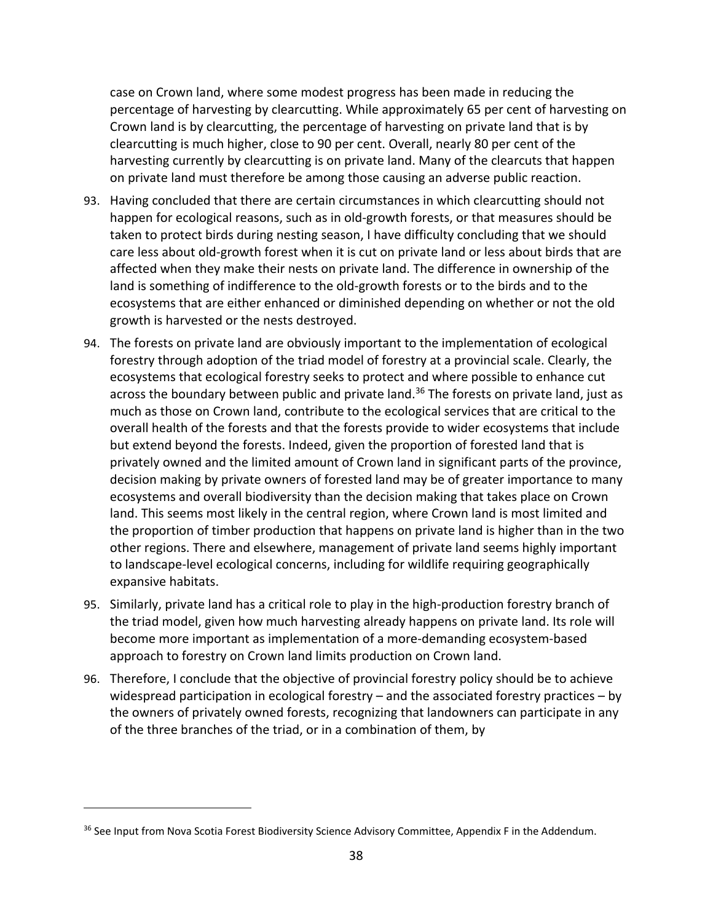case on Crown land, where some modest progress has been made in reducing the percentage of harvesting by clearcutting. While approximately 65 per cent of harvesting on Crown land is by clearcutting, the percentage of harvesting on private land that is by clearcutting is much higher, close to 90 per cent. Overall, nearly 80 per cent of the harvesting currently by clearcutting is on private land. Many of the clearcuts that happen on private land must therefore be among those causing an adverse public reaction.

93. Having concluded that there are certain circumstances in which clearcutting should not happen for ecological reasons, such as in old-growth forests, or that measures should be taken to protect birds during nesting season, I have difficulty concluding that we should care less about old-growth forest when it is cut on private land or less about birds that are affected when they make their nests on private land. The difference in ownership of the land is something of indifference to the old-growth forests or to the birds and to the ecosystems that are either enhanced or diminished depending on whether or not the old growth is harvested or the nests destroyed.

94. The forests on private land are obviously important to the implementation of ecological forestry through adoption of the triad model of forestry at a provincial scale. Clearly, the ecosystems that ecological forestry seeks to protect and where possible to enhance cut across the boundary between public and private land.[36] The forests on private land, just as much as those on Crown land, contribute to the ecological services that are critical to the overall health of the forests and that the forests provide to wider ecosystems that include but extend beyond the forests. Indeed, given the proportion of forested land that is privately owned and the limited amount of Crown land in significant parts of the province, decision making by private owners of forested land may be of greater importance to many ecosystems and overall biodiversity than the decision making that takes place on Crown land. This seems most likely in the central region, where Crown land is most limited and the proportion of timber production that happens on private land is higher than in the two other regions. There and elsewhere, management of private land seems highly important to landscape-level ecological concerns, including for wildlife requiring geographically expansive habitats.

95. Similarly, private land has a critical role to play in the high-production forestry branch of the triad model, given how much harvesting already happens on private land. Its role will become more important as implementation of a more-demanding ecosystem-based approach to forestry on Crown land limits production on Crown land.

96. Therefore, I conclude that the objective of provincial forestry policy should be to achieve widespread participation in ecological forestry – and the associated forestry practices – by the owners of privately owned forests, recognizing that landowners can participate in any of the three branches of the triad, or in a combination of them, by

---

[36] See Input from Nova Scotia Forest Biodiversity Science Advisory Committee, Appendix F in the Addendum.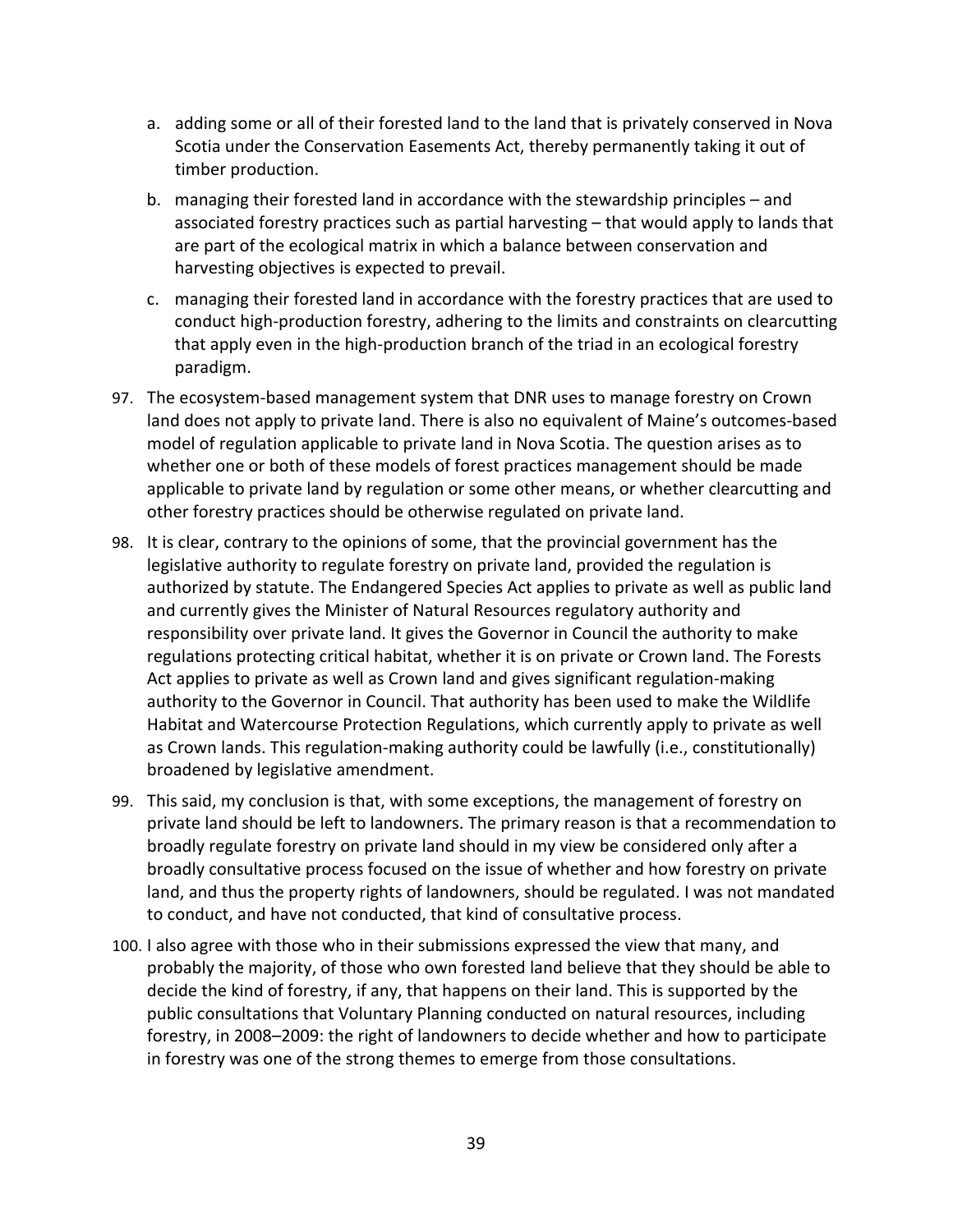a. adding some or all of their forested land to the land that is privately conserved in Nova Scotia under the Conservation Easements Act, thereby permanently taking it out of timber production.

b. managing their forested land in accordance with the stewardship principles – and associated forestry practices such as partial harvesting – that would apply to lands that are part of the ecological matrix in which a balance between conservation and harvesting objectives is expected to prevail.

c. managing their forested land in accordance with the forestry practices that are used to conduct high-production forestry, adhering to the limits and constraints on clearcutting that apply even in the high-production branch of the triad in an ecological forestry paradigm.

97. The ecosystem-based management system that DNR uses to manage forestry on Crown land does not apply to private land. There is also no equivalent of Maine's outcomes-based model of regulation applicable to private land in Nova Scotia. The question arises as to whether one or both of these models of forest practices management should be made applicable to private land by regulation or some other means, or whether clearcutting and other forestry practices should be otherwise regulated on private land.

98. It is clear, contrary to the opinions of some, that the provincial government has the legislative authority to regulate forestry on private land, provided the regulation is authorized by statute. The Endangered Species Act applies to private as well as public land and currently gives the Minister of Natural Resources regulatory authority and responsibility over private land. It gives the Governor in Council the authority to make regulations protecting critical habitat, whether it is on private or Crown land. The Forests Act applies to private as well as Crown land and gives significant regulation-making authority to the Governor in Council. That authority has been used to make the Wildlife Habitat and Watercourse Protection Regulations, which currently apply to private as well as Crown lands. This regulation-making authority could be lawfully (i.e., constitutionally) broadened by legislative amendment.

99. This said, my conclusion is that, with some exceptions, the management of forestry on private land should be left to landowners. The primary reason is that a recommendation to broadly regulate forestry on private land should in my view be considered only after a broadly consultative process focused on the issue of whether and how forestry on private land, and thus the property rights of landowners, should be regulated. I was not mandated to conduct, and have not conducted, that kind of consultative process.

100. I also agree with those who in their submissions expressed the view that many, and probably the majority, of those who own forested land believe that they should be able to decide the kind of forestry, if any, that happens on their land. This is supported by the public consultations that Voluntary Planning conducted on natural resources, including forestry, in 2008–2009: the right of landowners to decide whether and how to participate in forestry was one of the strong themes to emerge from those consultations.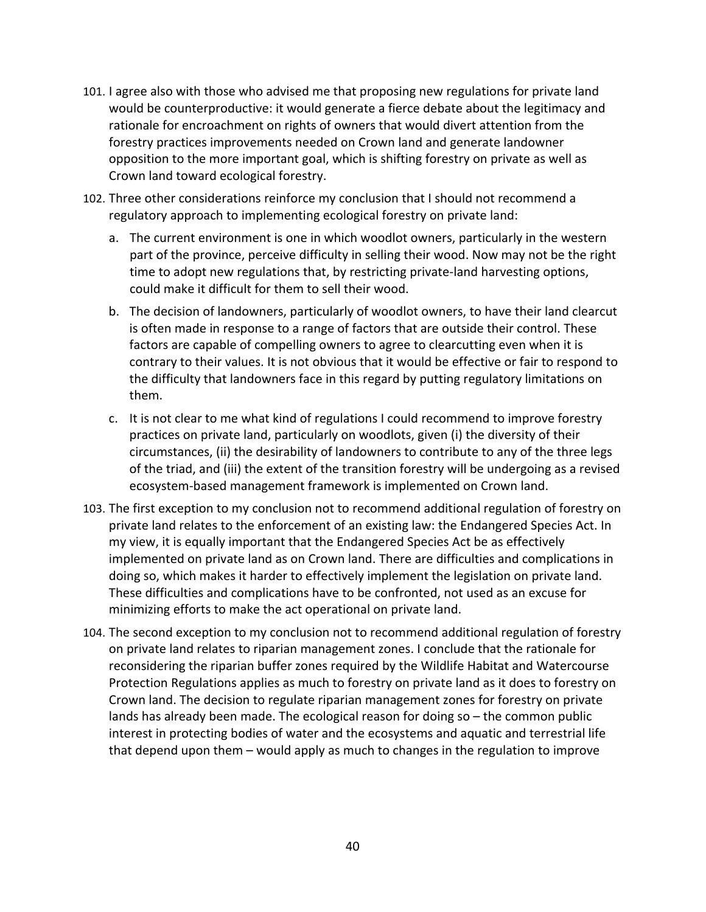101. I agree also with those who advised me that proposing new regulations for private land would be counterproductive: it would generate a fierce debate about the legitimacy and rationale for encroachment on rights of owners that would divert attention from the forestry practices improvements needed on Crown land and generate landowner opposition to the more important goal, which is shifting forestry on private as well as Crown land toward ecological forestry.

102. Three other considerations reinforce my conclusion that I should not recommend a regulatory approach to implementing ecological forestry on private land:

    a. The current environment is one in which woodlot owners, particularly in the western part of the province, perceive difficulty in selling their wood. Now may not be the right time to adopt new regulations that, by restricting private-land harvesting options, could make it difficult for them to sell their wood.

    b. The decision of landowners, particularly of woodlot owners, to have their land clearcut is often made in response to a range of factors that are outside their control. These factors are capable of compelling owners to agree to clearcutting even when it is contrary to their values. It is not obvious that it would be effective or fair to respond to the difficulty that landowners face in this regard by putting regulatory limitations on them.

    c. It is not clear to me what kind of regulations I could recommend to improve forestry practices on private land, particularly on woodlots, given (i) the diversity of their circumstances, (ii) the desirability of landowners to contribute to any of the three legs of the triad, and (iii) the extent of the transition forestry will be undergoing as a revised ecosystem-based management framework is implemented on Crown land.

103. The first exception to my conclusion not to recommend additional regulation of forestry on private land relates to the enforcement of an existing law: the Endangered Species Act. In my view, it is equally important that the Endangered Species Act be as effectively implemented on private land as on Crown land. There are difficulties and complications in doing so, which makes it harder to effectively implement the legislation on private land. These difficulties and complications have to be confronted, not used as an excuse for minimizing efforts to make the act operational on private land.

104. The second exception to my conclusion not to recommend additional regulation of forestry on private land relates to riparian management zones. I conclude that the rationale for reconsidering the riparian buffer zones required by the Wildlife Habitat and Watercourse Protection Regulations applies as much to forestry on private land as it does to forestry on Crown land. The decision to regulate riparian management zones for forestry on private lands has already been made. The ecological reason for doing so – the common public interest in protecting bodies of water and the ecosystems and aquatic and terrestrial life that depend upon them – would apply as much to changes in the regulation to improve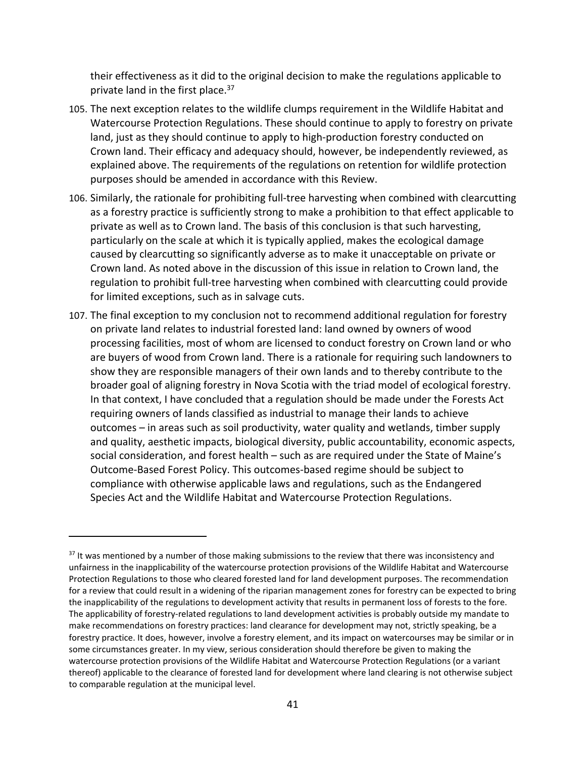their effectiveness as it did to the original decision to make the regulations applicable to private land in the first place.[37]

105. The next exception relates to the wildlife clumps requirement in the Wildlife Habitat and Watercourse Protection Regulations. These should continue to apply to forestry on private land, just as they should continue to apply to high-production forestry conducted on Crown land. Their efficacy and adequacy should, however, be independently reviewed, as explained above. The requirements of the regulations on retention for wildlife protection purposes should be amended in accordance with this Review.

106. Similarly, the rationale for prohibiting full-tree harvesting when combined with clearcutting as a forestry practice is sufficiently strong to make a prohibition to that effect applicable to private as well as to Crown land. The basis of this conclusion is that such harvesting, particularly on the scale at which it is typically applied, makes the ecological damage caused by clearcutting so significantly adverse as to make it unacceptable on private or Crown land. As noted above in the discussion of this issue in relation to Crown land, the regulation to prohibit full-tree harvesting when combined with clearcutting could provide for limited exceptions, such as in salvage cuts.

107. The final exception to my conclusion not to recommend additional regulation for forestry on private land relates to industrial forested land: land owned by owners of wood processing facilities, most of whom are licensed to conduct forestry on Crown land or who are buyers of wood from Crown land. There is a rationale for requiring such landowners to show they are responsible managers of their own lands and to thereby contribute to the broader goal of aligning forestry in Nova Scotia with the triad model of ecological forestry. In that context, I have concluded that a regulation should be made under the Forests Act requiring owners of lands classified as industrial to manage their lands to achieve outcomes – in areas such as soil productivity, water quality and wetlands, timber supply and quality, aesthetic impacts, biological diversity, public accountability, economic aspects, social consideration, and forest health – such as are required under the State of Maine's Outcome-Based Forest Policy. This outcomes-based regime should be subject to compliance with otherwise applicable laws and regulations, such as the Endangered Species Act and the Wildlife Habitat and Watercourse Protection Regulations.

---

[37] It was mentioned by a number of those making submissions to the review that there was inconsistency and unfairness in the inapplicability of the watercourse protection provisions of the Wildlife Habitat and Watercourse Protection Regulations to those who cleared forested land for land development purposes. The recommendation for a review that could result in a widening of the riparian management zones for forestry can be expected to bring the inapplicability of the regulations to development activity that results in permanent loss of forests to the fore. The applicability of forestry-related regulations to land development activities is probably outside my mandate to make recommendations on forestry practices: land clearance for development may not, strictly speaking, be a forestry practice. It does, however, involve a forestry element, and its impact on watercourses may be similar or in some circumstances greater. In my view, serious consideration should therefore be given to making the watercourse protection provisions of the Wildlife Habitat and Watercourse Protection Regulations (or a variant thereof) applicable to the clearance of forested land for development where land clearing is not otherwise subject to comparable regulation at the municipal level.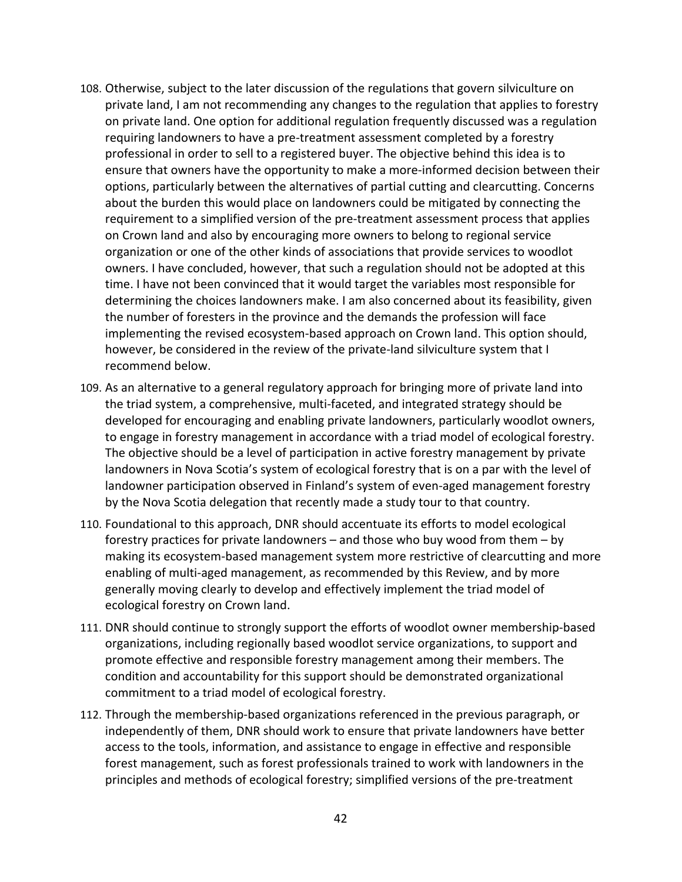108. Otherwise, subject to the later discussion of the regulations that govern silviculture on private land, I am not recommending any changes to the regulation that applies to forestry on private land. One option for additional regulation frequently discussed was a regulation requiring landowners to have a pre-treatment assessment completed by a forestry professional in order to sell to a registered buyer. The objective behind this idea is to ensure that owners have the opportunity to make a more-informed decision between their options, particularly between the alternatives of partial cutting and clearcutting. Concerns about the burden this would place on landowners could be mitigated by connecting the requirement to a simplified version of the pre-treatment assessment process that applies on Crown land and also by encouraging more owners to belong to regional service organization or one of the other kinds of associations that provide services to woodlot owners. I have concluded, however, that such a regulation should not be adopted at this time. I have not been convinced that it would target the variables most responsible for determining the choices landowners make. I am also concerned about its feasibility, given the number of foresters in the province and the demands the profession will face implementing the revised ecosystem-based approach on Crown land. This option should, however, be considered in the review of the private-land silviculture system that I recommend below.

109. As an alternative to a general regulatory approach for bringing more of private land into the triad system, a comprehensive, multi-faceted, and integrated strategy should be developed for encouraging and enabling private landowners, particularly woodlot owners, to engage in forestry management in accordance with a triad model of ecological forestry. The objective should be a level of participation in active forestry management by private landowners in Nova Scotia's system of ecological forestry that is on a par with the level of landowner participation observed in Finland's system of even-aged management forestry by the Nova Scotia delegation that recently made a study tour to that country.

110. Foundational to this approach, DNR should accentuate its efforts to model ecological forestry practices for private landowners – and those who buy wood from them – by making its ecosystem-based management system more restrictive of clearcutting and more enabling of multi-aged management, as recommended by this Review, and by more generally moving clearly to develop and effectively implement the triad model of ecological forestry on Crown land.

111. DNR should continue to strongly support the efforts of woodlot owner membership-based organizations, including regionally based woodlot service organizations, to support and promote effective and responsible forestry management among their members. The condition and accountability for this support should be demonstrated organizational commitment to a triad model of ecological forestry.

112. Through the membership-based organizations referenced in the previous paragraph, or independently of them, DNR should work to ensure that private landowners have better access to the tools, information, and assistance to engage in effective and responsible forest management, such as forest professionals trained to work with landowners in the principles and methods of ecological forestry; simplified versions of the pre-treatment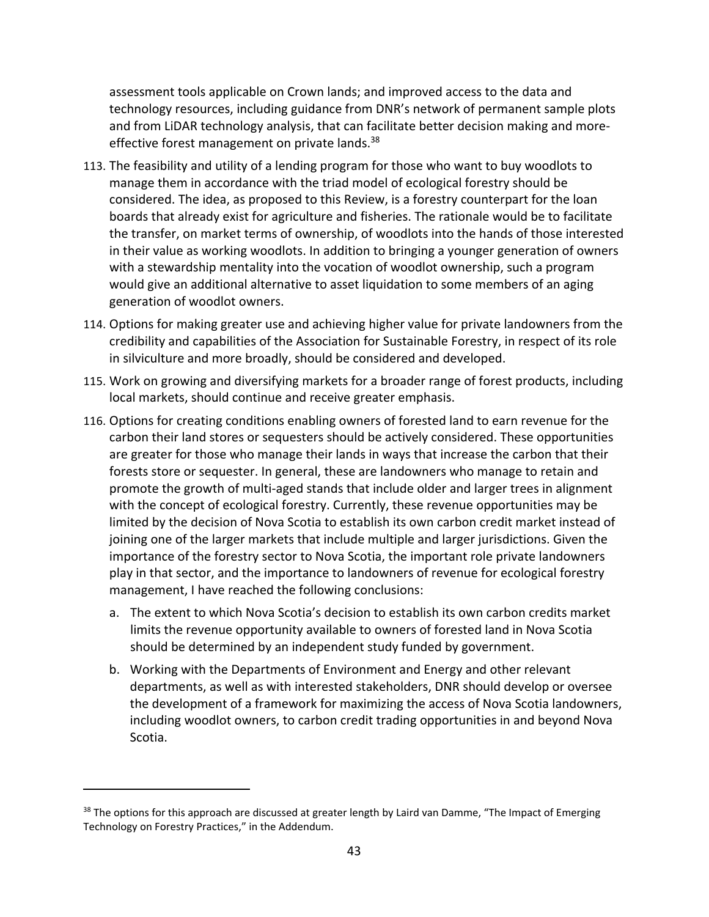assessment tools applicable on Crown lands; and improved access to the data and technology resources, including guidance from DNR's network of permanent sample plots and from LiDAR technology analysis, that can facilitate better decision making and more-effective forest management on private lands.[38]

113. The feasibility and utility of a lending program for those who want to buy woodlots to manage them in accordance with the triad model of ecological forestry should be considered. The idea, as proposed to this Review, is a forestry counterpart for the loan boards that already exist for agriculture and fisheries. The rationale would be to facilitate the transfer, on market terms of ownership, of woodlots into the hands of those interested in their value as working woodlots. In addition to bringing a younger generation of owners with a stewardship mentality into the vocation of woodlot ownership, such a program would give an additional alternative to asset liquidation to some members of an aging generation of woodlot owners.

114. Options for making greater use and achieving higher value for private landowners from the credibility and capabilities of the Association for Sustainable Forestry, in respect of its role in silviculture and more broadly, should be considered and developed.

115. Work on growing and diversifying markets for a broader range of forest products, including local markets, should continue and receive greater emphasis.

116. Options for creating conditions enabling owners of forested land to earn revenue for the carbon their land stores or sequesters should be actively considered. These opportunities are greater for those who manage their lands in ways that increase the carbon that their forests store or sequester. In general, these are landowners who manage to retain and promote the growth of multi-aged stands that include older and larger trees in alignment with the concept of ecological forestry. Currently, these revenue opportunities may be limited by the decision of Nova Scotia to establish its own carbon credit market instead of joining one of the larger markets that include multiple and larger jurisdictions. Given the importance of the forestry sector to Nova Scotia, the important role private landowners play in that sector, and the importance to landowners of revenue for ecological forestry management, I have reached the following conclusions:

    a. The extent to which Nova Scotia's decision to establish its own carbon credits market limits the revenue opportunity available to owners of forested land in Nova Scotia should be determined by an independent study funded by government.

    b. Working with the Departments of Environment and Energy and other relevant departments, as well as with interested stakeholders, DNR should develop or oversee the development of a framework for maximizing the access of Nova Scotia landowners, including woodlot owners, to carbon credit trading opportunities in and beyond Nova Scotia.

---

[38] The options for this approach are discussed at greater length by Laird van Damme, "The Impact of Emerging Technology on Forestry Practices," in the Addendum.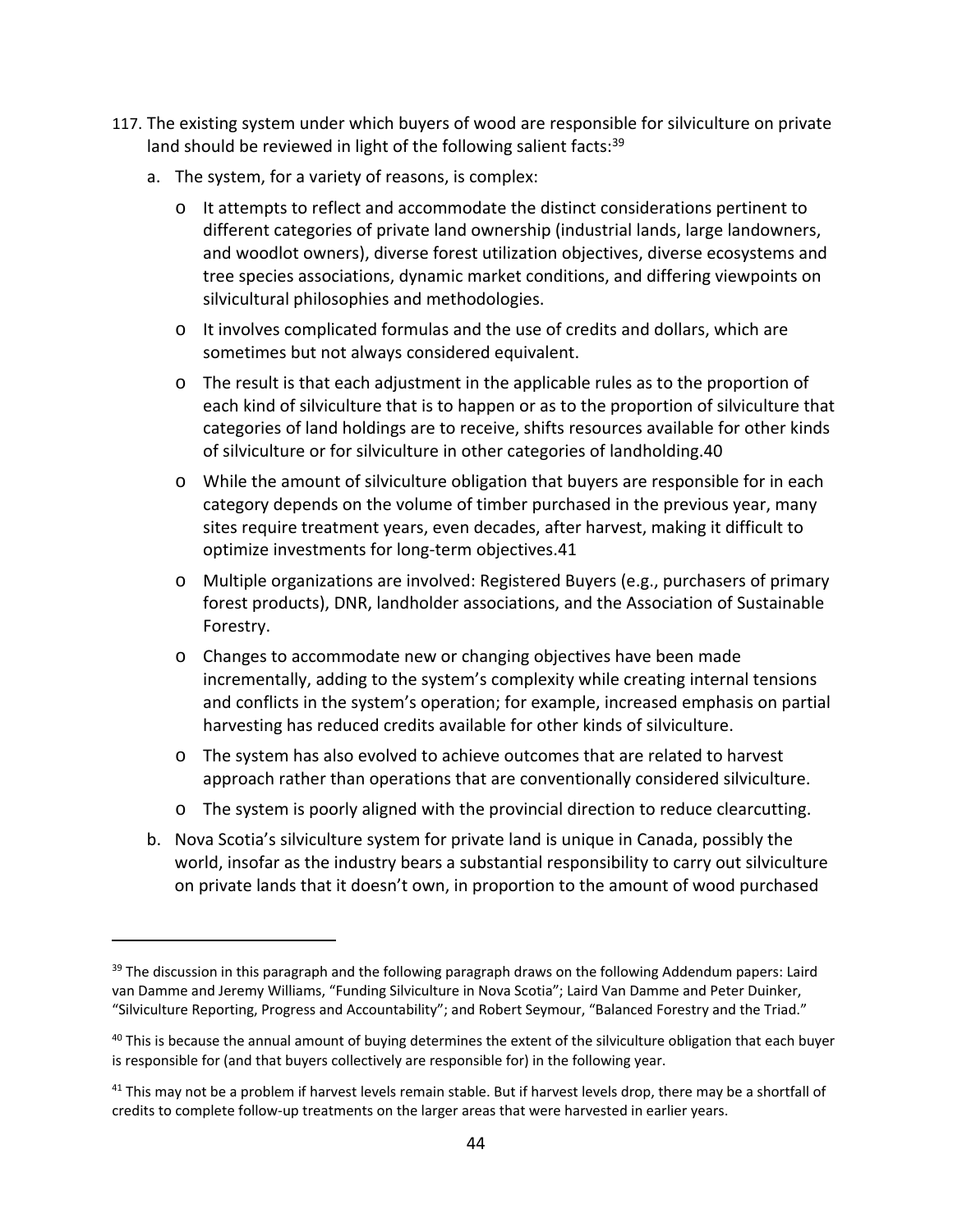117. The existing system under which buyers of wood are responsible for silviculture on private land should be reviewed in light of the following salient facts:[39]

    a. The system, for a variety of reasons, is complex:

        - It attempts to reflect and accommodate the distinct considerations pertinent to different categories of private land ownership (industrial lands, large landowners, and woodlot owners), diverse forest utilization objectives, diverse ecosystems and tree species associations, dynamic market conditions, and differing viewpoints on silvicultural philosophies and methodologies.
        - It involves complicated formulas and the use of credits and dollars, which are sometimes but not always considered equivalent.
        - The result is that each adjustment in the applicable rules as to the proportion of each kind of silviculture that is to happen or as to the proportion of silviculture that categories of land holdings are to receive, shifts resources available for other kinds of silviculture or for silviculture in other categories of landholding.[40]
        - While the amount of silviculture obligation that buyers are responsible for in each category depends on the volume of timber purchased in the previous year, many sites require treatment years, even decades, after harvest, making it difficult to optimize investments for long-term objectives.[41]
        - Multiple organizations are involved: Registered Buyers (e.g., purchasers of primary forest products), DNR, landholder associations, and the Association of Sustainable Forestry.
        - Changes to accommodate new or changing objectives have been made incrementally, adding to the system's complexity while creating internal tensions and conflicts in the system's operation; for example, increased emphasis on partial harvesting has reduced credits available for other kinds of silviculture.
        - The system has also evolved to achieve outcomes that are related to harvest approach rather than operations that are conventionally considered silviculture.
        - The system is poorly aligned with the provincial direction to reduce clearcutting.

    b. Nova Scotia's silviculture system for private land is unique in Canada, possibly the world, insofar as the industry bears a substantial responsibility to carry out silviculture on private lands that it doesn't own, in proportion to the amount of wood purchased

---

[39] The discussion in this paragraph and the following paragraph draws on the following Addendum papers: Laird van Damme and Jeremy Williams, "Funding Silviculture in Nova Scotia"; Laird Van Damme and Peter Duinker, "Silviculture Reporting, Progress and Accountability"; and Robert Seymour, "Balanced Forestry and the Triad."

[40] This is because the annual amount of buying determines the extent of the silviculture obligation that each buyer is responsible for (and that buyers collectively are responsible for) in the following year.

[41] This may not be a problem if harvest levels remain stable. But if harvest levels drop, there may be a shortfall of credits to complete follow-up treatments on the larger areas that were harvested in earlier years.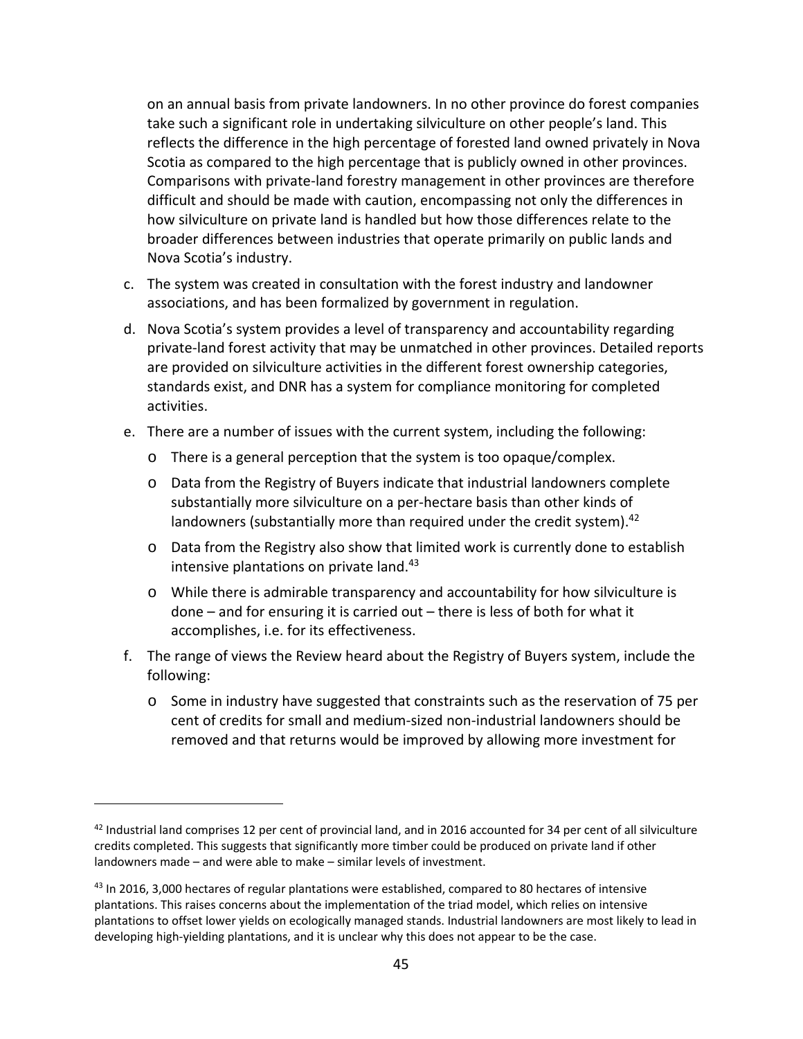on an annual basis from private landowners. In no other province do forest companies take such a significant role in undertaking silviculture on other people's land. This reflects the difference in the high percentage of forested land owned privately in Nova Scotia as compared to the high percentage that is publicly owned in other provinces. Comparisons with private-land forestry management in other provinces are therefore difficult and should be made with caution, encompassing not only the differences in how silviculture on private land is handled but how those differences relate to the broader differences between industries that operate primarily on public lands and Nova Scotia's industry.

c. The system was created in consultation with the forest industry and landowner associations, and has been formalized by government in regulation.

d. Nova Scotia's system provides a level of transparency and accountability regarding private-land forest activity that may be unmatched in other provinces. Detailed reports are provided on silviculture activities in the different forest ownership categories, standards exist, and DNR has a system for compliance monitoring for completed activities.

e. There are a number of issues with the current system, including the following:
   - There is a general perception that the system is too opaque/complex.
   - Data from the Registry of Buyers indicate that industrial landowners complete substantially more silviculture on a per-hectare basis than other kinds of landowners (substantially more than required under the credit system).[42]
   - Data from the Registry also show that limited work is currently done to establish intensive plantations on private land.[43]
   - While there is admirable transparency and accountability for how silviculture is done – and for ensuring it is carried out – there is less of both for what it accomplishes, i.e. for its effectiveness.

f. The range of views the Review heard about the Registry of Buyers system, include the following:
   - Some in industry have suggested that constraints such as the reservation of 75 per cent of credits for small and medium-sized non-industrial landowners should be removed and that returns would be improved by allowing more investment for

[42] Industrial land comprises 12 per cent of provincial land, and in 2016 accounted for 34 per cent of all silviculture credits completed. This suggests that significantly more timber could be produced on private land if other landowners made – and were able to make – similar levels of investment.

[43] In 2016, 3,000 hectares of regular plantations were established, compared to 80 hectares of intensive plantations. This raises concerns about the implementation of the triad model, which relies on intensive plantations to offset lower yields on ecologically managed stands. Industrial landowners are most likely to lead in developing high-yielding plantations, and it is unclear why this does not appear to be the case.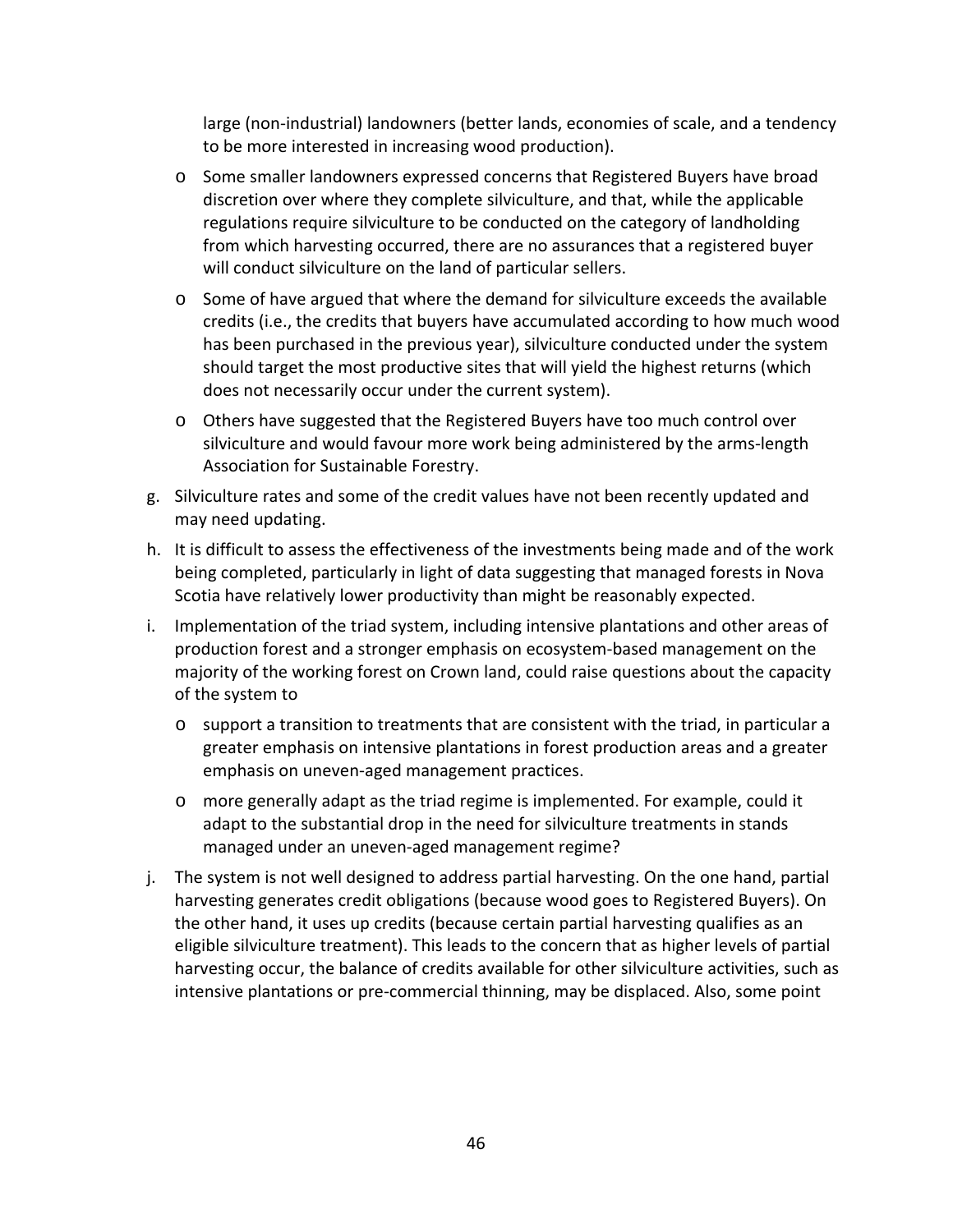large (non-industrial) landowners (better lands, economies of scale, and a tendency to be more interested in increasing wood production).

  - Some smaller landowners expressed concerns that Registered Buyers have broad discretion over where they complete silviculture, and that, while the applicable regulations require silviculture to be conducted on the category of landholding from which harvesting occurred, there are no assurances that a registered buyer will conduct silviculture on the land of particular sellers.
  - Some of have argued that where the demand for silviculture exceeds the available credits (i.e., the credits that buyers have accumulated according to how much wood has been purchased in the previous year), silviculture conducted under the system should target the most productive sites that will yield the highest returns (which does not necessarily occur under the current system).
  - Others have suggested that the Registered Buyers have too much control over silviculture and would favour more work being administered by the arms-length Association for Sustainable Forestry.

g. Silviculture rates and some of the credit values have not been recently updated and may need updating.

h. It is difficult to assess the effectiveness of the investments being made and of the work being completed, particularly in light of data suggesting that managed forests in Nova Scotia have relatively lower productivity than might be reasonably expected.

i. Implementation of the triad system, including intensive plantations and other areas of production forest and a stronger emphasis on ecosystem-based management on the majority of the working forest on Crown land, could raise questions about the capacity of the system to

  - support a transition to treatments that are consistent with the triad, in particular a greater emphasis on intensive plantations in forest production areas and a greater emphasis on uneven-aged management practices.
  - more generally adapt as the triad regime is implemented. For example, could it adapt to the substantial drop in the need for silviculture treatments in stands managed under an uneven-aged management regime?

j. The system is not well designed to address partial harvesting. On the one hand, partial harvesting generates credit obligations (because wood goes to Registered Buyers). On the other hand, it uses up credits (because certain partial harvesting qualifies as an eligible silviculture treatment). This leads to the concern that as higher levels of partial harvesting occur, the balance of credits available for other silviculture activities, such as intensive plantations or pre-commercial thinning, may be displaced. Also, some point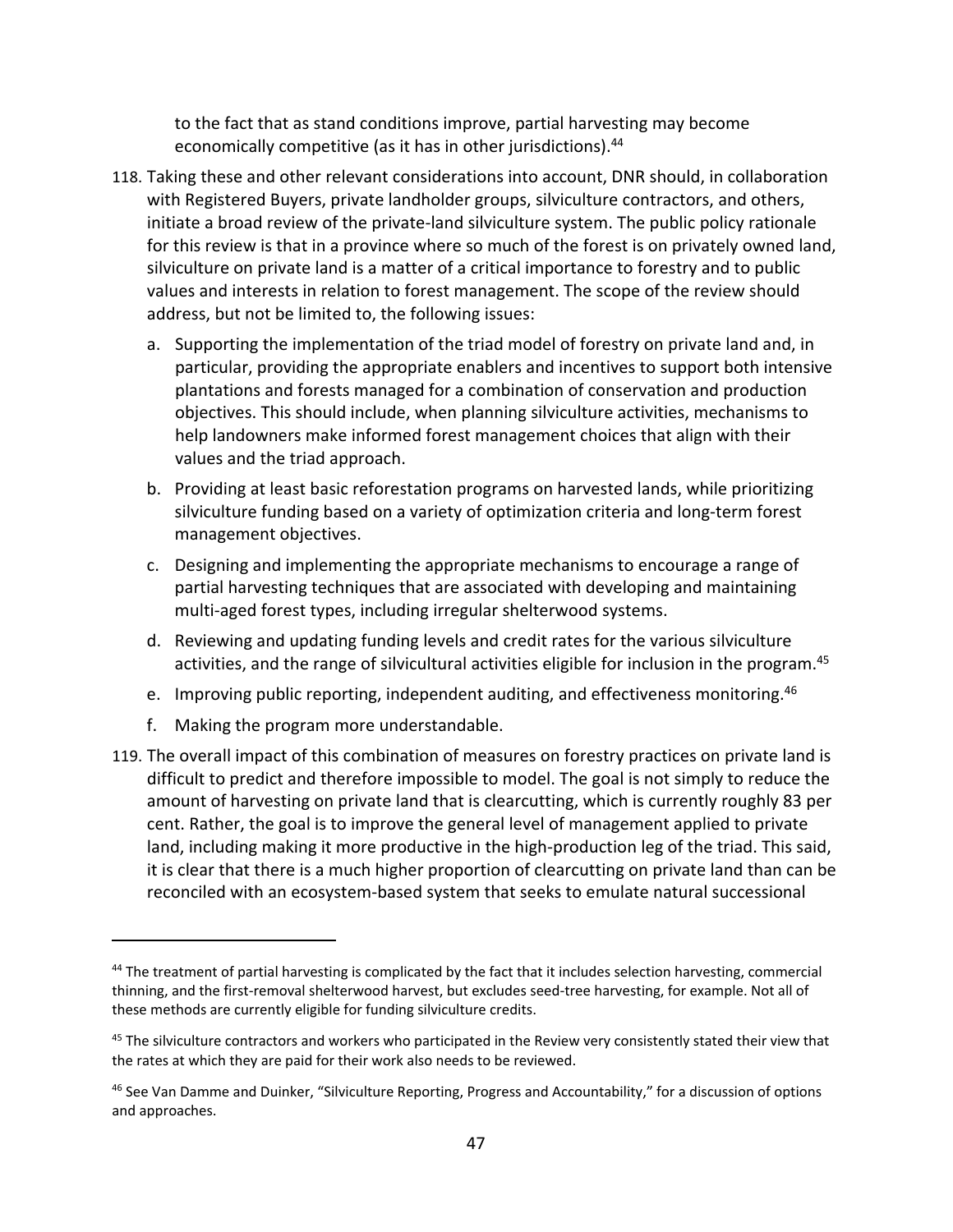to the fact that as stand conditions improve, partial harvesting may become economically competitive (as it has in other jurisdictions).[44]

118. Taking these and other relevant considerations into account, DNR should, in collaboration with Registered Buyers, private landholder groups, silviculture contractors, and others, initiate a broad review of the private-land silviculture system. The public policy rationale for this review is that in a province where so much of the forest is on privately owned land, silviculture on private land is a matter of a critical importance to forestry and to public values and interests in relation to forest management. The scope of the review should address, but not be limited to, the following issues:

    a. Supporting the implementation of the triad model of forestry on private land and, in particular, providing the appropriate enablers and incentives to support both intensive plantations and forests managed for a combination of conservation and production objectives. This should include, when planning silviculture activities, mechanisms to help landowners make informed forest management choices that align with their values and the triad approach.

    b. Providing at least basic reforestation programs on harvested lands, while prioritizing silviculture funding based on a variety of optimization criteria and long-term forest management objectives.

    c. Designing and implementing the appropriate mechanisms to encourage a range of partial harvesting techniques that are associated with developing and maintaining multi-aged forest types, including irregular shelterwood systems.

    d. Reviewing and updating funding levels and credit rates for the various silviculture activities, and the range of silvicultural activities eligible for inclusion in the program.[45]

    e. Improving public reporting, independent auditing, and effectiveness monitoring.[46]

    f. Making the program more understandable.

119. The overall impact of this combination of measures on forestry practices on private land is difficult to predict and therefore impossible to model. The goal is not simply to reduce the amount of harvesting on private land that is clearcutting, which is currently roughly 83 per cent. Rather, the goal is to improve the general level of management applied to private land, including making it more productive in the high-production leg of the triad. This said, it is clear that there is a much higher proportion of clearcutting on private land than can be reconciled with an ecosystem-based system that seeks to emulate natural successional

---

[44] The treatment of partial harvesting is complicated by the fact that it includes selection harvesting, commercial thinning, and the first-removal shelterwood harvest, but excludes seed-tree harvesting, for example. Not all of these methods are currently eligible for funding silviculture credits.

[45] The silviculture contractors and workers who participated in the Review very consistently stated their view that the rates at which they are paid for their work also needs to be reviewed.

[46] See Van Damme and Duinker, "Silviculture Reporting, Progress and Accountability," for a discussion of options and approaches.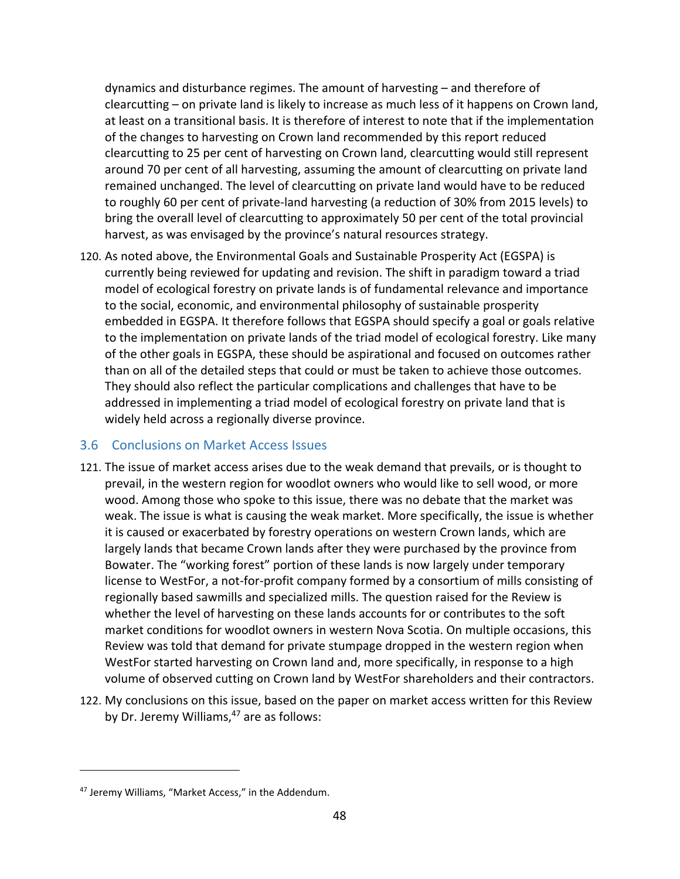dynamics and disturbance regimes. The amount of harvesting – and therefore of clearcutting – on private land is likely to increase as much less of it happens on Crown land, at least on a transitional basis. It is therefore of interest to note that if the implementation of the changes to harvesting on Crown land recommended by this report reduced clearcutting to 25 per cent of harvesting on Crown land, clearcutting would still represent around 70 per cent of all harvesting, assuming the amount of clearcutting on private land remained unchanged. The level of clearcutting on private land would have to be reduced to roughly 60 per cent of private-land harvesting (a reduction of 30% from 2015 levels) to bring the overall level of clearcutting to approximately 50 per cent of the total provincial harvest, as was envisaged by the province's natural resources strategy.

120. As noted above, the Environmental Goals and Sustainable Prosperity Act (EGSPA) is currently being reviewed for updating and revision. The shift in paradigm toward a triad model of ecological forestry on private lands is of fundamental relevance and importance to the social, economic, and environmental philosophy of sustainable prosperity embedded in EGSPA. It therefore follows that EGSPA should specify a goal or goals relative to the implementation on private lands of the triad model of ecological forestry. Like many of the other goals in EGSPA, these should be aspirational and focused on outcomes rather than on all of the detailed steps that could or must be taken to achieve those outcomes. They should also reflect the particular complications and challenges that have to be addressed in implementing a triad model of ecological forestry on private land that is widely held across a regionally diverse province.

## 3.6 Conclusions on Market Access Issues

121. The issue of market access arises due to the weak demand that prevails, or is thought to prevail, in the western region for woodlot owners who would like to sell wood, or more wood. Among those who spoke to this issue, there was no debate that the market was weak. The issue is what is causing the weak market. More specifically, the issue is whether it is caused or exacerbated by forestry operations on western Crown lands, which are largely lands that became Crown lands after they were purchased by the province from Bowater. The "working forest" portion of these lands is now largely under temporary license to WestFor, a not-for-profit company formed by a consortium of mills consisting of regionally based sawmills and specialized mills. The question raised for the Review is whether the level of harvesting on these lands accounts for or contributes to the soft market conditions for woodlot owners in western Nova Scotia. On multiple occasions, this Review was told that demand for private stumpage dropped in the western region when WestFor started harvesting on Crown land and, more specifically, in response to a high volume of observed cutting on Crown land by WestFor shareholders and their contractors.

122. My conclusions on this issue, based on the paper on market access written for this Review by Dr. Jeremy Williams,[47] are as follows:

[47] Jeremy Williams, "Market Access," in the Addendum.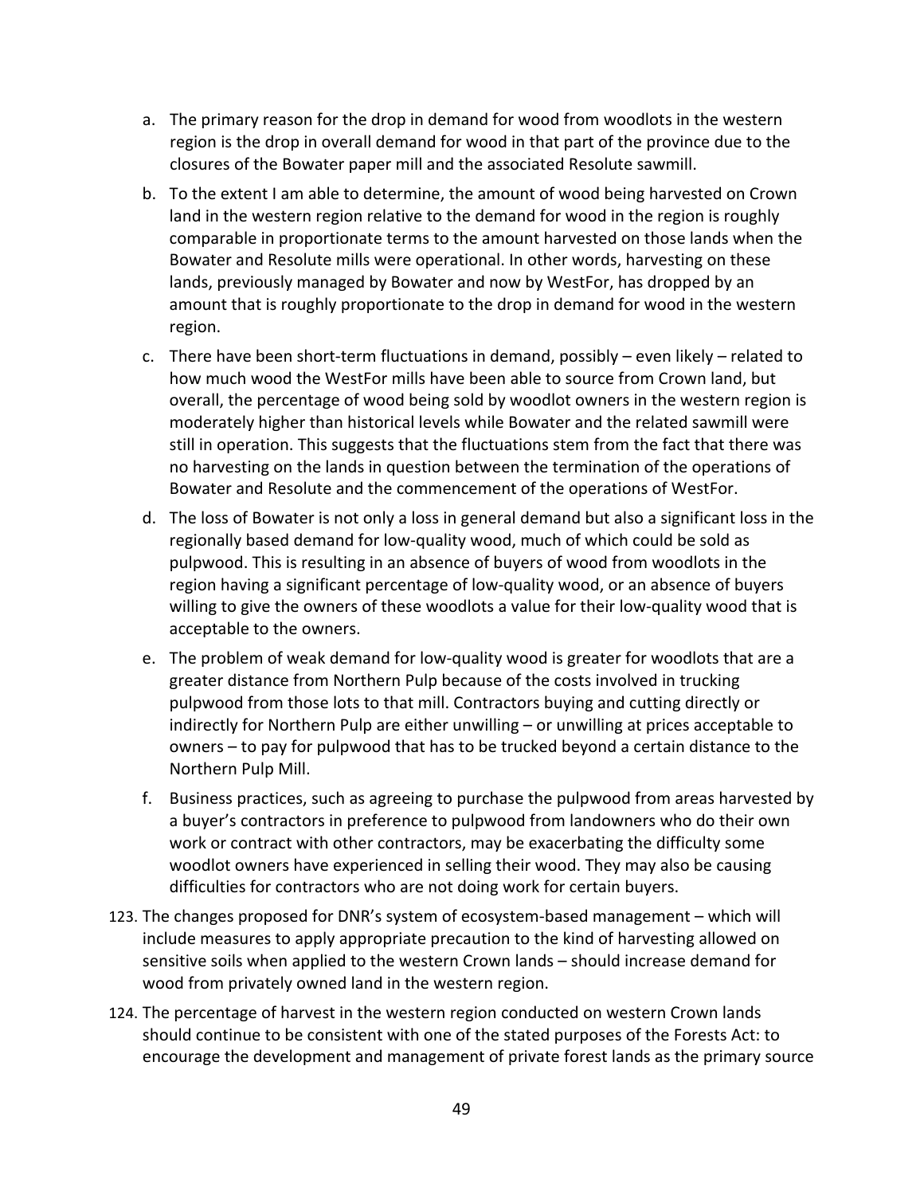a. The primary reason for the drop in demand for wood from woodlots in the western region is the drop in overall demand for wood in that part of the province due to the closures of the Bowater paper mill and the associated Resolute sawmill.

b. To the extent I am able to determine, the amount of wood being harvested on Crown land in the western region relative to the demand for wood in the region is roughly comparable in proportionate terms to the amount harvested on those lands when the Bowater and Resolute mills were operational. In other words, harvesting on these lands, previously managed by Bowater and now by WestFor, has dropped by an amount that is roughly proportionate to the drop in demand for wood in the western region.

c. There have been short-term fluctuations in demand, possibly – even likely – related to how much wood the WestFor mills have been able to source from Crown land, but overall, the percentage of wood being sold by woodlot owners in the western region is moderately higher than historical levels while Bowater and the related sawmill were still in operation. This suggests that the fluctuations stem from the fact that there was no harvesting on the lands in question between the termination of the operations of Bowater and Resolute and the commencement of the operations of WestFor.

d. The loss of Bowater is not only a loss in general demand but also a significant loss in the regionally based demand for low-quality wood, much of which could be sold as pulpwood. This is resulting in an absence of buyers of wood from woodlots in the region having a significant percentage of low-quality wood, or an absence of buyers willing to give the owners of these woodlots a value for their low-quality wood that is acceptable to the owners.

e. The problem of weak demand for low-quality wood is greater for woodlots that are a greater distance from Northern Pulp because of the costs involved in trucking pulpwood from those lots to that mill. Contractors buying and cutting directly or indirectly for Northern Pulp are either unwilling – or unwilling at prices acceptable to owners – to pay for pulpwood that has to be trucked beyond a certain distance to the Northern Pulp Mill.

f. Business practices, such as agreeing to purchase the pulpwood from areas harvested by a buyer's contractors in preference to pulpwood from landowners who do their own work or contract with other contractors, may be exacerbating the difficulty some woodlot owners have experienced in selling their wood. They may also be causing difficulties for contractors who are not doing work for certain buyers.

123. The changes proposed for DNR's system of ecosystem-based management – which will include measures to apply appropriate precaution to the kind of harvesting allowed on sensitive soils when applied to the western Crown lands – should increase demand for wood from privately owned land in the western region.

124. The percentage of harvest in the western region conducted on western Crown lands should continue to be consistent with one of the stated purposes of the Forests Act: to encourage the development and management of private forest lands as the primary source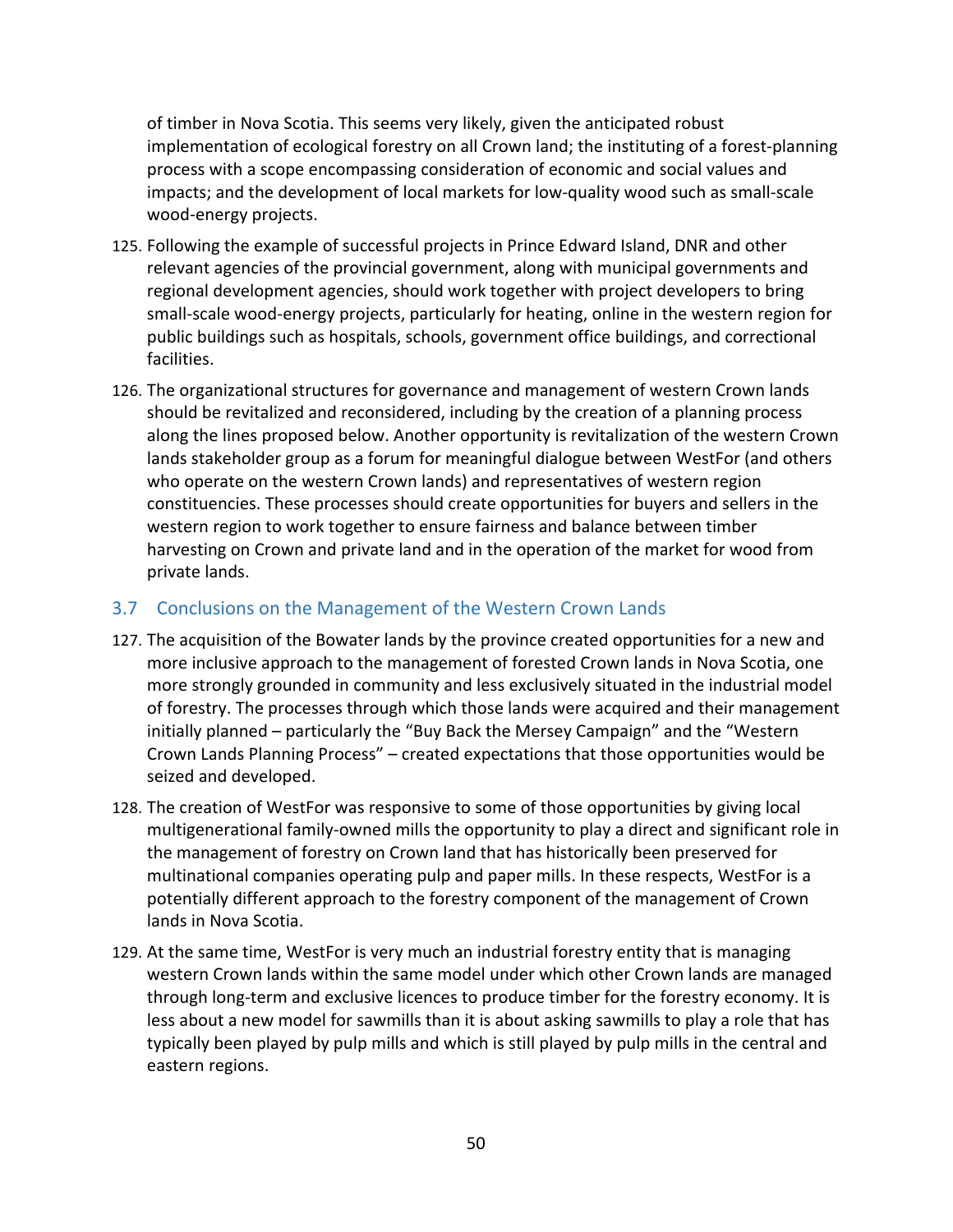of timber in Nova Scotia. This seems very likely, given the anticipated robust implementation of ecological forestry on all Crown land; the instituting of a forest-planning process with a scope encompassing consideration of economic and social values and impacts; and the development of local markets for low-quality wood such as small-scale wood-energy projects.

125. Following the example of successful projects in Prince Edward Island, DNR and other relevant agencies of the provincial government, along with municipal governments and regional development agencies, should work together with project developers to bring small-scale wood-energy projects, particularly for heating, online in the western region for public buildings such as hospitals, schools, government office buildings, and correctional facilities.

126. The organizational structures for governance and management of western Crown lands should be revitalized and reconsidered, including by the creation of a planning process along the lines proposed below. Another opportunity is revitalization of the western Crown lands stakeholder group as a forum for meaningful dialogue between WestFor (and others who operate on the western Crown lands) and representatives of western region constituencies. These processes should create opportunities for buyers and sellers in the western region to work together to ensure fairness and balance between timber harvesting on Crown and private land and in the operation of the market for wood from private lands.

## 3.7 Conclusions on the Management of the Western Crown Lands

127. The acquisition of the Bowater lands by the province created opportunities for a new and more inclusive approach to the management of forested Crown lands in Nova Scotia, one more strongly grounded in community and less exclusively situated in the industrial model of forestry. The processes through which those lands were acquired and their management initially planned – particularly the "Buy Back the Mersey Campaign" and the "Western Crown Lands Planning Process" – created expectations that those opportunities would be seized and developed.

128. The creation of WestFor was responsive to some of those opportunities by giving local multigenerational family-owned mills the opportunity to play a direct and significant role in the management of forestry on Crown land that has historically been preserved for multinational companies operating pulp and paper mills. In these respects, WestFor is a potentially different approach to the forestry component of the management of Crown lands in Nova Scotia.

129. At the same time, WestFor is very much an industrial forestry entity that is managing western Crown lands within the same model under which other Crown lands are managed through long-term and exclusive licences to produce timber for the forestry economy. It is less about a new model for sawmills than it is about asking sawmills to play a role that has typically been played by pulp mills and which is still played by pulp mills in the central and eastern regions.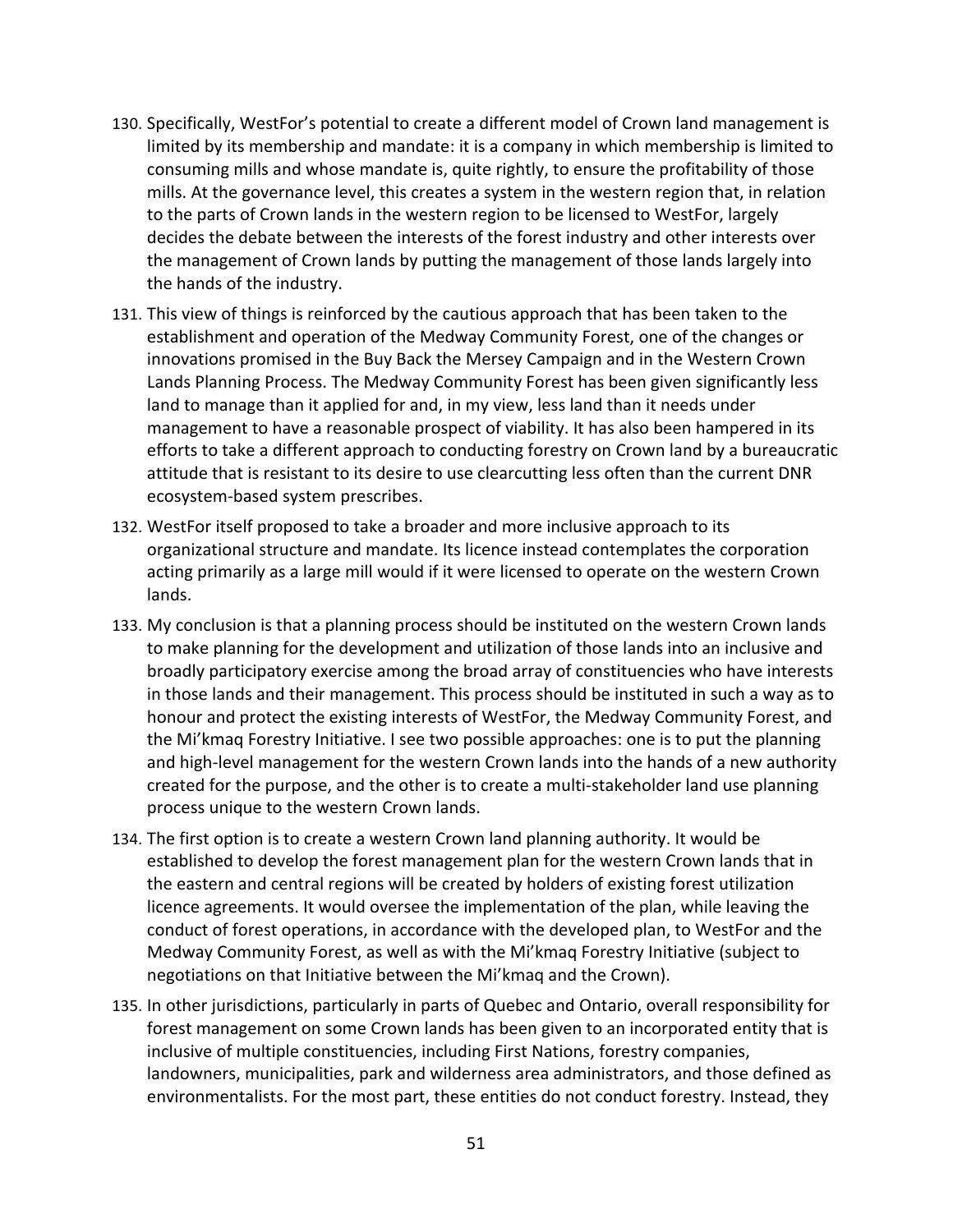130. Specifically, WestFor's potential to create a different model of Crown land management is limited by its membership and mandate: it is a company in which membership is limited to consuming mills and whose mandate is, quite rightly, to ensure the profitability of those mills. At the governance level, this creates a system in the western region that, in relation to the parts of Crown lands in the western region to be licensed to WestFor, largely decides the debate between the interests of the forest industry and other interests over the management of Crown lands by putting the management of those lands largely into the hands of the industry.

131. This view of things is reinforced by the cautious approach that has been taken to the establishment and operation of the Medway Community Forest, one of the changes or innovations promised in the Buy Back the Mersey Campaign and in the Western Crown Lands Planning Process. The Medway Community Forest has been given significantly less land to manage than it applied for and, in my view, less land than it needs under management to have a reasonable prospect of viability. It has also been hampered in its efforts to take a different approach to conducting forestry on Crown land by a bureaucratic attitude that is resistant to its desire to use clearcutting less often than the current DNR ecosystem-based system prescribes.

132. WestFor itself proposed to take a broader and more inclusive approach to its organizational structure and mandate. Its licence instead contemplates the corporation acting primarily as a large mill would if it were licensed to operate on the western Crown lands.

133. My conclusion is that a planning process should be instituted on the western Crown lands to make planning for the development and utilization of those lands into an inclusive and broadly participatory exercise among the broad array of constituencies who have interests in those lands and their management. This process should be instituted in such a way as to honour and protect the existing interests of WestFor, the Medway Community Forest, and the Mi'kmaq Forestry Initiative. I see two possible approaches: one is to put the planning and high-level management for the western Crown lands into the hands of a new authority created for the purpose, and the other is to create a multi-stakeholder land use planning process unique to the western Crown lands.

134. The first option is to create a western Crown land planning authority. It would be established to develop the forest management plan for the western Crown lands that in the eastern and central regions will be created by holders of existing forest utilization licence agreements. It would oversee the implementation of the plan, while leaving the conduct of forest operations, in accordance with the developed plan, to WestFor and the Medway Community Forest, as well as with the Mi'kmaq Forestry Initiative (subject to negotiations on that Initiative between the Mi'kmaq and the Crown).

135. In other jurisdictions, particularly in parts of Quebec and Ontario, overall responsibility for forest management on some Crown lands has been given to an incorporated entity that is inclusive of multiple constituencies, including First Nations, forestry companies, landowners, municipalities, park and wilderness area administrators, and those defined as environmentalists. For the most part, these entities do not conduct forestry. Instead, they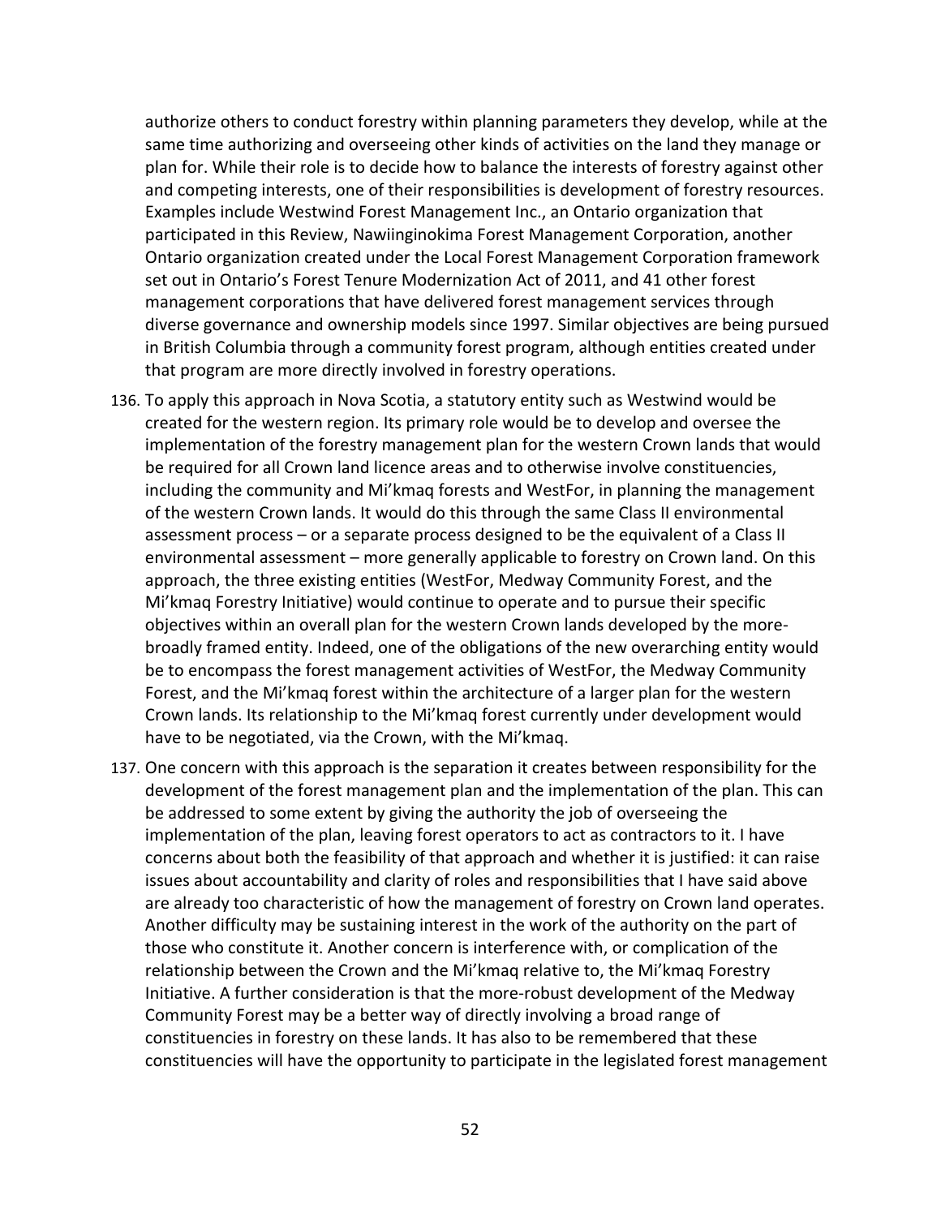authorize others to conduct forestry within planning parameters they develop, while at the same time authorizing and overseeing other kinds of activities on the land they manage or plan for. While their role is to decide how to balance the interests of forestry against other and competing interests, one of their responsibilities is development of forestry resources. Examples include Westwind Forest Management Inc., an Ontario organization that participated in this Review, Nawiinginokima Forest Management Corporation, another Ontario organization created under the Local Forest Management Corporation framework set out in Ontario's Forest Tenure Modernization Act of 2011, and 41 other forest management corporations that have delivered forest management services through diverse governance and ownership models since 1997. Similar objectives are being pursued in British Columbia through a community forest program, although entities created under that program are more directly involved in forestry operations.

136. To apply this approach in Nova Scotia, a statutory entity such as Westwind would be created for the western region. Its primary role would be to develop and oversee the implementation of the forestry management plan for the western Crown lands that would be required for all Crown land licence areas and to otherwise involve constituencies, including the community and Mi'kmaq forests and WestFor, in planning the management of the western Crown lands. It would do this through the same Class II environmental assessment process – or a separate process designed to be the equivalent of a Class II environmental assessment – more generally applicable to forestry on Crown land. On this approach, the three existing entities (WestFor, Medway Community Forest, and the Mi'kmaq Forestry Initiative) would continue to operate and to pursue their specific objectives within an overall plan for the western Crown lands developed by the more-broadly framed entity. Indeed, one of the obligations of the new overarching entity would be to encompass the forest management activities of WestFor, the Medway Community Forest, and the Mi'kmaq forest within the architecture of a larger plan for the western Crown lands. Its relationship to the Mi'kmaq forest currently under development would have to be negotiated, via the Crown, with the Mi'kmaq.

137. One concern with this approach is the separation it creates between responsibility for the development of the forest management plan and the implementation of the plan. This can be addressed to some extent by giving the authority the job of overseeing the implementation of the plan, leaving forest operators to act as contractors to it. I have concerns about both the feasibility of that approach and whether it is justified: it can raise issues about accountability and clarity of roles and responsibilities that I have said above are already too characteristic of how the management of forestry on Crown land operates. Another difficulty may be sustaining interest in the work of the authority on the part of those who constitute it. Another concern is interference with, or complication of the relationship between the Crown and the Mi'kmaq relative to, the Mi'kmaq Forestry Initiative. A further consideration is that the more-robust development of the Medway Community Forest may be a better way of directly involving a broad range of constituencies in forestry on these lands. It has also to be remembered that these constituencies will have the opportunity to participate in the legislated forest management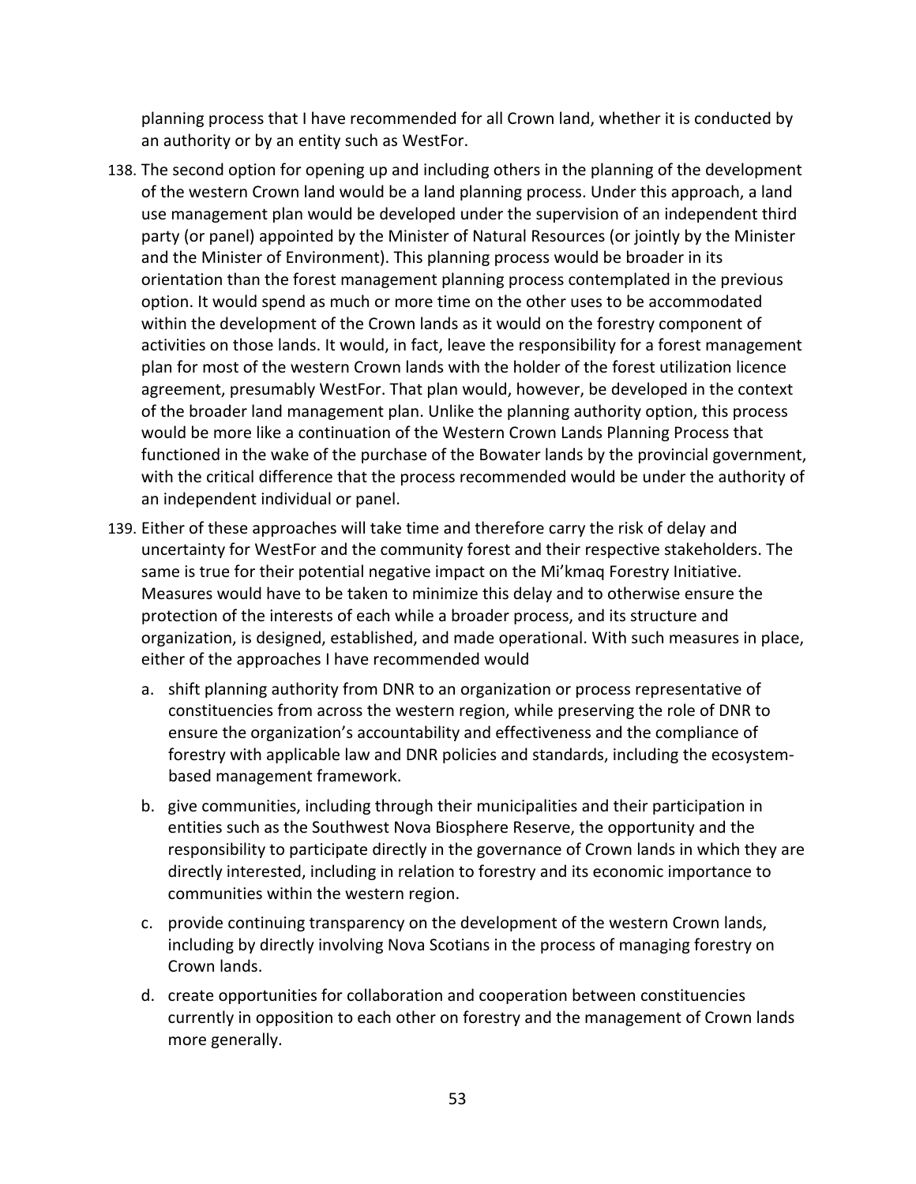planning process that I have recommended for all Crown land, whether it is conducted by an authority or by an entity such as WestFor.

138. The second option for opening up and including others in the planning of the development of the western Crown land would be a land planning process. Under this approach, a land use management plan would be developed under the supervision of an independent third party (or panel) appointed by the Minister of Natural Resources (or jointly by the Minister and the Minister of Environment). This planning process would be broader in its orientation than the forest management planning process contemplated in the previous option. It would spend as much or more time on the other uses to be accommodated within the development of the Crown lands as it would on the forestry component of activities on those lands. It would, in fact, leave the responsibility for a forest management plan for most of the western Crown lands with the holder of the forest utilization licence agreement, presumably WestFor. That plan would, however, be developed in the context of the broader land management plan. Unlike the planning authority option, this process would be more like a continuation of the Western Crown Lands Planning Process that functioned in the wake of the purchase of the Bowater lands by the provincial government, with the critical difference that the process recommended would be under the authority of an independent individual or panel.

139. Either of these approaches will take time and therefore carry the risk of delay and uncertainty for WestFor and the community forest and their respective stakeholders. The same is true for their potential negative impact on the Mi'kmaq Forestry Initiative. Measures would have to be taken to minimize this delay and to otherwise ensure the protection of the interests of each while a broader process, and its structure and organization, is designed, established, and made operational. With such measures in place, either of the approaches I have recommended would

    a. shift planning authority from DNR to an organization or process representative of constituencies from across the western region, while preserving the role of DNR to ensure the organization's accountability and effectiveness and the compliance of forestry with applicable law and DNR policies and standards, including the ecosystem-based management framework.

    b. give communities, including through their municipalities and their participation in entities such as the Southwest Nova Biosphere Reserve, the opportunity and the responsibility to participate directly in the governance of Crown lands in which they are directly interested, including in relation to forestry and its economic importance to communities within the western region.

    c. provide continuing transparency on the development of the western Crown lands, including by directly involving Nova Scotians in the process of managing forestry on Crown lands.

    d. create opportunities for collaboration and cooperation between constituencies currently in opposition to each other on forestry and the management of Crown lands more generally.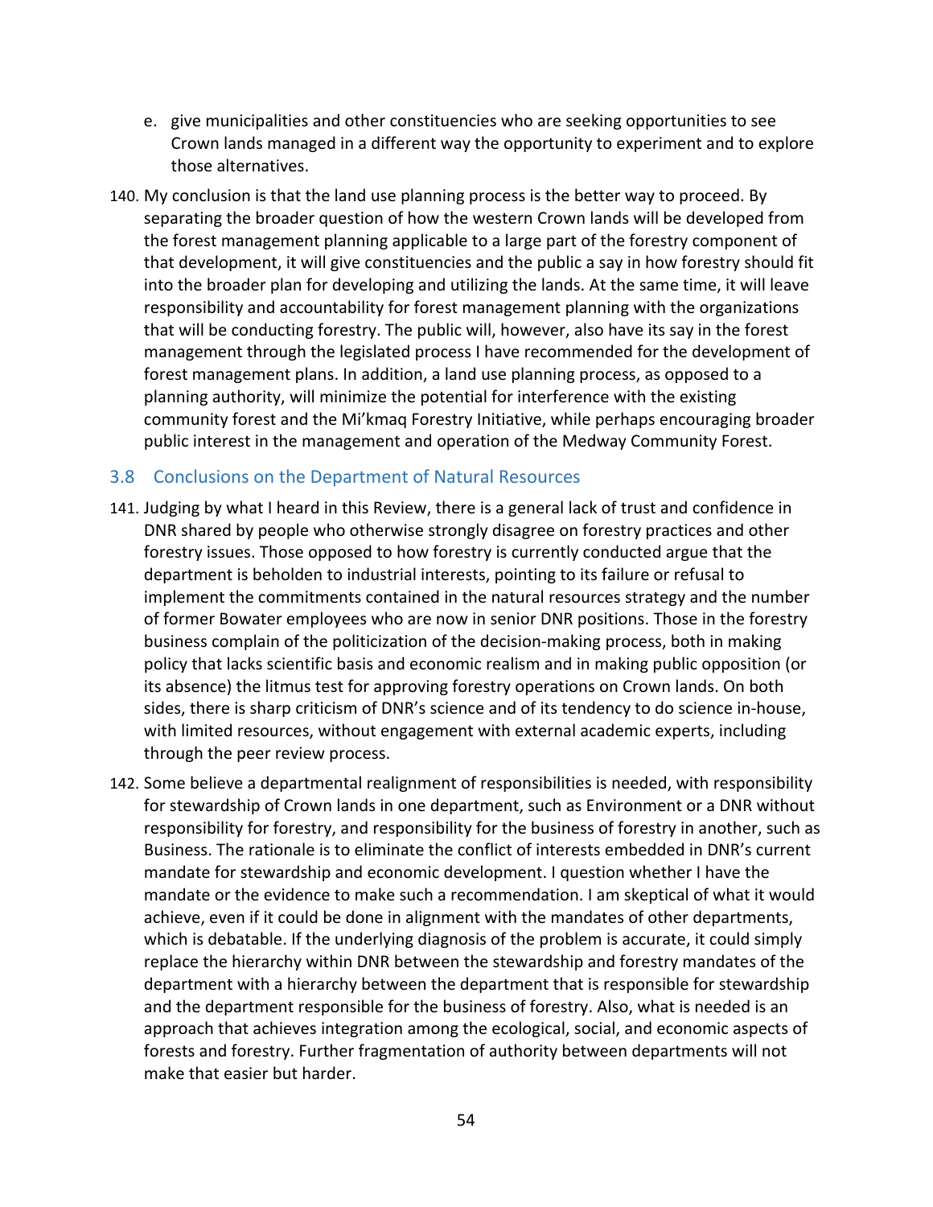e. give municipalities and other constituencies who are seeking opportunities to see Crown lands managed in a different way the opportunity to experiment and to explore those alternatives.

140. My conclusion is that the land use planning process is the better way to proceed. By separating the broader question of how the western Crown lands will be developed from the forest management planning applicable to a large part of the forestry component of that development, it will give constituencies and the public a say in how forestry should fit into the broader plan for developing and utilizing the lands. At the same time, it will leave responsibility and accountability for forest management planning with the organizations that will be conducting forestry. The public will, however, also have its say in the forest management through the legislated process I have recommended for the development of forest management plans. In addition, a land use planning process, as opposed to a planning authority, will minimize the potential for interference with the existing community forest and the Mi'kmaq Forestry Initiative, while perhaps encouraging broader public interest in the management and operation of the Medway Community Forest.

## 3.8 Conclusions on the Department of Natural Resources

141. Judging by what I heard in this Review, there is a general lack of trust and confidence in DNR shared by people who otherwise strongly disagree on forestry practices and other forestry issues. Those opposed to how forestry is currently conducted argue that the department is beholden to industrial interests, pointing to its failure or refusal to implement the commitments contained in the natural resources strategy and the number of former Bowater employees who are now in senior DNR positions. Those in the forestry business complain of the politicization of the decision-making process, both in making policy that lacks scientific basis and economic realism and in making public opposition (or its absence) the litmus test for approving forestry operations on Crown lands. On both sides, there is sharp criticism of DNR's science and of its tendency to do science in-house, with limited resources, without engagement with external academic experts, including through the peer review process.

142. Some believe a departmental realignment of responsibilities is needed, with responsibility for stewardship of Crown lands in one department, such as Environment or a DNR without responsibility for forestry, and responsibility for the business of forestry in another, such as Business. The rationale is to eliminate the conflict of interests embedded in DNR's current mandate for stewardship and economic development. I question whether I have the mandate or the evidence to make such a recommendation. I am skeptical of what it would achieve, even if it could be done in alignment with the mandates of other departments, which is debatable. If the underlying diagnosis of the problem is accurate, it could simply replace the hierarchy within DNR between the stewardship and forestry mandates of the department with a hierarchy between the department that is responsible for stewardship and the department responsible for the business of forestry. Also, what is needed is an approach that achieves integration among the ecological, social, and economic aspects of forests and forestry. Further fragmentation of authority between departments will not make that easier but harder.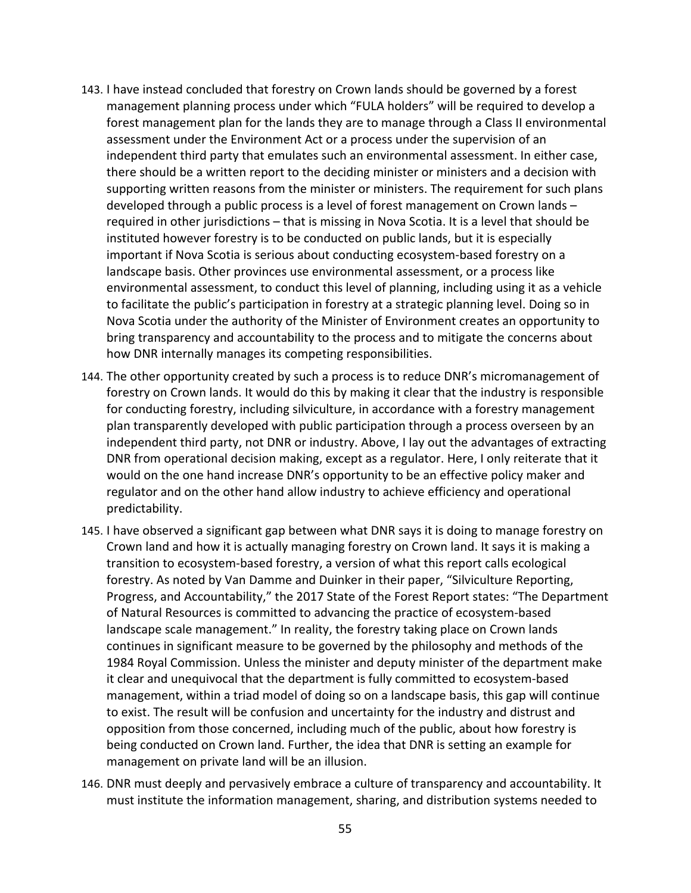143. I have instead concluded that forestry on Crown lands should be governed by a forest management planning process under which "FULA holders" will be required to develop a forest management plan for the lands they are to manage through a Class II environmental assessment under the Environment Act or a process under the supervision of an independent third party that emulates such an environmental assessment. In either case, there should be a written report to the deciding minister or ministers and a decision with supporting written reasons from the minister or ministers. The requirement for such plans developed through a public process is a level of forest management on Crown lands – required in other jurisdictions – that is missing in Nova Scotia. It is a level that should be instituted however forestry is to be conducted on public lands, but it is especially important if Nova Scotia is serious about conducting ecosystem-based forestry on a landscape basis. Other provinces use environmental assessment, or a process like environmental assessment, to conduct this level of planning, including using it as a vehicle to facilitate the public's participation in forestry at a strategic planning level. Doing so in Nova Scotia under the authority of the Minister of Environment creates an opportunity to bring transparency and accountability to the process and to mitigate the concerns about how DNR internally manages its competing responsibilities.

144. The other opportunity created by such a process is to reduce DNR's micromanagement of forestry on Crown lands. It would do this by making it clear that the industry is responsible for conducting forestry, including silviculture, in accordance with a forestry management plan transparently developed with public participation through a process overseen by an independent third party, not DNR or industry. Above, I lay out the advantages of extracting DNR from operational decision making, except as a regulator. Here, I only reiterate that it would on the one hand increase DNR's opportunity to be an effective policy maker and regulator and on the other hand allow industry to achieve efficiency and operational predictability.

145. I have observed a significant gap between what DNR says it is doing to manage forestry on Crown land and how it is actually managing forestry on Crown land. It says it is making a transition to ecosystem-based forestry, a version of what this report calls ecological forestry. As noted by Van Damme and Duinker in their paper, "Silviculture Reporting, Progress, and Accountability," the 2017 State of the Forest Report states: "The Department of Natural Resources is committed to advancing the practice of ecosystem-based landscape scale management." In reality, the forestry taking place on Crown lands continues in significant measure to be governed by the philosophy and methods of the 1984 Royal Commission. Unless the minister and deputy minister of the department make it clear and unequivocal that the department is fully committed to ecosystem-based management, within a triad model of doing so on a landscape basis, this gap will continue to exist. The result will be confusion and uncertainty for the industry and distrust and opposition from those concerned, including much of the public, about how forestry is being conducted on Crown land. Further, the idea that DNR is setting an example for management on private land will be an illusion.

146. DNR must deeply and pervasively embrace a culture of transparency and accountability. It must institute the information management, sharing, and distribution systems needed to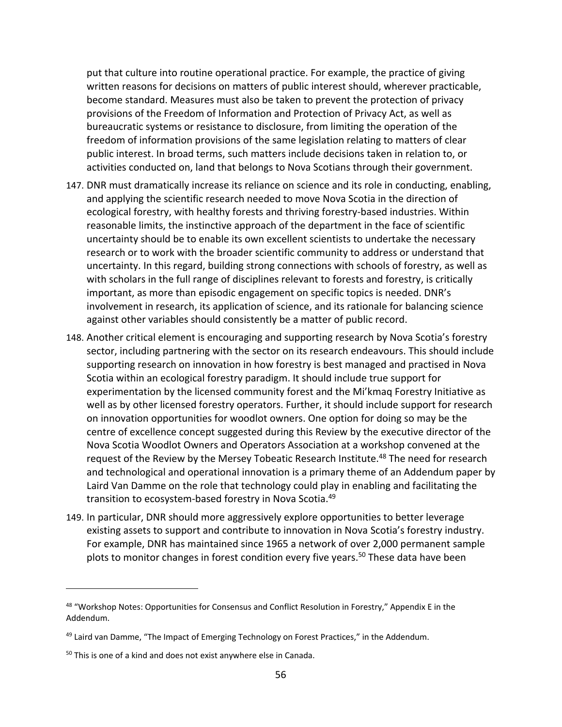put that culture into routine operational practice. For example, the practice of giving written reasons for decisions on matters of public interest should, wherever practicable, become standard. Measures must also be taken to prevent the protection of privacy provisions of the Freedom of Information and Protection of Privacy Act, as well as bureaucratic systems or resistance to disclosure, from limiting the operation of the freedom of information provisions of the same legislation relating to matters of clear public interest. In broad terms, such matters include decisions taken in relation to, or activities conducted on, land that belongs to Nova Scotians through their government.

147. DNR must dramatically increase its reliance on science and its role in conducting, enabling, and applying the scientific research needed to move Nova Scotia in the direction of ecological forestry, with healthy forests and thriving forestry-based industries. Within reasonable limits, the instinctive approach of the department in the face of scientific uncertainty should be to enable its own excellent scientists to undertake the necessary research or to work with the broader scientific community to address or understand that uncertainty. In this regard, building strong connections with schools of forestry, as well as with scholars in the full range of disciplines relevant to forests and forestry, is critically important, as more than episodic engagement on specific topics is needed. DNR's involvement in research, its application of science, and its rationale for balancing science against other variables should consistently be a matter of public record.

148. Another critical element is encouraging and supporting research by Nova Scotia's forestry sector, including partnering with the sector on its research endeavours. This should include supporting research on innovation in how forestry is best managed and practised in Nova Scotia within an ecological forestry paradigm. It should include true support for experimentation by the licensed community forest and the Mi'kmaq Forestry Initiative as well as by other licensed forestry operators. Further, it should include support for research on innovation opportunities for woodlot owners. One option for doing so may be the centre of excellence concept suggested during this Review by the executive director of the Nova Scotia Woodlot Owners and Operators Association at a workshop convened at the request of the Review by the Mersey Tobeatic Research Institute.[48] The need for research and technological and operational innovation is a primary theme of an Addendum paper by Laird Van Damme on the role that technology could play in enabling and facilitating the transition to ecosystem-based forestry in Nova Scotia.[49]

149. In particular, DNR should more aggressively explore opportunities to better leverage existing assets to support and contribute to innovation in Nova Scotia's forestry industry. For example, DNR has maintained since 1965 a network of over 2,000 permanent sample plots to monitor changes in forest condition every five years.[50] These data have been

---

[48] "Workshop Notes: Opportunities for Consensus and Conflict Resolution in Forestry," Appendix E in the Addendum.

[49] Laird van Damme, "The Impact of Emerging Technology on Forest Practices," in the Addendum.

[50] This is one of a kind and does not exist anywhere else in Canada.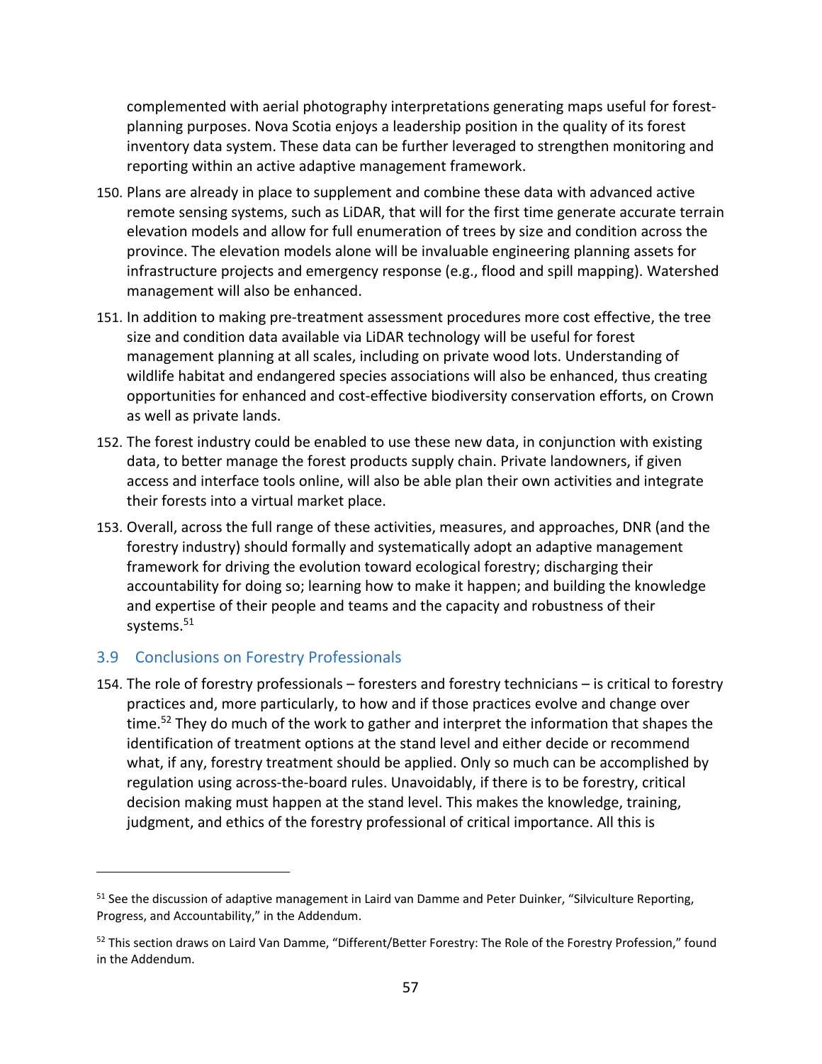complemented with aerial photography interpretations generating maps useful for forest-planning purposes. Nova Scotia enjoys a leadership position in the quality of its forest inventory data system. These data can be further leveraged to strengthen monitoring and reporting within an active adaptive management framework.

150. Plans are already in place to supplement and combine these data with advanced active remote sensing systems, such as LiDAR, that will for the first time generate accurate terrain elevation models and allow for full enumeration of trees by size and condition across the province. The elevation models alone will be invaluable engineering planning assets for infrastructure projects and emergency response (e.g., flood and spill mapping). Watershed management will also be enhanced.

151. In addition to making pre-treatment assessment procedures more cost effective, the tree size and condition data available via LiDAR technology will be useful for forest management planning at all scales, including on private wood lots. Understanding of wildlife habitat and endangered species associations will also be enhanced, thus creating opportunities for enhanced and cost-effective biodiversity conservation efforts, on Crown as well as private lands.

152. The forest industry could be enabled to use these new data, in conjunction with existing data, to better manage the forest products supply chain. Private landowners, if given access and interface tools online, will also be able plan their own activities and integrate their forests into a virtual market place.

153. Overall, across the full range of these activities, measures, and approaches, DNR (and the forestry industry) should formally and systematically adopt an adaptive management framework for driving the evolution toward ecological forestry; discharging their accountability for doing so; learning how to make it happen; and building the knowledge and expertise of their people and teams and the capacity and robustness of their systems.[51]

## 3.9 Conclusions on Forestry Professionals

154. The role of forestry professionals – foresters and forestry technicians – is critical to forestry practices and, more particularly, to how and if those practices evolve and change over time.[52] They do much of the work to gather and interpret the information that shapes the identification of treatment options at the stand level and either decide or recommend what, if any, forestry treatment should be applied. Only so much can be accomplished by regulation using across-the-board rules. Unavoidably, if there is to be forestry, critical decision making must happen at the stand level. This makes the knowledge, training, judgment, and ethics of the forestry professional of critical importance. All this is

---

[51] See the discussion of adaptive management in Laird van Damme and Peter Duinker, "Silviculture Reporting, Progress, and Accountability," in the Addendum.

[52] This section draws on Laird Van Damme, "Different/Better Forestry: The Role of the Forestry Profession," found in the Addendum.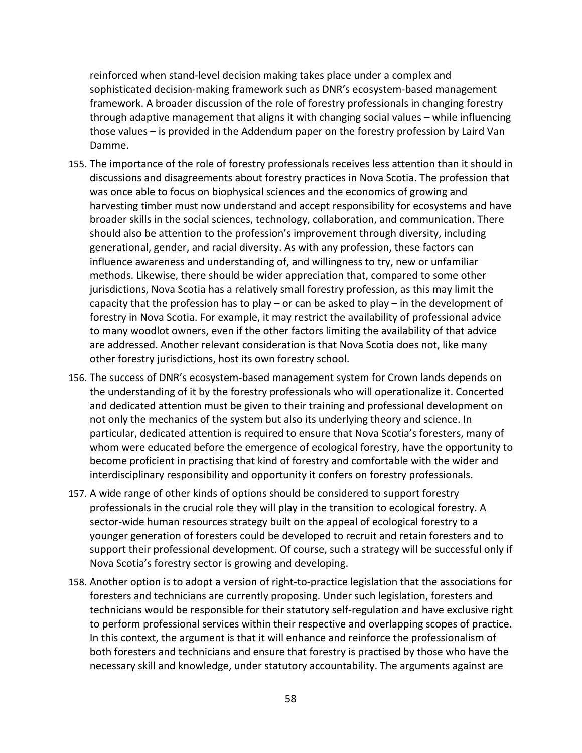reinforced when stand-level decision making takes place under a complex and sophisticated decision-making framework such as DNR's ecosystem-based management framework. A broader discussion of the role of forestry professionals in changing forestry through adaptive management that aligns it with changing social values – while influencing those values – is provided in the Addendum paper on the forestry profession by Laird Van Damme.

155. The importance of the role of forestry professionals receives less attention than it should in discussions and disagreements about forestry practices in Nova Scotia. The profession that was once able to focus on biophysical sciences and the economics of growing and harvesting timber must now understand and accept responsibility for ecosystems and have broader skills in the social sciences, technology, collaboration, and communication. There should also be attention to the profession's improvement through diversity, including generational, gender, and racial diversity. As with any profession, these factors can influence awareness and understanding of, and willingness to try, new or unfamiliar methods. Likewise, there should be wider appreciation that, compared to some other jurisdictions, Nova Scotia has a relatively small forestry profession, as this may limit the capacity that the profession has to play – or can be asked to play – in the development of forestry in Nova Scotia. For example, it may restrict the availability of professional advice to many woodlot owners, even if the other factors limiting the availability of that advice are addressed. Another relevant consideration is that Nova Scotia does not, like many other forestry jurisdictions, host its own forestry school.

156. The success of DNR's ecosystem-based management system for Crown lands depends on the understanding of it by the forestry professionals who will operationalize it. Concerted and dedicated attention must be given to their training and professional development on not only the mechanics of the system but also its underlying theory and science. In particular, dedicated attention is required to ensure that Nova Scotia's foresters, many of whom were educated before the emergence of ecological forestry, have the opportunity to become proficient in practising that kind of forestry and comfortable with the wider and interdisciplinary responsibility and opportunity it confers on forestry professionals.

157. A wide range of other kinds of options should be considered to support forestry professionals in the crucial role they will play in the transition to ecological forestry. A sector-wide human resources strategy built on the appeal of ecological forestry to a younger generation of foresters could be developed to recruit and retain foresters and to support their professional development. Of course, such a strategy will be successful only if Nova Scotia's forestry sector is growing and developing.

158. Another option is to adopt a version of right-to-practice legislation that the associations for foresters and technicians are currently proposing. Under such legislation, foresters and technicians would be responsible for their statutory self-regulation and have exclusive right to perform professional services within their respective and overlapping scopes of practice. In this context, the argument is that it will enhance and reinforce the professionalism of both foresters and technicians and ensure that forestry is practised by those who have the necessary skill and knowledge, under statutory accountability. The arguments against are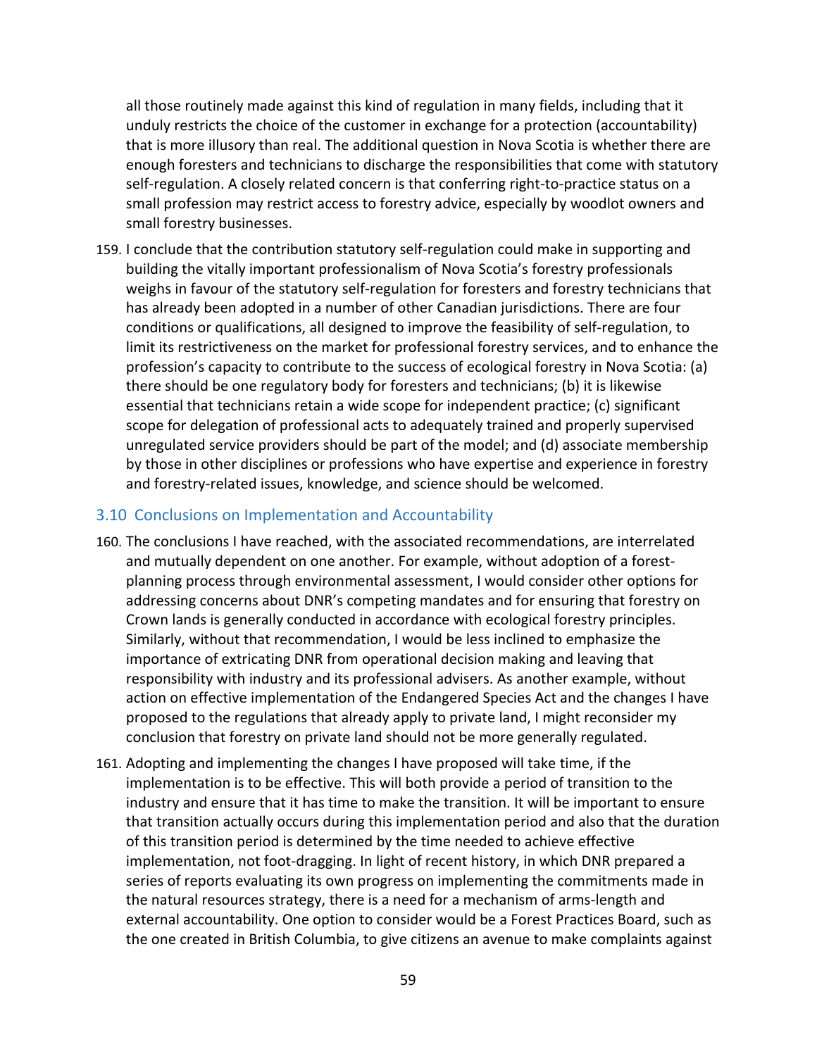all those routinely made against this kind of regulation in many fields, including that it unduly restricts the choice of the customer in exchange for a protection (accountability) that is more illusory than real. The additional question in Nova Scotia is whether there are enough foresters and technicians to discharge the responsibilities that come with statutory self-regulation. A closely related concern is that conferring right-to-practice status on a small profession may restrict access to forestry advice, especially by woodlot owners and small forestry businesses.

159. I conclude that the contribution statutory self-regulation could make in supporting and building the vitally important professionalism of Nova Scotia's forestry professionals weighs in favour of the statutory self-regulation for foresters and forestry technicians that has already been adopted in a number of other Canadian jurisdictions. There are four conditions or qualifications, all designed to improve the feasibility of self-regulation, to limit its restrictiveness on the market for professional forestry services, and to enhance the profession's capacity to contribute to the success of ecological forestry in Nova Scotia: (a) there should be one regulatory body for foresters and technicians; (b) it is likewise essential that technicians retain a wide scope for independent practice; (c) significant scope for delegation of professional acts to adequately trained and properly supervised unregulated service providers should be part of the model; and (d) associate membership by those in other disciplines or professions who have expertise and experience in forestry and forestry-related issues, knowledge, and science should be welcomed.

## 3.10 Conclusions on Implementation and Accountability

160. The conclusions I have reached, with the associated recommendations, are interrelated and mutually dependent on one another. For example, without adoption of a forest-planning process through environmental assessment, I would consider other options for addressing concerns about DNR's competing mandates and for ensuring that forestry on Crown lands is generally conducted in accordance with ecological forestry principles. Similarly, without that recommendation, I would be less inclined to emphasize the importance of extricating DNR from operational decision making and leaving that responsibility with industry and its professional advisers. As another example, without action on effective implementation of the Endangered Species Act and the changes I have proposed to the regulations that already apply to private land, I might reconsider my conclusion that forestry on private land should not be more generally regulated.

161. Adopting and implementing the changes I have proposed will take time, if the implementation is to be effective. This will both provide a period of transition to the industry and ensure that it has time to make the transition. It will be important to ensure that transition actually occurs during this implementation period and also that the duration of this transition period is determined by the time needed to achieve effective implementation, not foot-dragging. In light of recent history, in which DNR prepared a series of reports evaluating its own progress on implementing the commitments made in the natural resources strategy, there is a need for a mechanism of arms-length and external accountability. One option to consider would be a Forest Practices Board, such as the one created in British Columbia, to give citizens an avenue to make complaints against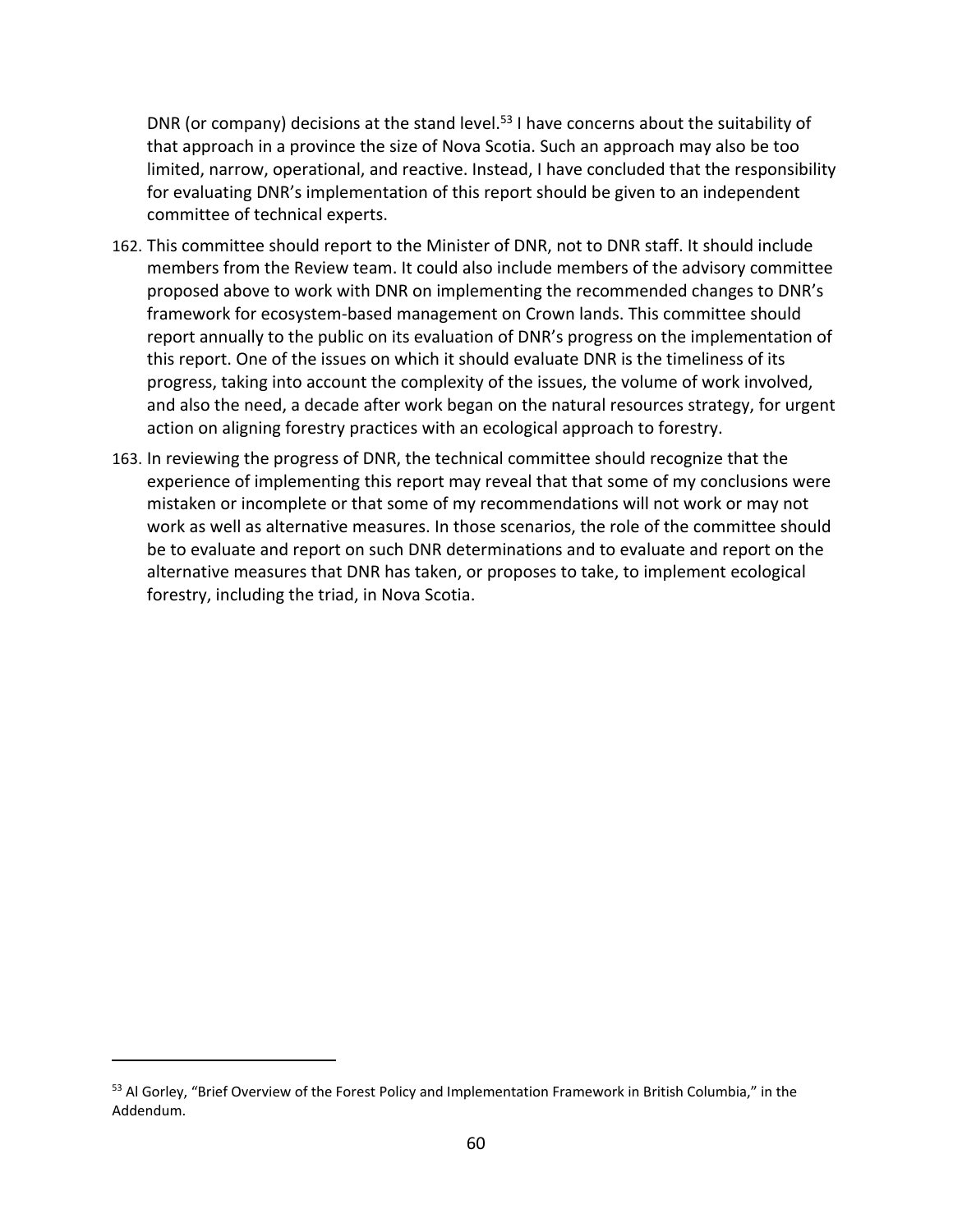DNR (or company) decisions at the stand level.[53] I have concerns about the suitability of that approach in a province the size of Nova Scotia. Such an approach may also be too limited, narrow, operational, and reactive. Instead, I have concluded that the responsibility for evaluating DNR's implementation of this report should be given to an independent committee of technical experts.

162. This committee should report to the Minister of DNR, not to DNR staff. It should include members from the Review team. It could also include members of the advisory committee proposed above to work with DNR on implementing the recommended changes to DNR's framework for ecosystem-based management on Crown lands. This committee should report annually to the public on its evaluation of DNR's progress on the implementation of this report. One of the issues on which it should evaluate DNR is the timeliness of its progress, taking into account the complexity of the issues, the volume of work involved, and also the need, a decade after work began on the natural resources strategy, for urgent action on aligning forestry practices with an ecological approach to forestry.

163. In reviewing the progress of DNR, the technical committee should recognize that the experience of implementing this report may reveal that that some of my conclusions were mistaken or incomplete or that some of my recommendations will not work or may not work as well as alternative measures. In those scenarios, the role of the committee should be to evaluate and report on such DNR determinations and to evaluate and report on the alternative measures that DNR has taken, or proposes to take, to implement ecological forestry, including the triad, in Nova Scotia.

---

[53] Al Gorley, "Brief Overview of the Forest Policy and Implementation Framework in British Columbia," in the Addendum.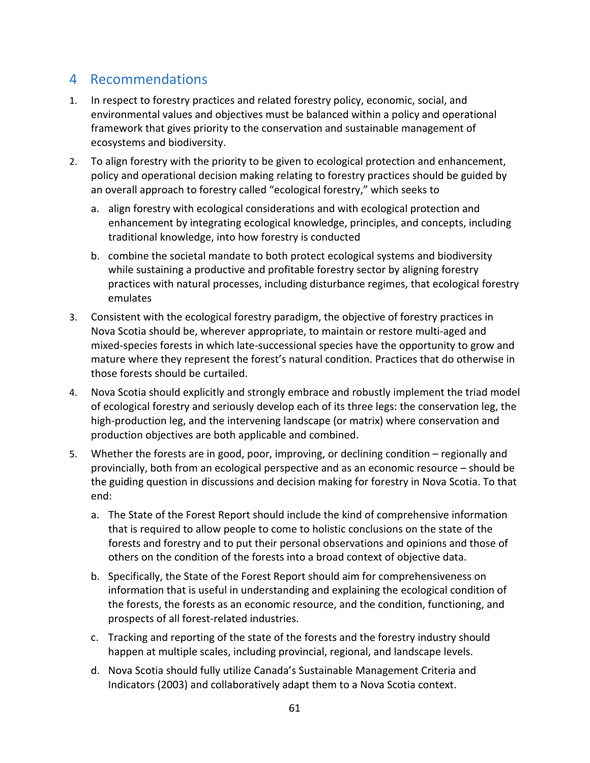## 4 Recommendations

1. In respect to forestry practices and related forestry policy, economic, social, and environmental values and objectives must be balanced within a policy and operational framework that gives priority to the conservation and sustainable management of ecosystems and biodiversity.

2. To align forestry with the priority to be given to ecological protection and enhancement, policy and operational decision making relating to forestry practices should be guided by an overall approach to forestry called "ecological forestry," which seeks to

   a. align forestry with ecological considerations and with ecological protection and enhancement by integrating ecological knowledge, principles, and concepts, including traditional knowledge, into how forestry is conducted

   b. combine the societal mandate to both protect ecological systems and biodiversity while sustaining a productive and profitable forestry sector by aligning forestry practices with natural processes, including disturbance regimes, that ecological forestry emulates

3. Consistent with the ecological forestry paradigm, the objective of forestry practices in Nova Scotia should be, wherever appropriate, to maintain or restore multi-aged and mixed-species forests in which late-successional species have the opportunity to grow and mature where they represent the forest's natural condition. Practices that do otherwise in those forests should be curtailed.

4. Nova Scotia should explicitly and strongly embrace and robustly implement the triad model of ecological forestry and seriously develop each of its three legs: the conservation leg, the high-production leg, and the intervening landscape (or matrix) where conservation and production objectives are both applicable and combined.

5. Whether the forests are in good, poor, improving, or declining condition – regionally and provincially, both from an ecological perspective and as an economic resource – should be the guiding question in discussions and decision making for forestry in Nova Scotia. To that end:

   a. The State of the Forest Report should include the kind of comprehensive information that is required to allow people to come to holistic conclusions on the state of the forests and forestry and to put their personal observations and opinions and those of others on the condition of the forests into a broad context of objective data.

   b. Specifically, the State of the Forest Report should aim for comprehensiveness on information that is useful in understanding and explaining the ecological condition of the forests, the forests as an economic resource, and the condition, functioning, and prospects of all forest-related industries.

   c. Tracking and reporting of the state of the forests and the forestry industry should happen at multiple scales, including provincial, regional, and landscape levels.

   d. Nova Scotia should fully utilize Canada's Sustainable Management Criteria and Indicators (2003) and collaboratively adapt them to a Nova Scotia context.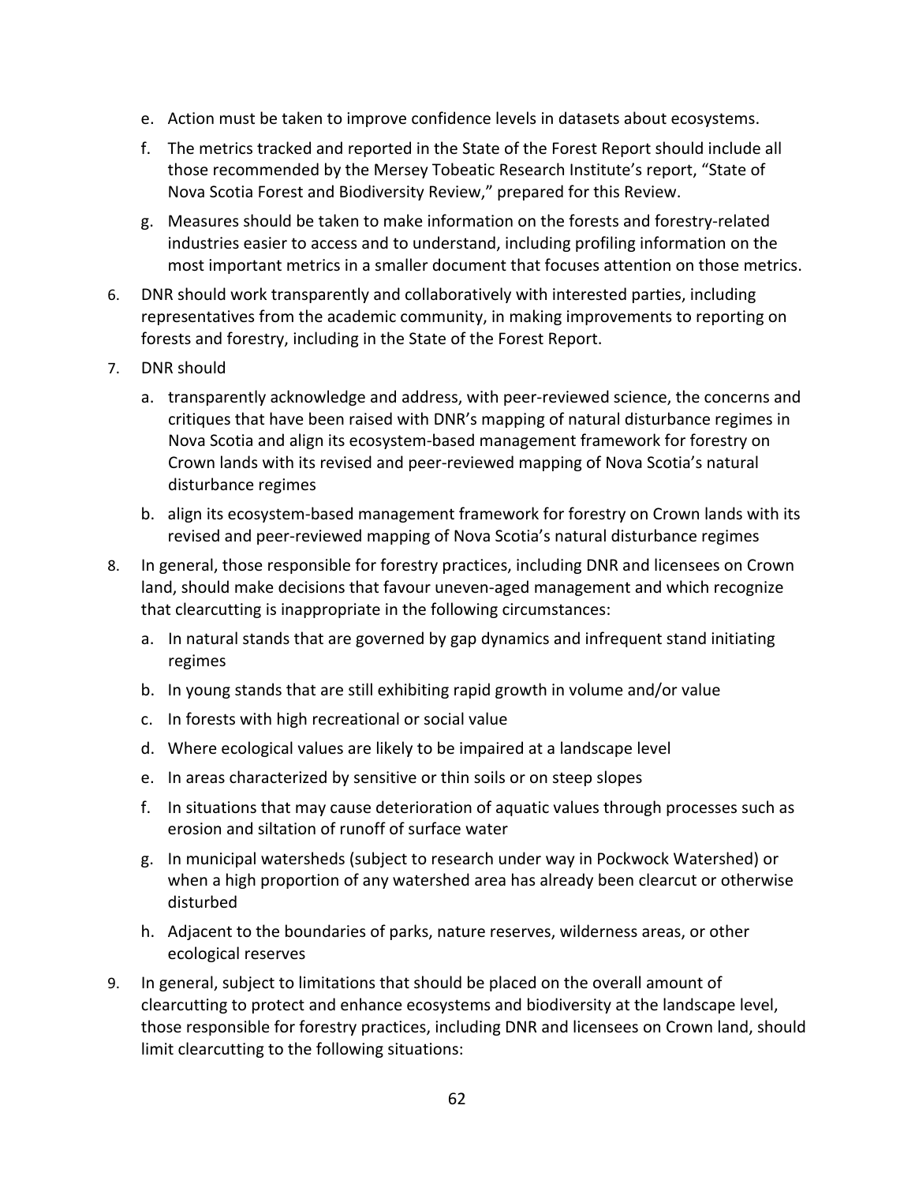e. Action must be taken to improve confidence levels in datasets about ecosystems.

   f. The metrics tracked and reported in the State of the Forest Report should include all those recommended by the Mersey Tobeatic Research Institute's report, "State of Nova Scotia Forest and Biodiversity Review," prepared for this Review.

   g. Measures should be taken to make information on the forests and forestry-related industries easier to access and to understand, including profiling information on the most important metrics in a smaller document that focuses attention on those metrics.

6. DNR should work transparently and collaboratively with interested parties, including representatives from the academic community, in making improvements to reporting on forests and forestry, including in the State of the Forest Report.

7. DNR should

   a. transparently acknowledge and address, with peer-reviewed science, the concerns and critiques that have been raised with DNR's mapping of natural disturbance regimes in Nova Scotia and align its ecosystem-based management framework for forestry on Crown lands with its revised and peer-reviewed mapping of Nova Scotia's natural disturbance regimes

   b. align its ecosystem-based management framework for forestry on Crown lands with its revised and peer-reviewed mapping of Nova Scotia's natural disturbance regimes

8. In general, those responsible for forestry practices, including DNR and licensees on Crown land, should make decisions that favour uneven-aged management and which recognize that clearcutting is inappropriate in the following circumstances:

   a. In natural stands that are governed by gap dynamics and infrequent stand initiating regimes

   b. In young stands that are still exhibiting rapid growth in volume and/or value

   c. In forests with high recreational or social value

   d. Where ecological values are likely to be impaired at a landscape level

   e. In areas characterized by sensitive or thin soils or on steep slopes

   f. In situations that may cause deterioration of aquatic values through processes such as erosion and siltation of runoff of surface water

   g. In municipal watersheds (subject to research under way in Pockwock Watershed) or when a high proportion of any watershed area has already been clearcut or otherwise disturbed

   h. Adjacent to the boundaries of parks, nature reserves, wilderness areas, or other ecological reserves

9. In general, subject to limitations that should be placed on the overall amount of clearcutting to protect and enhance ecosystems and biodiversity at the landscape level, those responsible for forestry practices, including DNR and licensees on Crown land, should limit clearcutting to the following situations: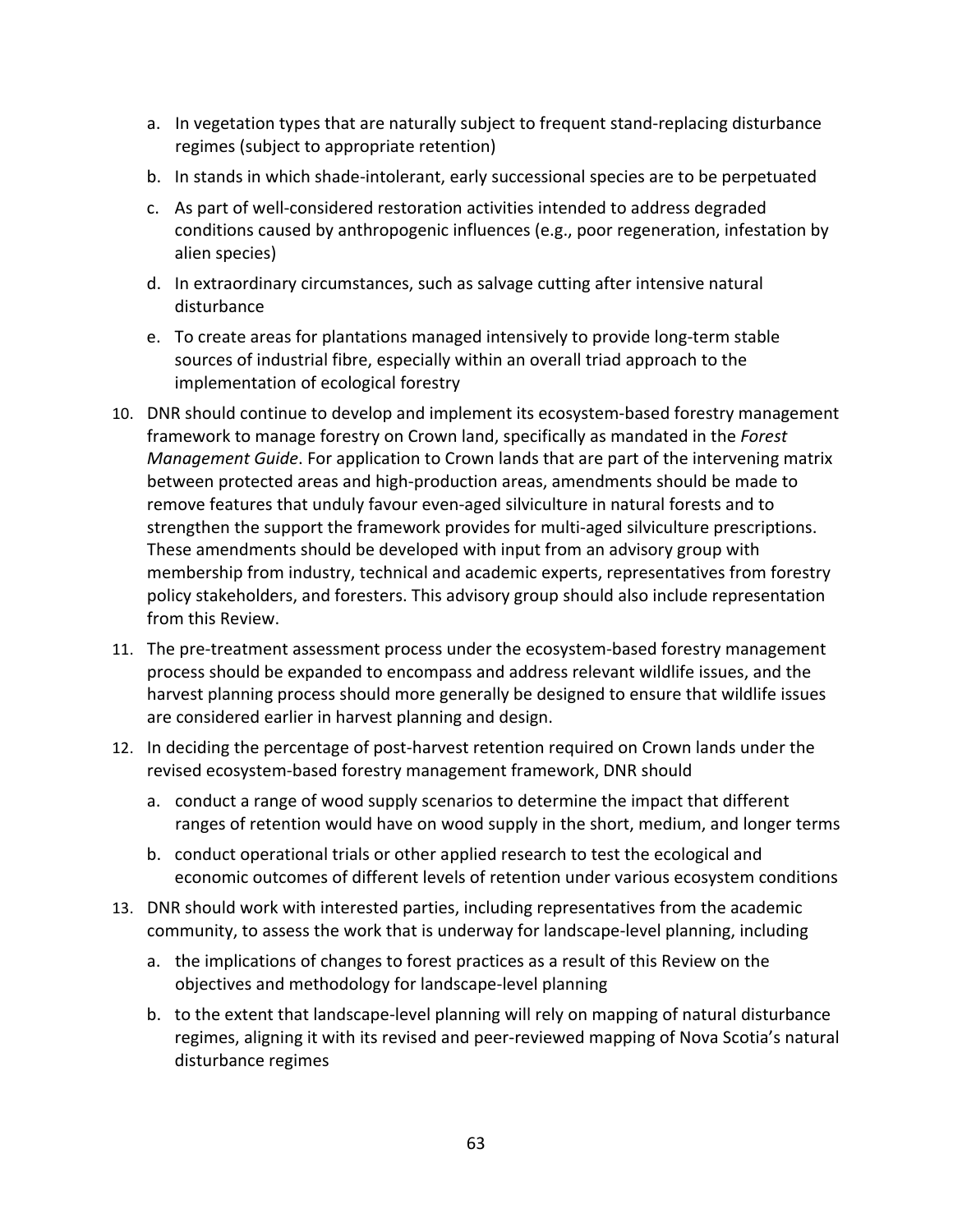a. In vegetation types that are naturally subject to frequent stand-replacing disturbance regimes (subject to appropriate retention)
   b. In stands in which shade-intolerant, early successional species are to be perpetuated
   c. As part of well-considered restoration activities intended to address degraded conditions caused by anthropogenic influences (e.g., poor regeneration, infestation by alien species)
   d. In extraordinary circumstances, such as salvage cutting after intensive natural disturbance
   e. To create areas for plantations managed intensively to provide long-term stable sources of industrial fibre, especially within an overall triad approach to the implementation of ecological forestry

10. DNR should continue to develop and implement its ecosystem-based forestry management framework to manage forestry on Crown land, specifically as mandated in the *Forest Management Guide*. For application to Crown lands that are part of the intervening matrix between protected areas and high-production areas, amendments should be made to remove features that unduly favour even-aged silviculture in natural forests and to strengthen the support the framework provides for multi-aged silviculture prescriptions. These amendments should be developed with input from an advisory group with membership from industry, technical and academic experts, representatives from forestry policy stakeholders, and foresters. This advisory group should also include representation from this Review.
11. The pre-treatment assessment process under the ecosystem-based forestry management process should be expanded to encompass and address relevant wildlife issues, and the harvest planning process should more generally be designed to ensure that wildlife issues are considered earlier in harvest planning and design.
12. In deciding the percentage of post-harvest retention required on Crown lands under the revised ecosystem-based forestry management framework, DNR should
    a. conduct a range of wood supply scenarios to determine the impact that different ranges of retention would have on wood supply in the short, medium, and longer terms
    b. conduct operational trials or other applied research to test the ecological and economic outcomes of different levels of retention under various ecosystem conditions
13. DNR should work with interested parties, including representatives from the academic community, to assess the work that is underway for landscape-level planning, including
    a. the implications of changes to forest practices as a result of this Review on the objectives and methodology for landscape-level planning
    b. to the extent that landscape-level planning will rely on mapping of natural disturbance regimes, aligning it with its revised and peer-reviewed mapping of Nova Scotia's natural disturbance regimes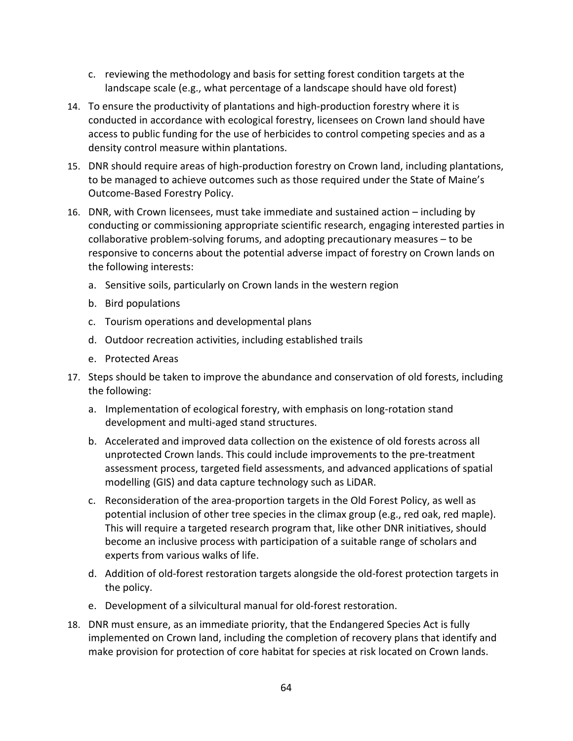c. reviewing the methodology and basis for setting forest condition targets at the landscape scale (e.g., what percentage of a landscape should have old forest)

14. To ensure the productivity of plantations and high-production forestry where it is conducted in accordance with ecological forestry, licensees on Crown land should have access to public funding for the use of herbicides to control competing species and as a density control measure within plantations.

15. DNR should require areas of high-production forestry on Crown land, including plantations, to be managed to achieve outcomes such as those required under the State of Maine's Outcome-Based Forestry Policy.

16. DNR, with Crown licensees, must take immediate and sustained action – including by conducting or commissioning appropriate scientific research, engaging interested parties in collaborative problem-solving forums, and adopting precautionary measures – to be responsive to concerns about the potential adverse impact of forestry on Crown lands on the following interests:

    a. Sensitive soils, particularly on Crown lands in the western region
    b. Bird populations
    c. Tourism operations and developmental plans
    d. Outdoor recreation activities, including established trails
    e. Protected Areas

17. Steps should be taken to improve the abundance and conservation of old forests, including the following:

    a. Implementation of ecological forestry, with emphasis on long-rotation stand development and multi-aged stand structures.
    b. Accelerated and improved data collection on the existence of old forests across all unprotected Crown lands. This could include improvements to the pre-treatment assessment process, targeted field assessments, and advanced applications of spatial modelling (GIS) and data capture technology such as LiDAR.
    c. Reconsideration of the area-proportion targets in the Old Forest Policy, as well as potential inclusion of other tree species in the climax group (e.g., red oak, red maple). This will require a targeted research program that, like other DNR initiatives, should become an inclusive process with participation of a suitable range of scholars and experts from various walks of life.
    d. Addition of old-forest restoration targets alongside the old-forest protection targets in the policy.
    e. Development of a silvicultural manual for old-forest restoration.

18. DNR must ensure, as an immediate priority, that the Endangered Species Act is fully implemented on Crown land, including the completion of recovery plans that identify and make provision for protection of core habitat for species at risk located on Crown lands.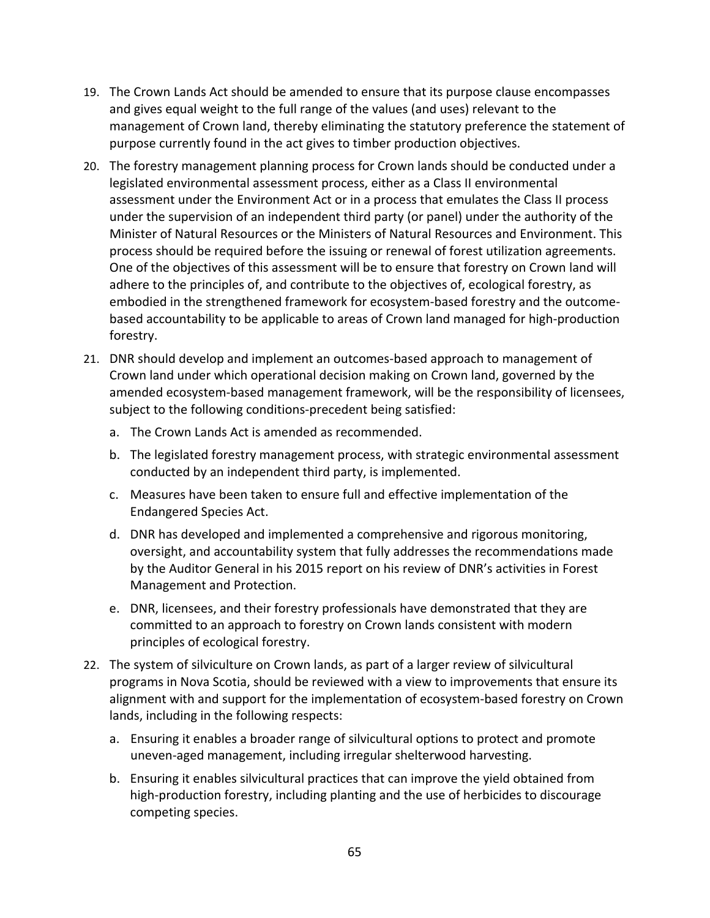19. The Crown Lands Act should be amended to ensure that its purpose clause encompasses and gives equal weight to the full range of the values (and uses) relevant to the management of Crown land, thereby eliminating the statutory preference the statement of purpose currently found in the act gives to timber production objectives.

20. The forestry management planning process for Crown lands should be conducted under a legislated environmental assessment process, either as a Class II environmental assessment under the Environment Act or in a process that emulates the Class II process under the supervision of an independent third party (or panel) under the authority of the Minister of Natural Resources or the Ministers of Natural Resources and Environment. This process should be required before the issuing or renewal of forest utilization agreements. One of the objectives of this assessment will be to ensure that forestry on Crown land will adhere to the principles of, and contribute to the objectives of, ecological forestry, as embodied in the strengthened framework for ecosystem-based forestry and the outcome-based accountability to be applicable to areas of Crown land managed for high-production forestry.

21. DNR should develop and implement an outcomes-based approach to management of Crown land under which operational decision making on Crown land, governed by the amended ecosystem-based management framework, will be the responsibility of licensees, subject to the following conditions-precedent being satisfied:

    a. The Crown Lands Act is amended as recommended.

    b. The legislated forestry management process, with strategic environmental assessment conducted by an independent third party, is implemented.

    c. Measures have been taken to ensure full and effective implementation of the Endangered Species Act.

    d. DNR has developed and implemented a comprehensive and rigorous monitoring, oversight, and accountability system that fully addresses the recommendations made by the Auditor General in his 2015 report on his review of DNR's activities in Forest Management and Protection.

    e. DNR, licensees, and their forestry professionals have demonstrated that they are committed to an approach to forestry on Crown lands consistent with modern principles of ecological forestry.

22. The system of silviculture on Crown lands, as part of a larger review of silvicultural programs in Nova Scotia, should be reviewed with a view to improvements that ensure its alignment with and support for the implementation of ecosystem-based forestry on Crown lands, including in the following respects:

    a. Ensuring it enables a broader range of silvicultural options to protect and promote uneven-aged management, including irregular shelterwood harvesting.

    b. Ensuring it enables silvicultural practices that can improve the yield obtained from high-production forestry, including planting and the use of herbicides to discourage competing species.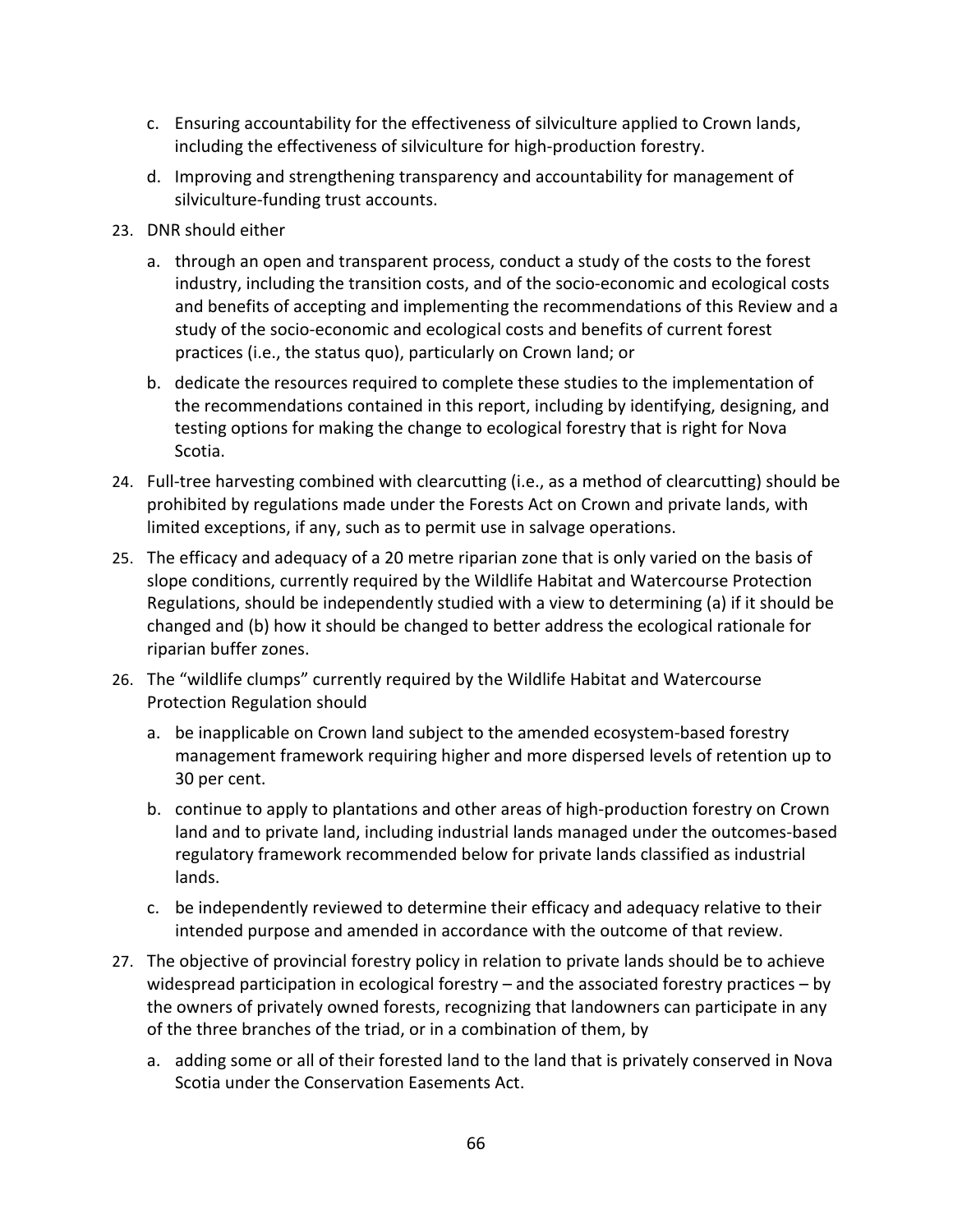c. Ensuring accountability for the effectiveness of silviculture applied to Crown lands, including the effectiveness of silviculture for high-production forestry.

   d. Improving and strengthening transparency and accountability for management of silviculture-funding trust accounts.

23. DNR should either

   a. through an open and transparent process, conduct a study of the costs to the forest industry, including the transition costs, and of the socio-economic and ecological costs and benefits of accepting and implementing the recommendations of this Review and a study of the socio-economic and ecological costs and benefits of current forest practices (i.e., the status quo), particularly on Crown land; or

   b. dedicate the resources required to complete these studies to the implementation of the recommendations contained in this report, including by identifying, designing, and testing options for making the change to ecological forestry that is right for Nova Scotia.

24. Full-tree harvesting combined with clearcutting (i.e., as a method of clearcutting) should be prohibited by regulations made under the Forests Act on Crown and private lands, with limited exceptions, if any, such as to permit use in salvage operations.

25. The efficacy and adequacy of a 20 metre riparian zone that is only varied on the basis of slope conditions, currently required by the Wildlife Habitat and Watercourse Protection Regulations, should be independently studied with a view to determining (a) if it should be changed and (b) how it should be changed to better address the ecological rationale for riparian buffer zones.

26. The "wildlife clumps" currently required by the Wildlife Habitat and Watercourse Protection Regulation should

   a. be inapplicable on Crown land subject to the amended ecosystem-based forestry management framework requiring higher and more dispersed levels of retention up to 30 per cent.

   b. continue to apply to plantations and other areas of high-production forestry on Crown land and to private land, including industrial lands managed under the outcomes-based regulatory framework recommended below for private lands classified as industrial lands.

   c. be independently reviewed to determine their efficacy and adequacy relative to their intended purpose and amended in accordance with the outcome of that review.

27. The objective of provincial forestry policy in relation to private lands should be to achieve widespread participation in ecological forestry – and the associated forestry practices – by the owners of privately owned forests, recognizing that landowners can participate in any of the three branches of the triad, or in a combination of them, by

   a. adding some or all of their forested land to the land that is privately conserved in Nova Scotia under the Conservation Easements Act.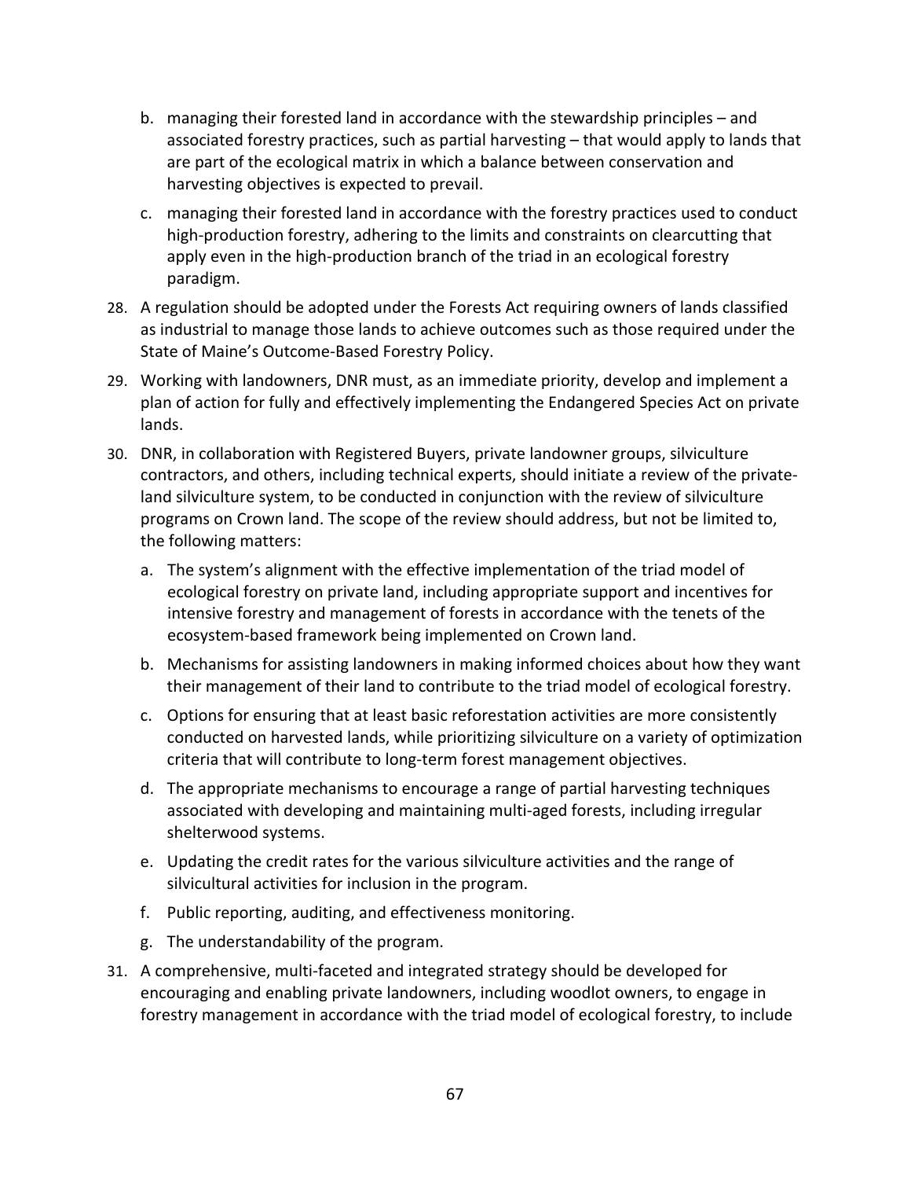b. managing their forested land in accordance with the stewardship principles – and associated forestry practices, such as partial harvesting – that would apply to lands that are part of the ecological matrix in which a balance between conservation and harvesting objectives is expected to prevail.

c. managing their forested land in accordance with the forestry practices used to conduct high-production forestry, adhering to the limits and constraints on clearcutting that apply even in the high-production branch of the triad in an ecological forestry paradigm.

28. A regulation should be adopted under the Forests Act requiring owners of lands classified as industrial to manage those lands to achieve outcomes such as those required under the State of Maine's Outcome-Based Forestry Policy.

29. Working with landowners, DNR must, as an immediate priority, develop and implement a plan of action for fully and effectively implementing the Endangered Species Act on private lands.

30. DNR, in collaboration with Registered Buyers, private landowner groups, silviculture contractors, and others, including technical experts, should initiate a review of the private-land silviculture system, to be conducted in conjunction with the review of silviculture programs on Crown land. The scope of the review should address, but not be limited to, the following matters:

    a. The system's alignment with the effective implementation of the triad model of ecological forestry on private land, including appropriate support and incentives for intensive forestry and management of forests in accordance with the tenets of the ecosystem-based framework being implemented on Crown land.

    b. Mechanisms for assisting landowners in making informed choices about how they want their management of their land to contribute to the triad model of ecological forestry.

    c. Options for ensuring that at least basic reforestation activities are more consistently conducted on harvested lands, while prioritizing silviculture on a variety of optimization criteria that will contribute to long-term forest management objectives.

    d. The appropriate mechanisms to encourage a range of partial harvesting techniques associated with developing and maintaining multi-aged forests, including irregular shelterwood systems.

    e. Updating the credit rates for the various silviculture activities and the range of silvicultural activities for inclusion in the program.

    f. Public reporting, auditing, and effectiveness monitoring.

    g. The understandability of the program.

31. A comprehensive, multi-faceted and integrated strategy should be developed for encouraging and enabling private landowners, including woodlot owners, to engage in forestry management in accordance with the triad model of ecological forestry, to include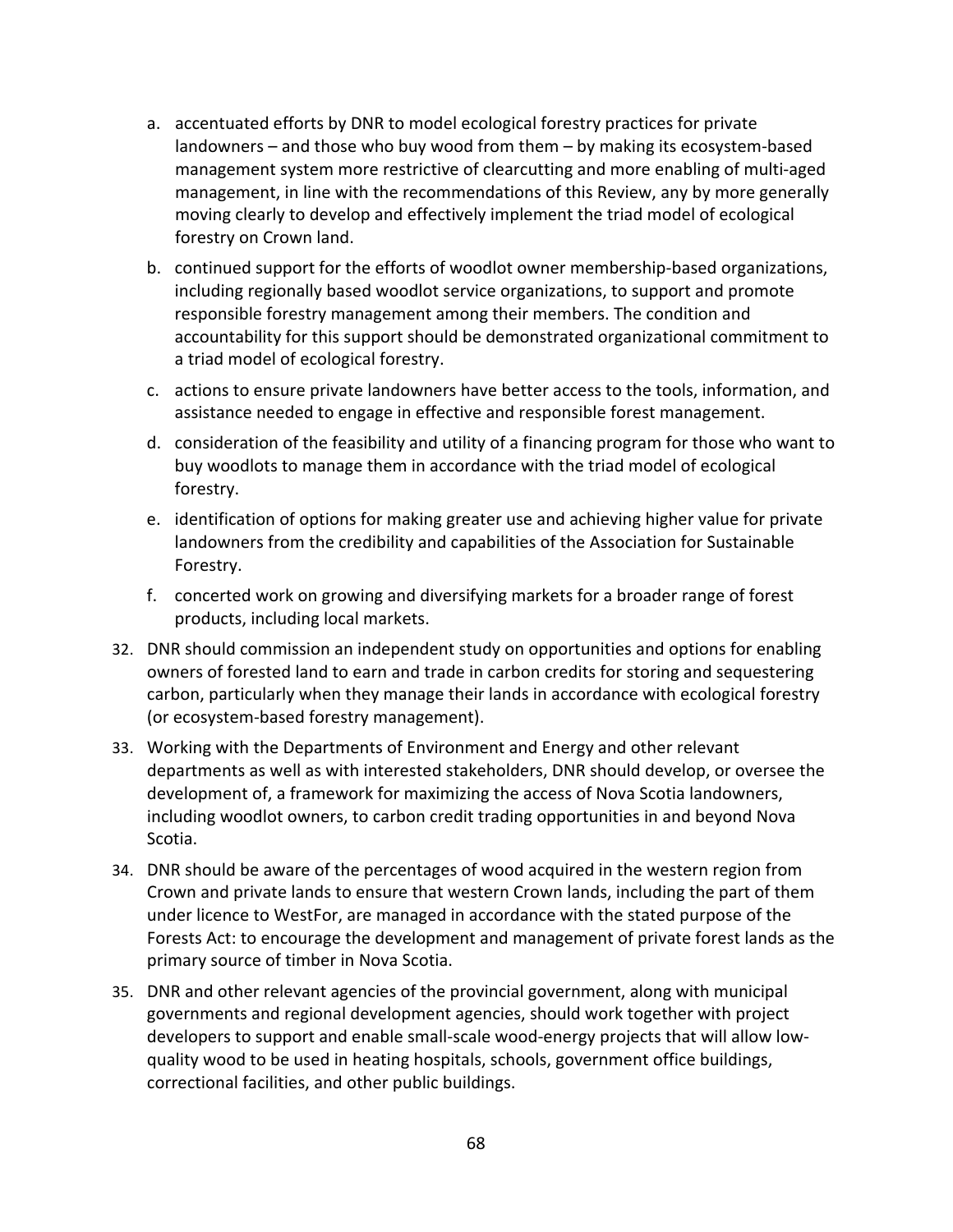a. accentuated efforts by DNR to model ecological forestry practices for private landowners – and those who buy wood from them – by making its ecosystem-based management system more restrictive of clearcutting and more enabling of multi-aged management, in line with the recommendations of this Review, any by more generally moving clearly to develop and effectively implement the triad model of ecological forestry on Crown land.

b. continued support for the efforts of woodlot owner membership-based organizations, including regionally based woodlot service organizations, to support and promote responsible forestry management among their members. The condition and accountability for this support should be demonstrated organizational commitment to a triad model of ecological forestry.

c. actions to ensure private landowners have better access to the tools, information, and assistance needed to engage in effective and responsible forest management.

d. consideration of the feasibility and utility of a financing program for those who want to buy woodlots to manage them in accordance with the triad model of ecological forestry.

e. identification of options for making greater use and achieving higher value for private landowners from the credibility and capabilities of the Association for Sustainable Forestry.

f. concerted work on growing and diversifying markets for a broader range of forest products, including local markets.

32. DNR should commission an independent study on opportunities and options for enabling owners of forested land to earn and trade in carbon credits for storing and sequestering carbon, particularly when they manage their lands in accordance with ecological forestry (or ecosystem-based forestry management).

33. Working with the Departments of Environment and Energy and other relevant departments as well as with interested stakeholders, DNR should develop, or oversee the development of, a framework for maximizing the access of Nova Scotia landowners, including woodlot owners, to carbon credit trading opportunities in and beyond Nova Scotia.

34. DNR should be aware of the percentages of wood acquired in the western region from Crown and private lands to ensure that western Crown lands, including the part of them under licence to WestFor, are managed in accordance with the stated purpose of the Forests Act: to encourage the development and management of private forest lands as the primary source of timber in Nova Scotia.

35. DNR and other relevant agencies of the provincial government, along with municipal governments and regional development agencies, should work together with project developers to support and enable small-scale wood-energy projects that will allow low-quality wood to be used in heating hospitals, schools, government office buildings, correctional facilities, and other public buildings.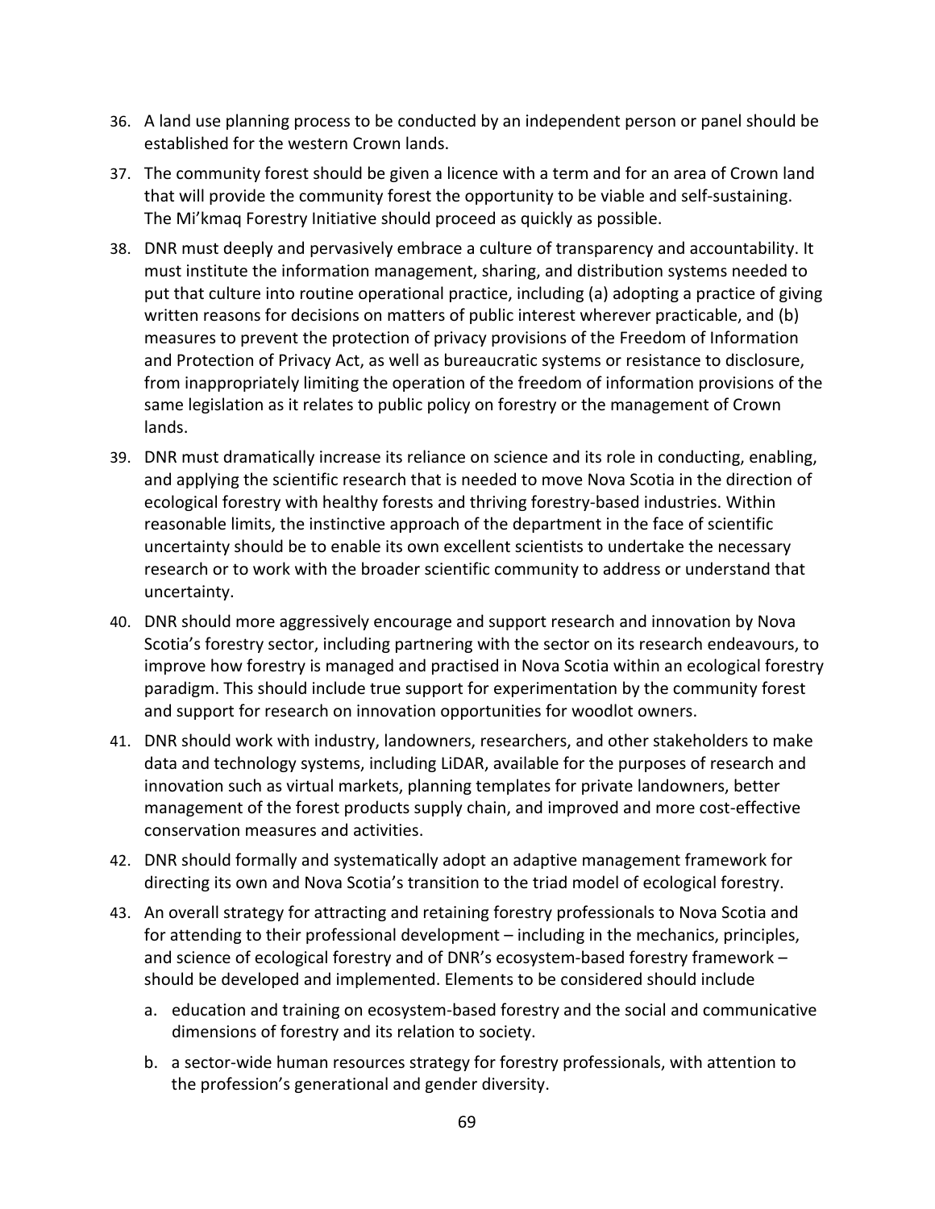36. A land use planning process to be conducted by an independent person or panel should be established for the western Crown lands.
37. The community forest should be given a licence with a term and for an area of Crown land that will provide the community forest the opportunity to be viable and self-sustaining. The Mi'kmaq Forestry Initiative should proceed as quickly as possible.
38. DNR must deeply and pervasively embrace a culture of transparency and accountability. It must institute the information management, sharing, and distribution systems needed to put that culture into routine operational practice, including (a) adopting a practice of giving written reasons for decisions on matters of public interest wherever practicable, and (b) measures to prevent the protection of privacy provisions of the Freedom of Information and Protection of Privacy Act, as well as bureaucratic systems or resistance to disclosure, from inappropriately limiting the operation of the freedom of information provisions of the same legislation as it relates to public policy on forestry or the management of Crown lands.
39. DNR must dramatically increase its reliance on science and its role in conducting, enabling, and applying the scientific research that is needed to move Nova Scotia in the direction of ecological forestry with healthy forests and thriving forestry-based industries. Within reasonable limits, the instinctive approach of the department in the face of scientific uncertainty should be to enable its own excellent scientists to undertake the necessary research or to work with the broader scientific community to address or understand that uncertainty.
40. DNR should more aggressively encourage and support research and innovation by Nova Scotia's forestry sector, including partnering with the sector on its research endeavours, to improve how forestry is managed and practised in Nova Scotia within an ecological forestry paradigm. This should include true support for experimentation by the community forest and support for research on innovation opportunities for woodlot owners.
41. DNR should work with industry, landowners, researchers, and other stakeholders to make data and technology systems, including LiDAR, available for the purposes of research and innovation such as virtual markets, planning templates for private landowners, better management of the forest products supply chain, and improved and more cost-effective conservation measures and activities.
42. DNR should formally and systematically adopt an adaptive management framework for directing its own and Nova Scotia's transition to the triad model of ecological forestry.
43. An overall strategy for attracting and retaining forestry professionals to Nova Scotia and for attending to their professional development – including in the mechanics, principles, and science of ecological forestry and of DNR's ecosystem-based forestry framework – should be developed and implemented. Elements to be considered should include
    a. education and training on ecosystem-based forestry and the social and communicative dimensions of forestry and its relation to society.
    b. a sector-wide human resources strategy for forestry professionals, with attention to the profession's generational and gender diversity.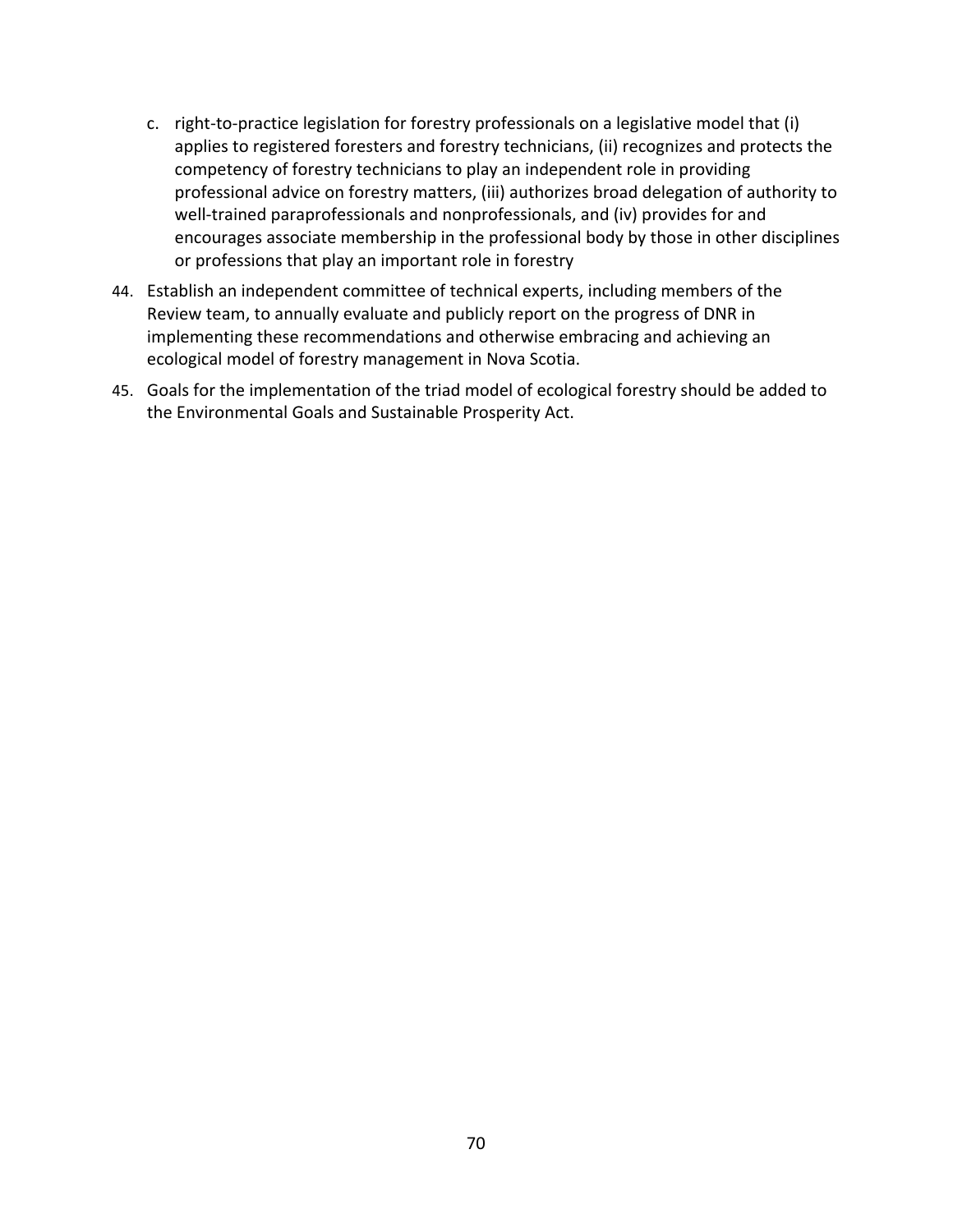c. right-to-practice legislation for forestry professionals on a legislative model that (i) applies to registered foresters and forestry technicians, (ii) recognizes and protects the competency of forestry technicians to play an independent role in providing professional advice on forestry matters, (iii) authorizes broad delegation of authority to well-trained paraprofessionals and nonprofessionals, and (iv) provides for and encourages associate membership in the professional body by those in other disciplines or professions that play an important role in forestry

44. Establish an independent committee of technical experts, including members of the Review team, to annually evaluate and publicly report on the progress of DNR in implementing these recommendations and otherwise embracing and achieving an ecological model of forestry management in Nova Scotia.

45. Goals for the implementation of the triad model of ecological forestry should be added to the Environmental Goals and Sustainable Prosperity Act.